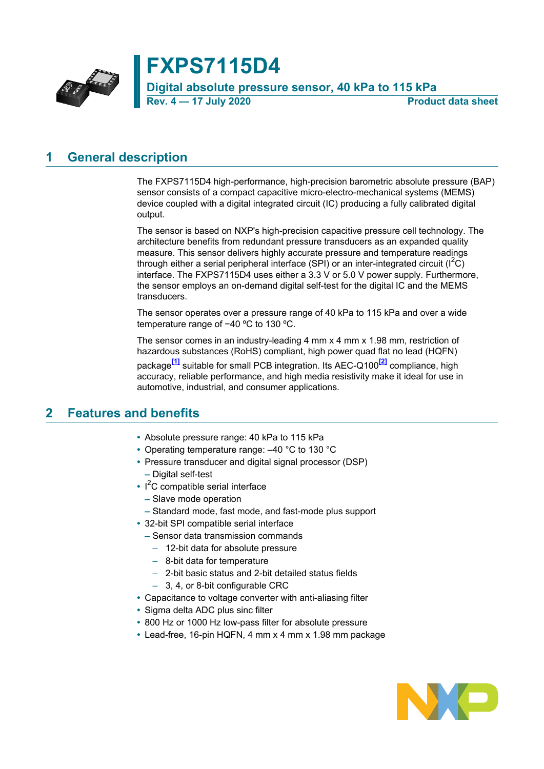# FXPS7115D4

## Digital absolute pressure sensor, 40 kPa to 115 kPa

**Rev. 4 — 17 July 2020** **Product data sheet**

## 1 General description

The FXPS7115D4 high-performance, high-precision barometric absolute pressure (BAP) sensor consists of a compact capacitive micro-electro-mechanical systems (MEMS) device coupled with a digital integrated circuit (IC) producing a fully calibrated digital output.

The sensor is based on NXP's high-precision capacitive pressure cell technology. The architecture benefits from redundant pressure transducers as an expanded quality measure. This sensor delivers highly accurate pressure and temperature readings through either a serial peripheral interface (SPI) or an inter-integrated circuit ($I^2C$) interface. The FXPS7115D4 uses either a 3.3 V or 5.0 V power supply. Furthermore, the sensor employs an on-demand digital self-test for the digital IC and the MEMS transducers.

The sensor operates over a pressure range of 40 kPa to 115 kPa and over a wide temperature range of −40 ºC to 130 ºC.

The sensor comes in an industry-leading 4 mm x 4 mm x 1.98 mm, restriction of hazardous substances (RoHS) compliant, high power quad flat no lead (HQFN) package[1] suitable for small PCB integration. Its AEC-Q100[2] compliance, high accuracy, reliable performance, and high media resistivity make it ideal for use in automotive, industrial, and consumer applications.

## 2 Features and benefits

- Absolute pressure range: 40 kPa to 115 kPa
- Operating temperature range: –40 °C to 130 °C
- Pressure transducer and digital signal processor (DSP)
  - Digital self-test
- $I^2C$ compatible serial interface
  - Slave mode operation
  - Standard mode, fast mode, and fast-mode plus support
- 32-bit SPI compatible serial interface
  - Sensor data transmission commands
    - 12-bit data for absolute pressure
    - 8-bit data for temperature
    - 2-bit basic status and 2-bit detailed status fields
    - 3, 4, or 8-bit configurable CRC
- Capacitance to voltage converter with anti-aliasing filter
- Sigma delta ADC plus sinc filter
- 800 Hz or 1000 Hz low-pass filter for absolute pressure
- Lead-free, 16-pin HQFN, 4 mm x 4 mm x 1.98 mm package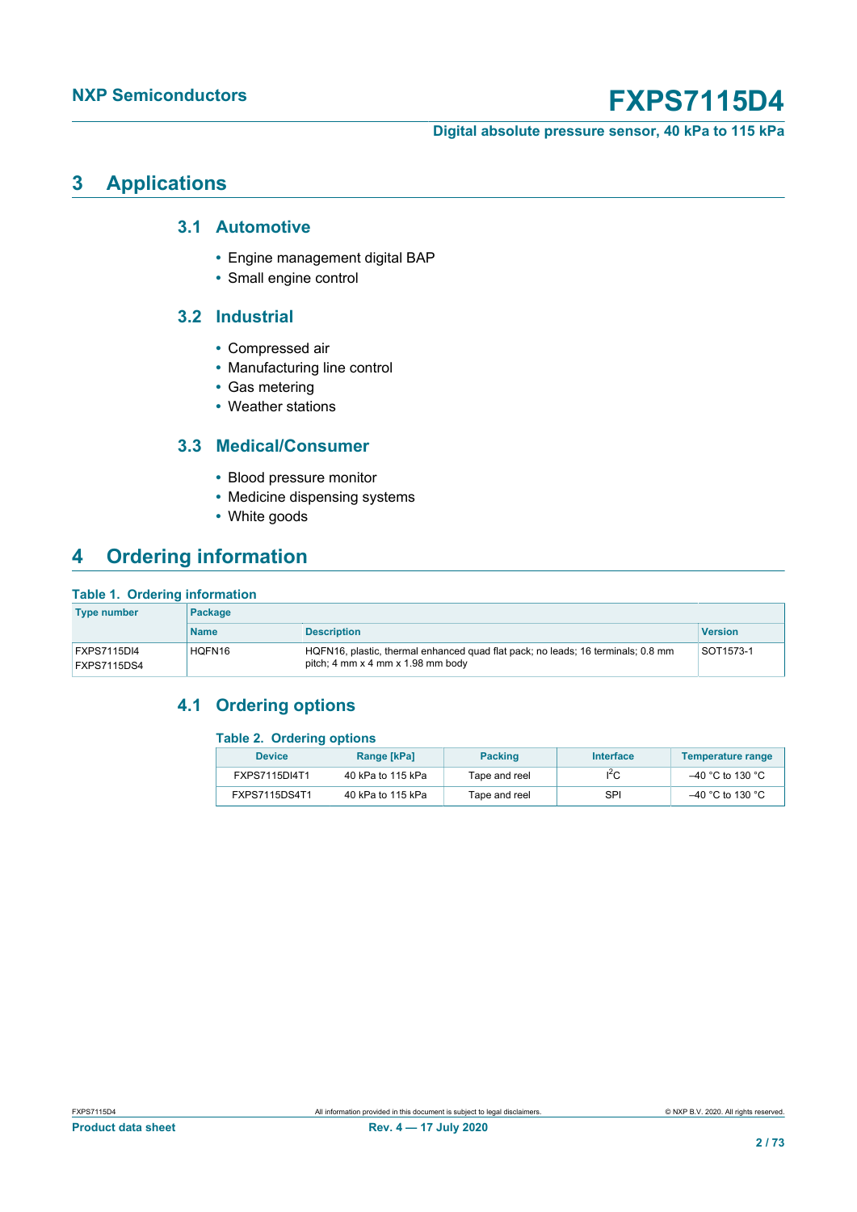# 3 Applications

## 3.1 Automotive

- Engine management digital BAP
- Small engine control

## 3.2 Industrial

- Compressed air
- Manufacturing line control
- Gas metering
- Weather stations

## 3.3 Medical/Consumer

- Blood pressure monitor
- Medicine dispensing systems
- White goods

# 4 Ordering information

**Table 1. Ordering information**

| Type number | Package | | |
|---|---|---|---|
| | Name | Description | Version |
| FXPS7115DI4<br>FXPS7115DS4 | HQFN16 | HQFN16, plastic, thermal enhanced quad flat pack; no leads; 16 terminals; 0.8 mm pitch; 4 mm x 4 mm x 1.98 mm body | SOT1573-1 |

## 4.1 Ordering options

**Table 2. Ordering options**

| Device | Range [kPa] | Packing | Interface | Temperature range |
|---|---|---|---|---|
| FXPS7115DI4T1 | 40 kPa to 115 kPa | Tape and reel | $I^2C$ | –40 °C to 130 °C |
| FXPS7115DS4T1 | 40 kPa to 115 kPa | Tape and reel | SPI | –40 °C to 130 °C |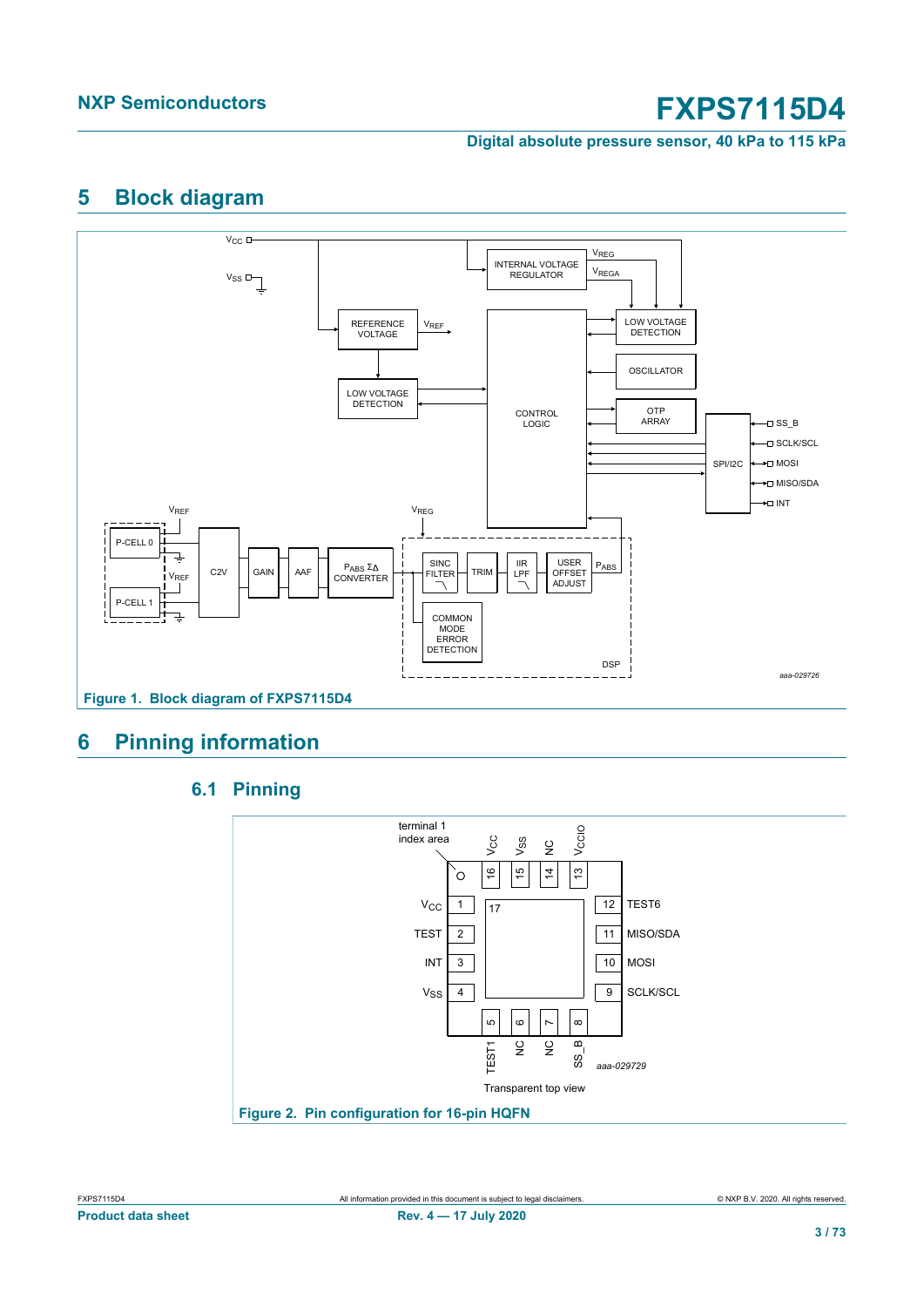## 5 Block diagram

Figure 1. Block diagram of FXPS7115D4

## 6 Pinning information

### 6.1 Pinning

Figure 2. Pin configuration for 16-pin HQFN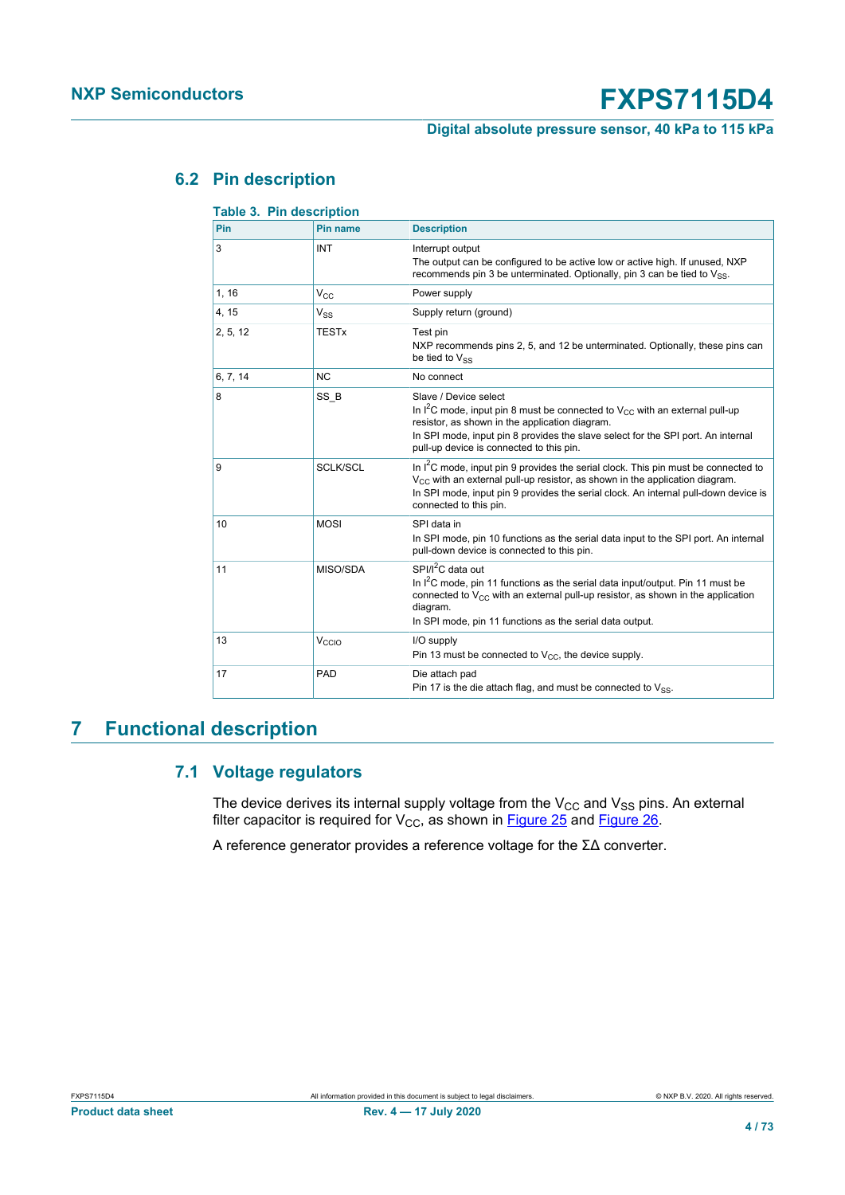### 6.2 Pin description

**Table 3. Pin description**

| Pin | Pin name | Description |
|---|---|---|
| 3 | INT | Interrupt output<br>The output can be configured to be active low or active high. If unused, NXP recommends pin 3 be unterminated. Optionally, pin 3 can be tied to $V_{SS}$. |
| 1, 16 | $V_{CC}$ | Power supply |
| 4, 15 | $V_{SS}$ | Supply return (ground) |
| 2, 5, 12 | TESTx | Test pin<br>NXP recommends pins 2, 5, and 12 be unterminated. Optionally, these pins can be tied to $V_{SS}$ |
| 6, 7, 14 | NC | No connect |
| 8 | SS_B | Slave / Device select<br>In $I^2C$ mode, input pin 8 must be connected to $V_{CC}$ with an external pull-up resistor, as shown in the application diagram.<br>In SPI mode, input pin 8 provides the slave select for the SPI port. An internal pull-up device is connected to this pin. |
| 9 | SCLK/SCL | In $I^2C$ mode, input pin 9 provides the serial clock. This pin must be connected to $V_{CC}$ with an external pull-up resistor, as shown in the application diagram.<br>In SPI mode, input pin 9 provides the serial clock. An internal pull-down device is connected to this pin. |
| 10 | MOSI | SPI data in<br>In SPI mode, pin 10 functions as the serial data input to the SPI port. An internal pull-down device is connected to this pin. |
| 11 | MISO/SDA | SPI/$I^2C$ data out<br>In $I^2C$ mode, pin 11 functions as the serial data input/output. Pin 11 must be connected to $V_{CC}$ with an external pull-up resistor, as shown in the application diagram.<br>In SPI mode, pin 11 functions as the serial data output. |
| 13 | $V_{CCIO}$ | I/O supply<br>Pin 13 must be connected to $V_{CC}$, the device supply. |
| 17 | PAD | Die attach pad<br>Pin 17 is the die attach flag, and must be connected to $V_{SS}$. |

## 7 Functional description

### 7.1 Voltage regulators

The device derives its internal supply voltage from the $V_{CC}$ and $V_{SS}$ pins. An external filter capacitor is required for $V_{CC}$, as shown in Figure 25 and Figure 26.

A reference generator provides a reference voltage for the ΣΔ converter.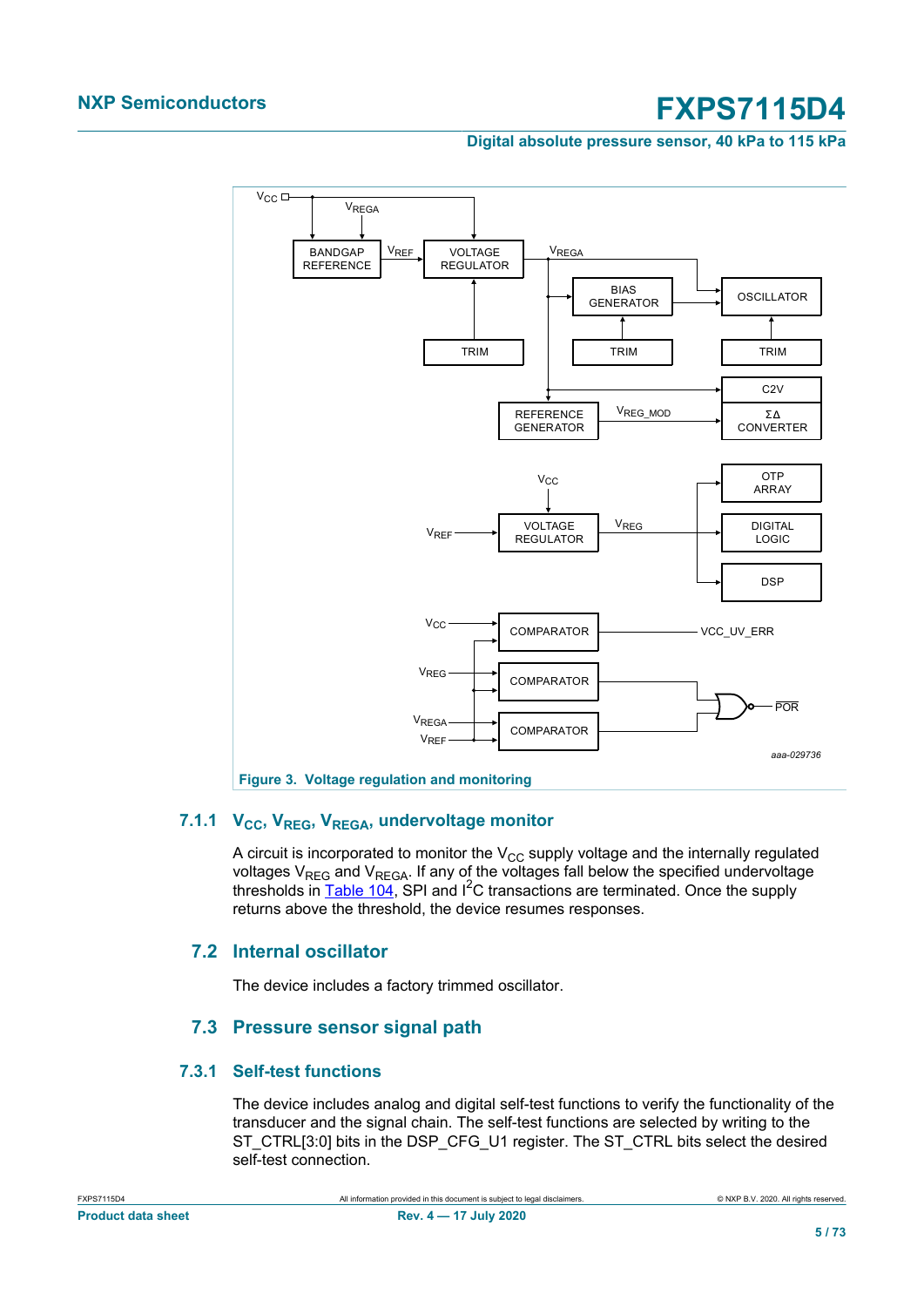Figure 3. Voltage regulation and monitoring

### 7.1.1 $V_{CC}$, $V_{REG}$, $V_{REGA}$, undervoltage monitor

A circuit is incorporated to monitor the $V_{CC}$ supply voltage and the internally regulated voltages $V_{REG}$ and $V_{REGA}$. If any of the voltages fall below the specified undervoltage thresholds in Table 104, SPI and $I^2C$ transactions are terminated. Once the supply returns above the threshold, the device resumes responses.

## 7.2 Internal oscillator

The device includes a factory trimmed oscillator.

## 7.3 Pressure sensor signal path

### 7.3.1 Self-test functions

The device includes analog and digital self-test functions to verify the functionality of the transducer and the signal chain. The self-test functions are selected by writing to the ST_CTRL[3:0] bits in the DSP_CFG_U1 register. The ST_CTRL bits select the desired self-test connection.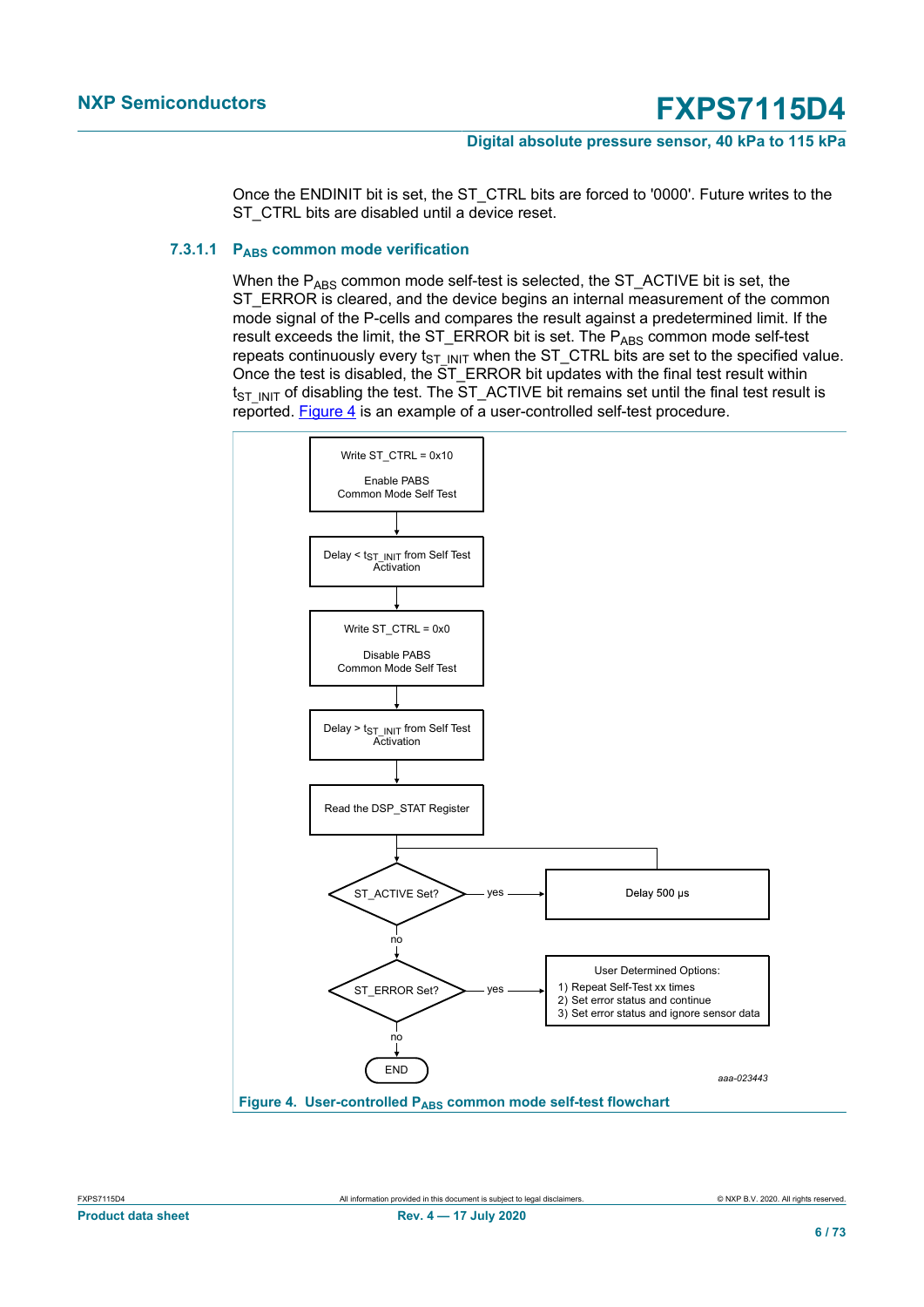Once the ENDINIT bit is set, the ST_CTRL bits are forced to '0000'. Future writes to the ST_CTRL bits are disabled until a device reset.

#### 7.3.1.1 $P_{ABS}$ common mode verification

When the $P_{ABS}$ common mode self-test is selected, the ST_ACTIVE bit is set, the ST_ERROR is cleared, and the device begins an internal measurement of the common mode signal of the P-cells and compares the result against a predetermined limit. If the result exceeds the limit, the ST_ERROR bit is set. The $P_{ABS}$ common mode self-test repeats continuously every $t_{ST\_INIT}$ when the ST_CTRL bits are set to the specified value. Once the test is disabled, the ST_ERROR bit updates with the final test result within $t_{ST\_INIT}$ of disabling the test. The ST_ACTIVE bit remains set until the final test result is reported. Figure 4 is an example of a user-controlled self-test procedure.

Write ST_CTRL = 0x10

Enable PABS Common Mode Self Test

Delay < $t_{ST\_INIT}$ from Self Test Activation

Write ST_CTRL = 0x0

Disable PABS Common Mode Self Test

Delay > $t_{ST\_INIT}$ from Self Test Activation

Read the DSP_STAT Register

ST_ACTIVE Set? — yes → Delay 500 μs (returns to before ST_ACTIVE Set?)

no

ST_ERROR Set? — yes → User Determined Options:
1) Repeat Self-Test xx times
2) Set error status and continue
3) Set error status and ignore sensor data

no

END

aaa-023443

**Figure 4. User-controlled $P_{ABS}$ common mode self-test flowchart**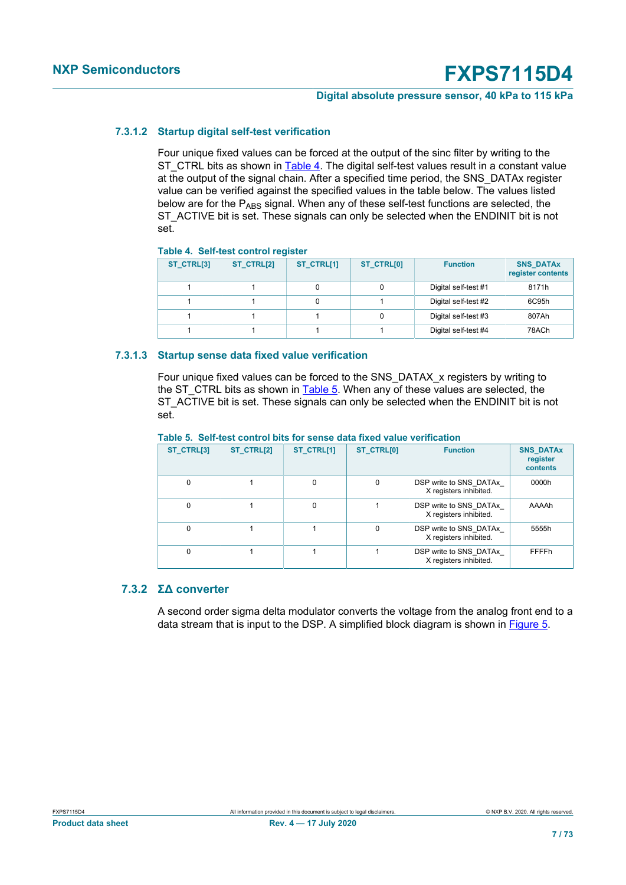#### 7.3.1.2 Startup digital self-test verification

Four unique fixed values can be forced at the output of the sinc filter by writing to the ST_CTRL bits as shown in Table 4. The digital self-test values result in a constant value at the output of the signal chain. After a specified time period, the SNS_DATAx register value can be verified against the specified values in the table below. The values listed below are for the $P_{ABS}$ signal. When any of these self-test functions are selected, the ST_ACTIVE bit is set. These signals can only be selected when the ENDINIT bit is not set.

**Table 4. Self-test control register**

| ST_CTRL[3] | ST_CTRL[2] | ST_CTRL[1] | ST_CTRL[0] | Function | SNS_DATAx register contents |
|---|---|---|---|---|---|
| 1 | 1 | 0 | 0 | Digital self-test #1 | 8171h |
| 1 | 1 | 0 | 1 | Digital self-test #2 | 6C95h |
| 1 | 1 | 1 | 0 | Digital self-test #3 | 807Ah |
| 1 | 1 | 1 | 1 | Digital self-test #4 | 78ACh |

#### 7.3.1.3 Startup sense data fixed value verification

Four unique fixed values can be forced to the SNS_DATAX_x registers by writing to the ST_CTRL bits as shown in Table 5. When any of these values are selected, the ST_ACTIVE bit is set. These signals can only be selected when the ENDINIT bit is not set.

**Table 5. Self-test control bits for sense data fixed value verification**

| ST_CTRL[3] | ST_CTRL[2] | ST_CTRL[1] | ST_CTRL[0] | Function | SNS_DATAx register contents |
|---|---|---|---|---|---|
| 0 | 1 | 0 | 0 | DSP write to SNS_DATAx_X registers inhibited. | 0000h |
| 0 | 1 | 0 | 1 | DSP write to SNS_DATAx_X registers inhibited. | AAAAh |
| 0 | 1 | 1 | 0 | DSP write to SNS_DATAx_X registers inhibited. | 5555h |
| 0 | 1 | 1 | 1 | DSP write to SNS_DATAx_X registers inhibited. | FFFFh |

### 7.3.2 ΣΔ converter

A second order sigma delta modulator converts the voltage from the analog front end to a data stream that is input to the DSP. A simplified block diagram is shown in Figure 5.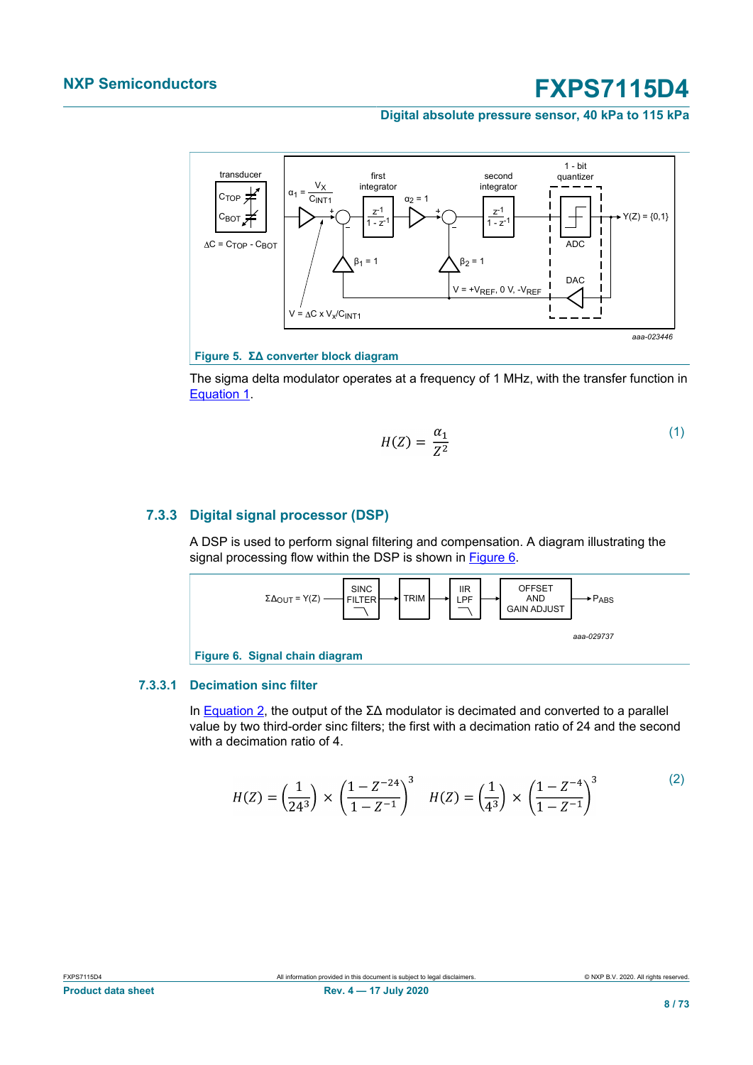Figure 5. ΣΔ converter block diagram

The sigma delta modulator operates at a frequency of 1 MHz, with the transfer function in Equation 1.

$$H(Z) = \frac{\alpha_1}{Z^2} \tag{1}$$

### 7.3.3 Digital signal processor (DSP)

A DSP is used to perform signal filtering and compensation. A diagram illustrating the signal processing flow within the DSP is shown in Figure 6.

Figure 6. Signal chain diagram

#### 7.3.3.1 Decimation sinc filter

In Equation 2, the output of the ΣΔ modulator is decimated and converted to a parallel value by two third-order sinc filters; the first with a decimation ratio of 24 and the second with a decimation ratio of 4.

$$H(Z) = \left(\frac{1}{24^3}\right) \times \left(\frac{1 - Z^{-24}}{1 - Z^{-1}}\right)^3 \quad H(Z) = \left(\frac{1}{4^3}\right) \times \left(\frac{1 - Z^{-4}}{1 - Z^{-1}}\right)^3 \tag{2}$$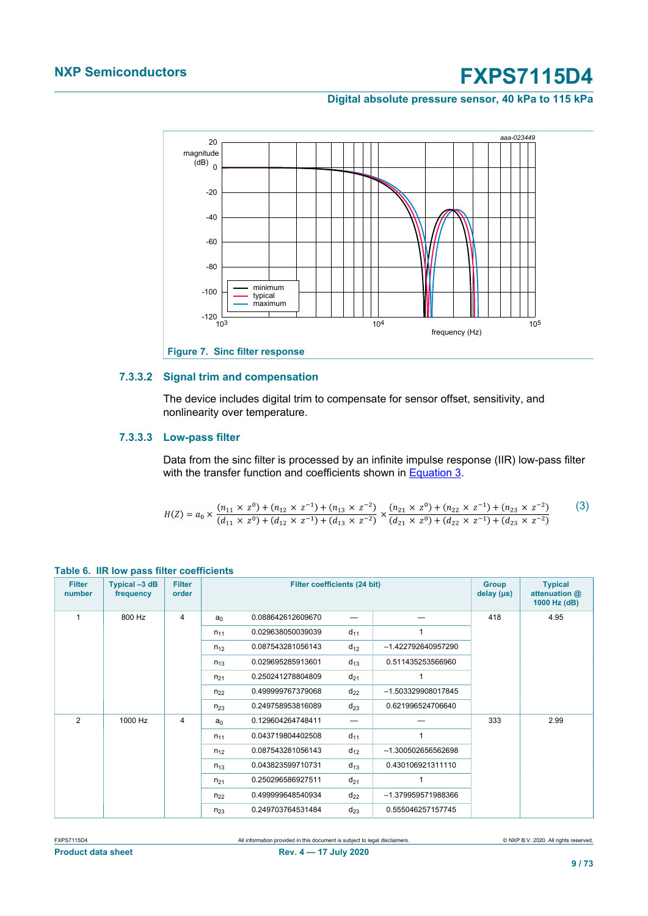Figure 7. Sinc filter response

#### 7.3.3.2 Signal trim and compensation

The device includes digital trim to compensate for sensor offset, sensitivity, and nonlinearity over temperature.

#### 7.3.3.3 Low-pass filter

Data from the sinc filter is processed by an infinite impulse response (IIR) low-pass filter with the transfer function and coefficients shown in Equation 3.

$$H(Z) = a_0 \times \frac{(n_{11} \times z^0) + (n_{12} \times z^{-1}) + (n_{13} \times z^{-2})}{(d_{11} \times z^0) + (d_{12} \times z^{-1}) + (d_{13} \times z^{-2})} \times \frac{(n_{21} \times z^0) + (n_{22} \times z^{-1}) + (n_{23} \times z^{-2})}{(d_{21} \times z^0) + (d_{22} \times z^{-1}) + (d_{23} \times z^{-2})} \quad (3)$$

**Table 6. IIR low pass filter coefficients**

| Filter number | Typical –3 dB frequency | Filter order | Filter coefficients (24 bit) | | | | Group delay (µs) | Typical attenuation @ 1000 Hz (dB) |
|---|---|---|---|---|---|---|---|---|
| 1 | 800 Hz | 4 | $a_0$ | 0.088642612609670 | — | — | 418 | 4.95 |
| | | | $n_{11}$ | 0.029638050039039 | $d_{11}$ | 1 | | |
| | | | $n_{12}$ | 0.087543281056143 | $d_{12}$ | –1.422792640957290 | | |
| | | | $n_{13}$ | 0.029695285913601 | $d_{13}$ | 0.511435253566960 | | |
| | | | $n_{21}$ | 0.250241278804809 | $d_{21}$ | 1 | | |
| | | | $n_{22}$ | 0.499999767379068 | $d_{22}$ | –1.503329908017845 | | |
| | | | $n_{23}$ | 0.249758953816089 | $d_{23}$ | 0.621996524706640 | | |
| 2 | 1000 Hz | 4 | $a_0$ | 0.129604264748411 | — | — | 333 | 2.99 |
| | | | $n_{11}$ | 0.043719804402508 | $d_{11}$ | 1 | | |
| | | | $n_{12}$ | 0.087543281056143 | $d_{12}$ | –1.300502656562698 | | |
| | | | $n_{13}$ | 0.043823599710731 | $d_{13}$ | 0.430106921311110 | | |
| | | | $n_{21}$ | 0.250296586927511 | $d_{21}$ | 1 | | |
| | | | $n_{22}$ | 0.499999648540934 | $d_{22}$ | –1.379959571988366 | | |
| | | | $n_{23}$ | 0.249703764531484 | $d_{23}$ | 0.555046257157745 | | |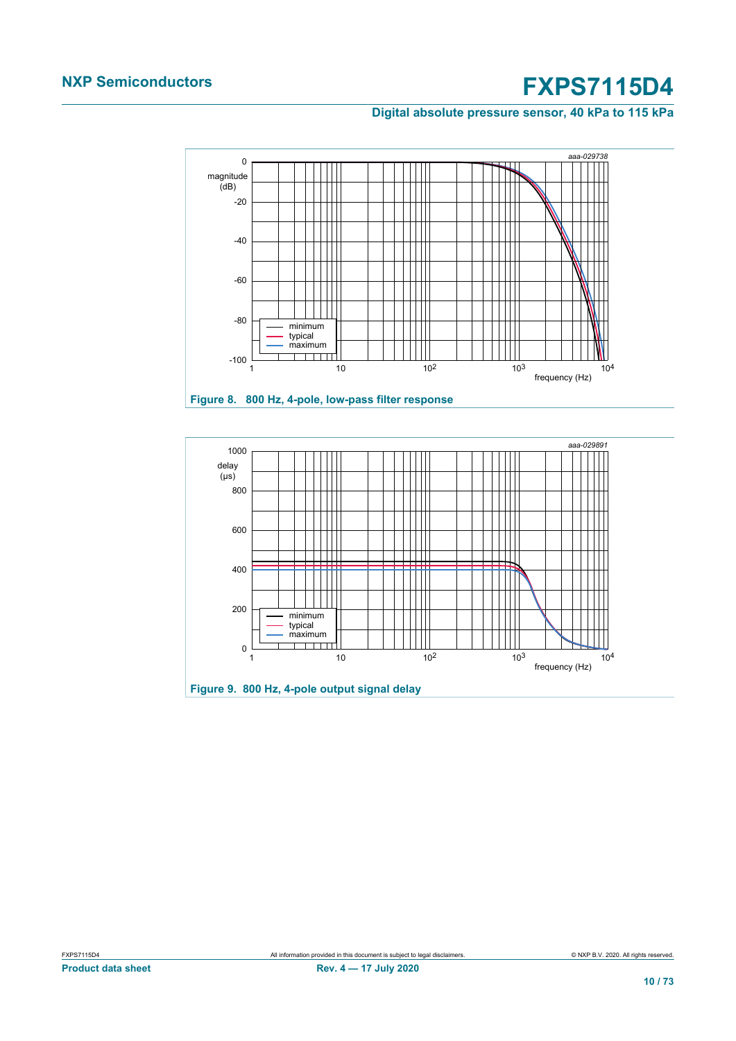Figure 8. 800 Hz, 4-pole, low-pass filter response

Figure 9. 800 Hz, 4-pole output signal delay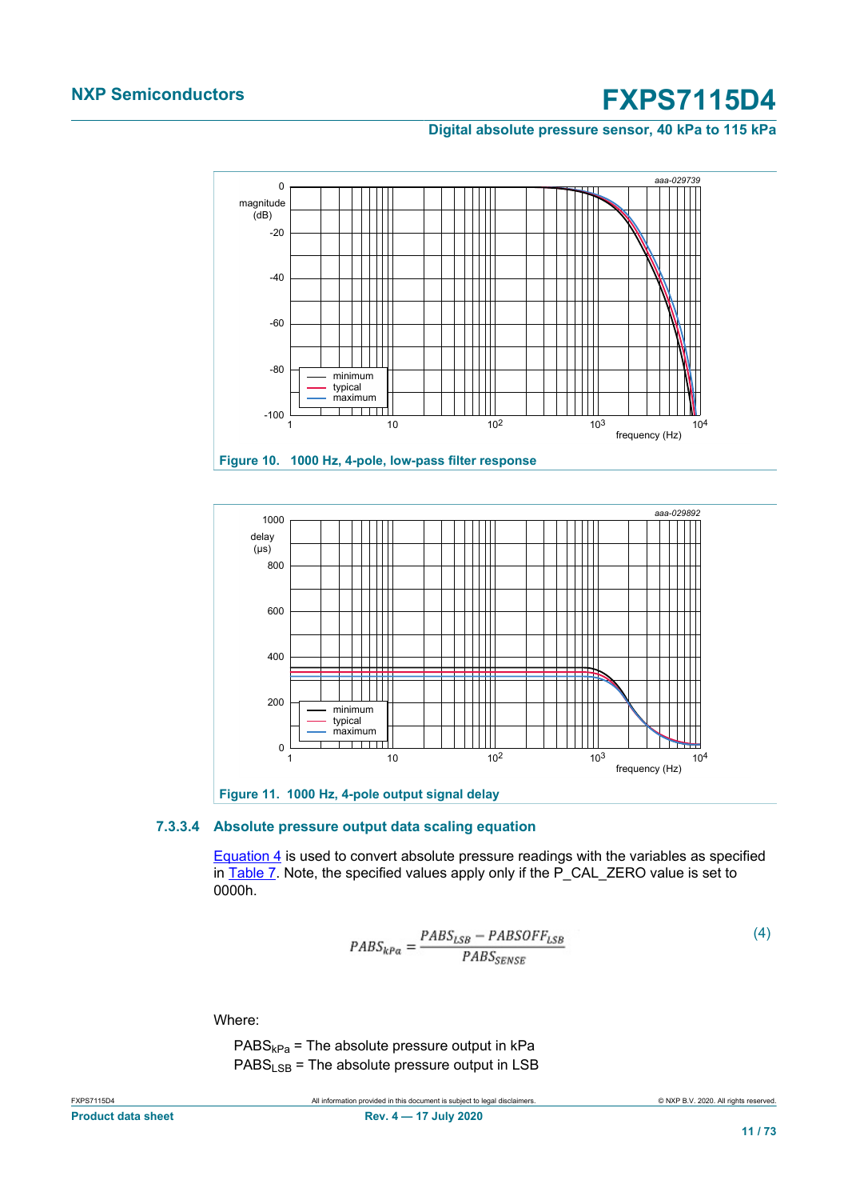Figure 10. 1000 Hz, 4-pole, low-pass filter response

Figure 11. 1000 Hz, 4-pole output signal delay

#### 7.3.3.4 Absolute pressure output data scaling equation

Equation 4 is used to convert absolute pressure readings with the variables as specified in Table 7. Note, the specified values apply only if the P_CAL_ZERO value is set to 0000h.

$$PABS_{kPa} = \frac{PABS_{LSB} - PABSOFF_{LSB}}{PABS_{SENSE}} \tag{4}$$

Where:

$PABS_{kPa}$ = The absolute pressure output in kPa
$PABS_{LSB}$ = The absolute pressure output in LSB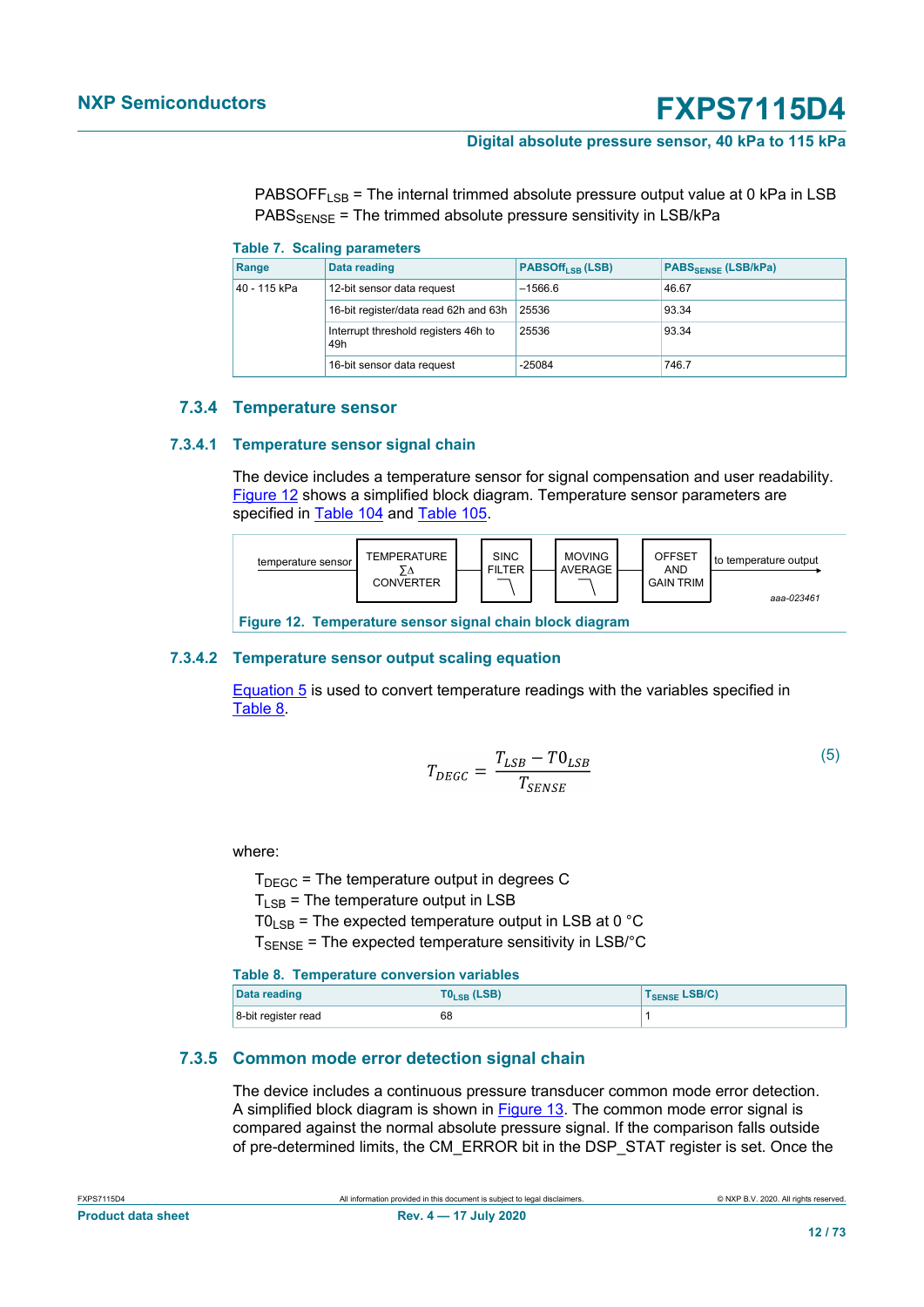$PABSOFF_{LSB}$ = The internal trimmed absolute pressure output value at 0 kPa in LSB
$PABS_{SENSE}$ = The trimmed absolute pressure sensitivity in LSB/kPa

**Table 7. Scaling parameters**

| Range | Data reading | $PABSOff_{LSB}$ (LSB) | $PABS_{SENSE}$ (LSB/kPa) |
|---|---|---|---|
| 40 - 115 kPa | 12-bit sensor data request | –1566.6 | 46.67 |
| | 16-bit register/data read 62h and 63h | 25536 | 93.34 |
| | Interrupt threshold registers 46h to 49h | 25536 | 93.34 |
| | 16-bit sensor data request | -25084 | 746.7 |

### 7.3.4 Temperature sensor

#### 7.3.4.1 Temperature sensor signal chain

The device includes a temperature sensor for signal compensation and user readability. Figure 12 shows a simplified block diagram. Temperature sensor parameters are specified in Table 104 and Table 105.

temperature sensor → TEMPERATURE ∑Δ CONVERTER → SINC FILTER → MOVING AVERAGE → OFFSET AND GAIN TRIM → to temperature output

aaa-023461

**Figure 12. Temperature sensor signal chain block diagram**

#### 7.3.4.2 Temperature sensor output scaling equation

Equation 5 is used to convert temperature readings with the variables specified in Table 8.

$$T_{DEGC} = \frac{T_{LSB} - T0_{LSB}}{T_{SENSE}} \tag{5}$$

where:

$T_{DEGC}$ = The temperature output in degrees C
$T_{LSB}$ = The temperature output in LSB
$T0_{LSB}$ = The expected temperature output in LSB at 0 °C
$T_{SENSE}$ = The expected temperature sensitivity in LSB/°C

**Table 8. Temperature conversion variables**

| Data reading | $T0_{LSB}$ (LSB) | $T_{SENSE}$ LSB/C) |
|---|---|---|
| 8-bit register read | 68 | 1 |

### 7.3.5 Common mode error detection signal chain

The device includes a continuous pressure transducer common mode error detection. A simplified block diagram is shown in Figure 13. The common mode error signal is compared against the normal absolute pressure signal. If the comparison falls outside of pre-determined limits, the CM_ERROR bit in the DSP_STAT register is set. Once the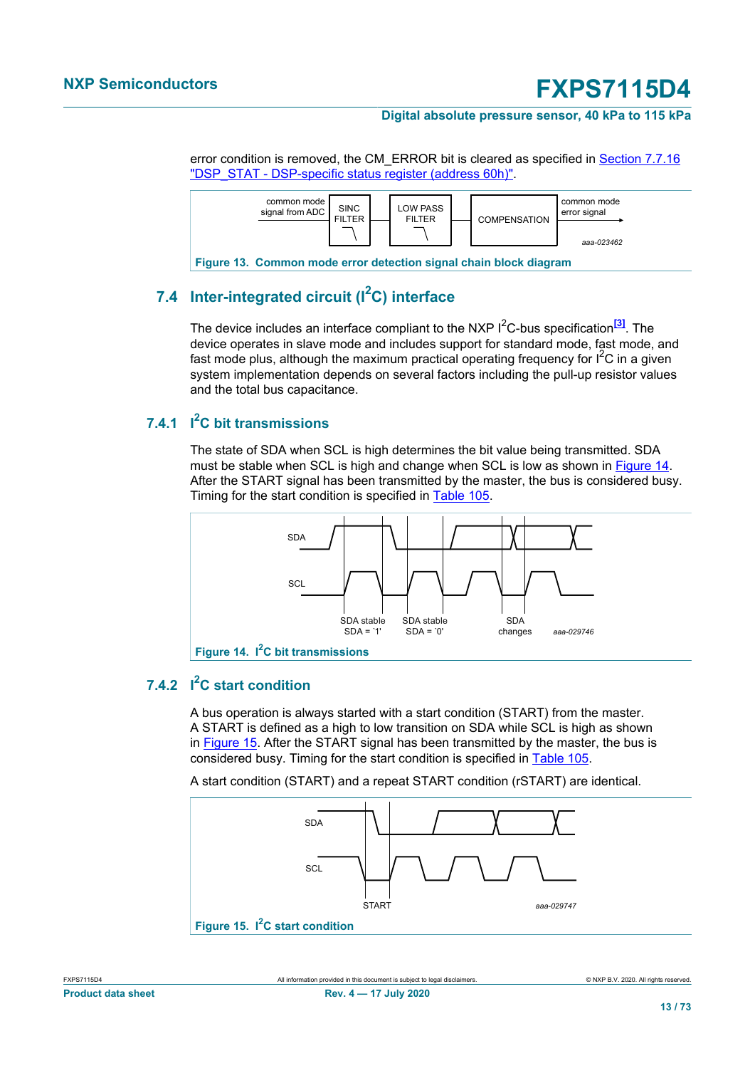error condition is removed, the CM_ERROR bit is cleared as specified in Section 7.7.16 "DSP_STAT - DSP-specific status register (address 60h)".

Figure 13. Common mode error detection signal chain block diagram

### 7.4 Inter-integrated circuit (I$^2$C) interface

The device includes an interface compliant to the NXP I$^2$C-bus specification[3]. The device operates in slave mode and includes support for standard mode, fast mode, and fast mode plus, although the maximum practical operating frequency for I$^2$C in a given system implementation depends on several factors including the pull-up resistor values and the total bus capacitance.

#### 7.4.1 I$^2$C bit transmissions

The state of SDA when SCL is high determines the bit value being transmitted. SDA must be stable when SCL is high and change when SCL is low as shown in Figure 14. After the START signal has been transmitted by the master, the bus is considered busy. Timing for the start condition is specified in Table 105.

Figure 14. I$^2$C bit transmissions

#### 7.4.2 I$^2$C start condition

A bus operation is always started with a start condition (START) from the master. A START is defined as a high to low transition on SDA while SCL is high as shown in Figure 15. After the START signal has been transmitted by the master, the bus is considered busy. Timing for the start condition is specified in Table 105.

A start condition (START) and a repeat START condition (rSTART) are identical.

Figure 15. I$^2$C start condition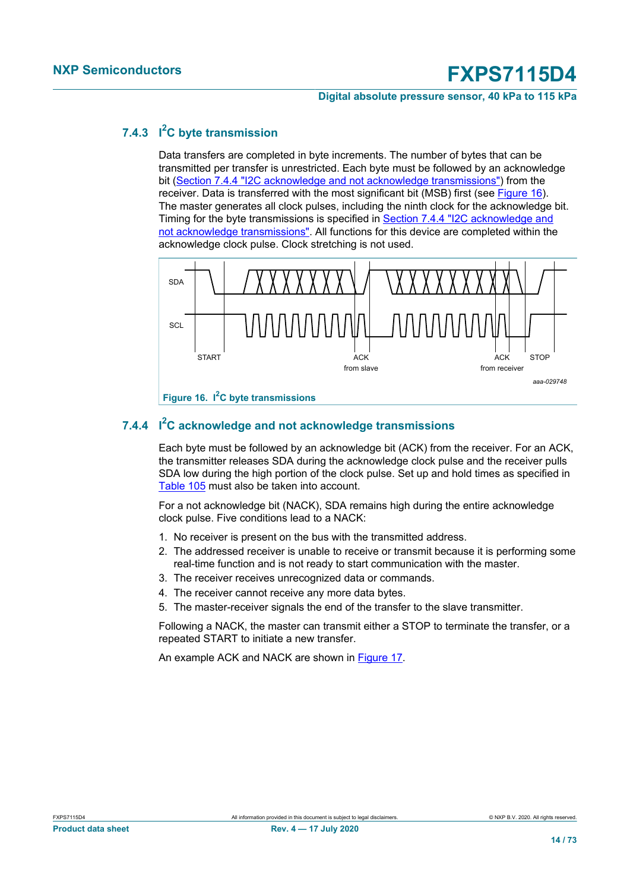### 7.4.3 I²C byte transmission

Data transfers are completed in byte increments. The number of bytes that can be transmitted per transfer is unrestricted. Each byte must be followed by an acknowledge bit (Section 7.4.4 "I2C acknowledge and not acknowledge transmissions") from the receiver. Data is transferred with the most significant bit (MSB) first (see Figure 16). The master generates all clock pulses, including the ninth clock for the acknowledge bit. Timing for the byte transmissions is specified in Section 7.4.4 "I2C acknowledge and not acknowledge transmissions". All functions for this device are completed within the acknowledge clock pulse. Clock stretching is not used.

Figure 16. I²C byte transmissions

### 7.4.4 I²C acknowledge and not acknowledge transmissions

Each byte must be followed by an acknowledge bit (ACK) from the receiver. For an ACK, the transmitter releases SDA during the acknowledge clock pulse and the receiver pulls SDA low during the high portion of the clock pulse. Set up and hold times as specified in Table 105 must also be taken into account.

For a not acknowledge bit (NACK), SDA remains high during the entire acknowledge clock pulse. Five conditions lead to a NACK:

1. No receiver is present on the bus with the transmitted address.
2. The addressed receiver is unable to receive or transmit because it is performing some real-time function and is not ready to start communication with the master.
3. The receiver receives unrecognized data or commands.
4. The receiver cannot receive any more data bytes.
5. The master-receiver signals the end of the transfer to the slave transmitter.

Following a NACK, the master can transmit either a STOP to terminate the transfer, or a repeated START to initiate a new transfer.

An example ACK and NACK are shown in Figure 17.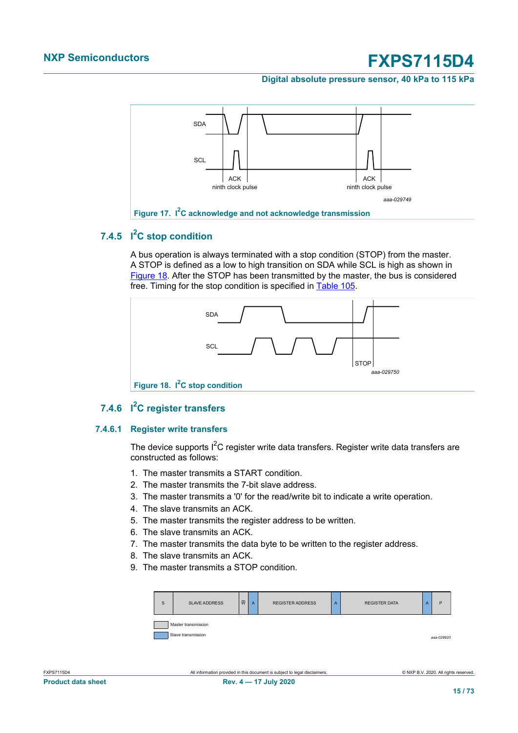Figure 17. $I^2C$ acknowledge and not acknowledge transmission

### 7.4.5 $I^2C$ stop condition

A bus operation is always terminated with a stop condition (STOP) from the master. A STOP is defined as a low to high transition on SDA while SCL is high as shown in Figure 18. After the STOP has been transmitted by the master, the bus is considered free. Timing for the stop condition is specified in Table 105.

Figure 18. $I^2C$ stop condition

### 7.4.6 $I^2C$ register transfers

#### 7.4.6.1 Register write transfers

The device supports $I^2C$ register write data transfers. Register write data transfers are constructed as follows:

1. The master transmits a START condition.
2. The master transmits the 7-bit slave address.
3. The master transmits a '0' for the read/write bit to indicate a write operation.
4. The slave transmits an ACK.
5. The master transmits the register address to be written.
6. The slave transmits an ACK.
7. The master transmits the data byte to be written to the register address.
8. The slave transmits an ACK.
9. The master transmits a STOP condition.

| S | SLAVE ADDRESS | W̅ | A | REGISTER ADDRESS | A | REGISTER DATA | A | P |
|---|---|---|---|---|---|---|---|---|

Master transmission

Slave transmission

aaa-029920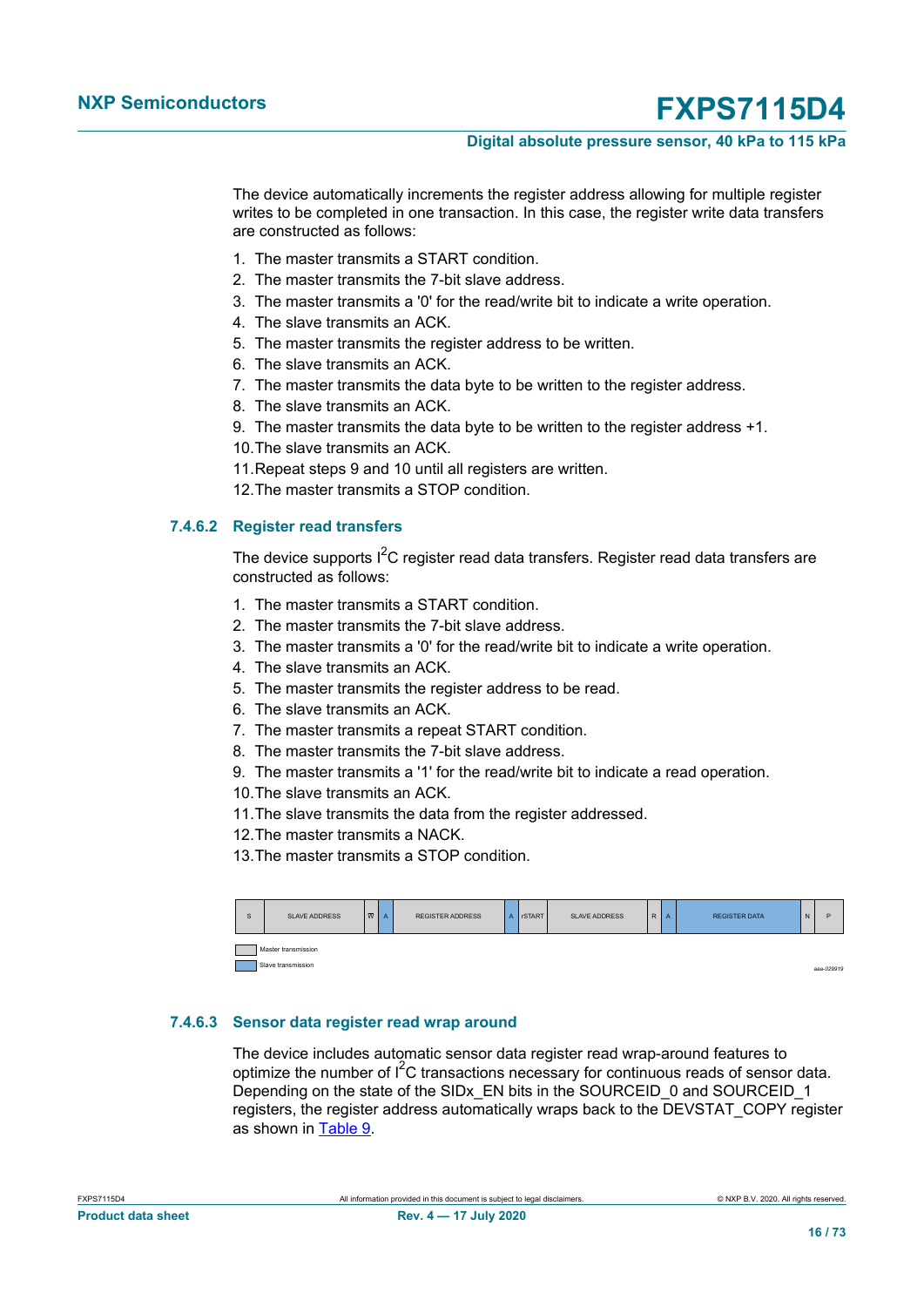The device automatically increments the register address allowing for multiple register writes to be completed in one transaction. In this case, the register write data transfers are constructed as follows:

1. The master transmits a START condition.
2. The master transmits the 7-bit slave address.
3. The master transmits a '0' for the read/write bit to indicate a write operation.
4. The slave transmits an ACK.
5. The master transmits the register address to be written.
6. The slave transmits an ACK.
7. The master transmits the data byte to be written to the register address.
8. The slave transmits an ACK.
9. The master transmits the data byte to be written to the register address +1.
10. The slave transmits an ACK.
11. Repeat steps 9 and 10 until all registers are written.
12. The master transmits a STOP condition.

#### 7.4.6.2 Register read transfers

The device supports I$^2$C register read data transfers. Register read data transfers are constructed as follows:

1. The master transmits a START condition.
2. The master transmits the 7-bit slave address.
3. The master transmits a '0' for the read/write bit to indicate a write operation.
4. The slave transmits an ACK.
5. The master transmits the register address to be read.
6. The slave transmits an ACK.
7. The master transmits a repeat START condition.
8. The master transmits the 7-bit slave address.
9. The master transmits a '1' for the read/write bit to indicate a read operation.
10. The slave transmits an ACK.
11. The slave transmits the data from the register addressed.
12. The master transmits a NACK.
13. The master transmits a STOP condition.

| S | SLAVE ADDRESS | W̅ | A | REGISTER ADDRESS | A | rSTART | SLAVE ADDRESS | R | A | REGISTER DATA | N | P |
|---|---|---|---|---|---|---|---|---|---|---|---|---|

Master transmission

Slave transmission

aaa-029919

#### 7.4.6.3 Sensor data register read wrap around

The device includes automatic sensor data register read wrap-around features to optimize the number of I$^2$C transactions necessary for continuous reads of sensor data. Depending on the state of the SIDx_EN bits in the SOURCEID_0 and SOURCEID_1 registers, the register address automatically wraps back to the DEVSTAT_COPY register as shown in Table 9.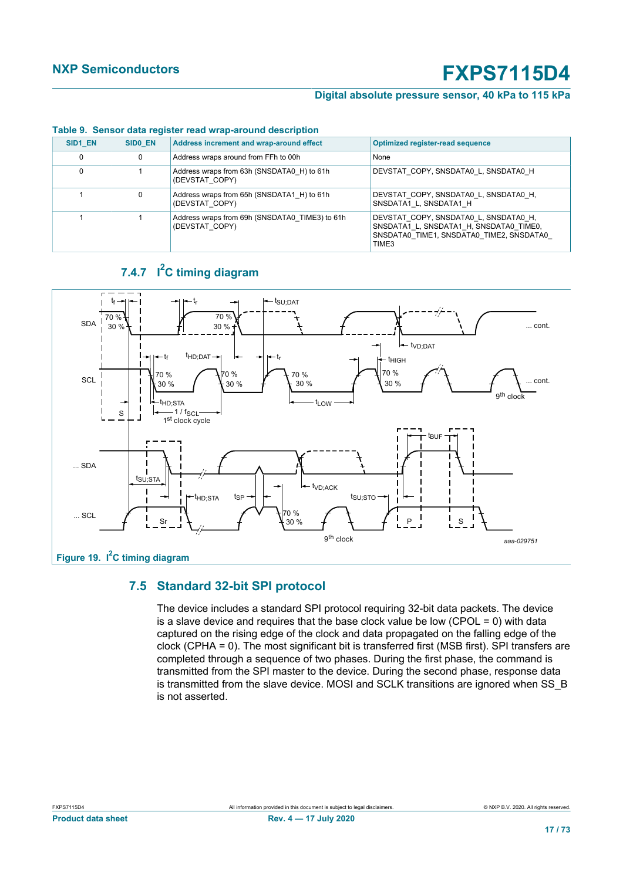**Table 9. Sensor data register read wrap-around description**

| SID1_EN | SID0_EN | Address increment and wrap-around effect | Optimized register-read sequence |
|---|---|---|---|
| 0 | 0 | Address wraps around from FFh to 00h | None |
| 0 | 1 | Address wraps from 63h (SNSDATA0_H) to 61h (DEVSTAT_COPY) | DEVSTAT_COPY, SNSDATA0_L, SNSDATA0_H |
| 1 | 0 | Address wraps from 65h (SNSDATA1_H) to 61h (DEVSTAT_COPY) | DEVSTAT_COPY, SNSDATA0_L, SNSDATA0_H, SNSDATA1_L, SNSDATA1_H |
| 1 | 1 | Address wraps from 69h (SNSDATA0_TIME3) to 61h (DEVSTAT_COPY) | DEVSTAT_COPY, SNSDATA0_L, SNSDATA0_H, SNSDATA1_L, SNSDATA1_H, SNSDATA0_TIME0, SNSDATA0_TIME1, SNSDATA0_TIME2, SNSDATA0_TIME3 |

### 7.4.7 I²C timing diagram

Figure 19. I²C timing diagram

## 7.5 Standard 32-bit SPI protocol

The device includes a standard SPI protocol requiring 32-bit data packets. The device is a slave device and requires that the base clock value be low (CPOL = 0) with data captured on the rising edge of the clock and data propagated on the falling edge of the clock (CPHA = 0). The most significant bit is transferred first (MSB first). SPI transfers are completed through a sequence of two phases. During the first phase, the command is transmitted from the SPI master to the device. During the second phase, response data is transmitted from the slave device. MOSI and SCLK transitions are ignored when SS_B is not asserted.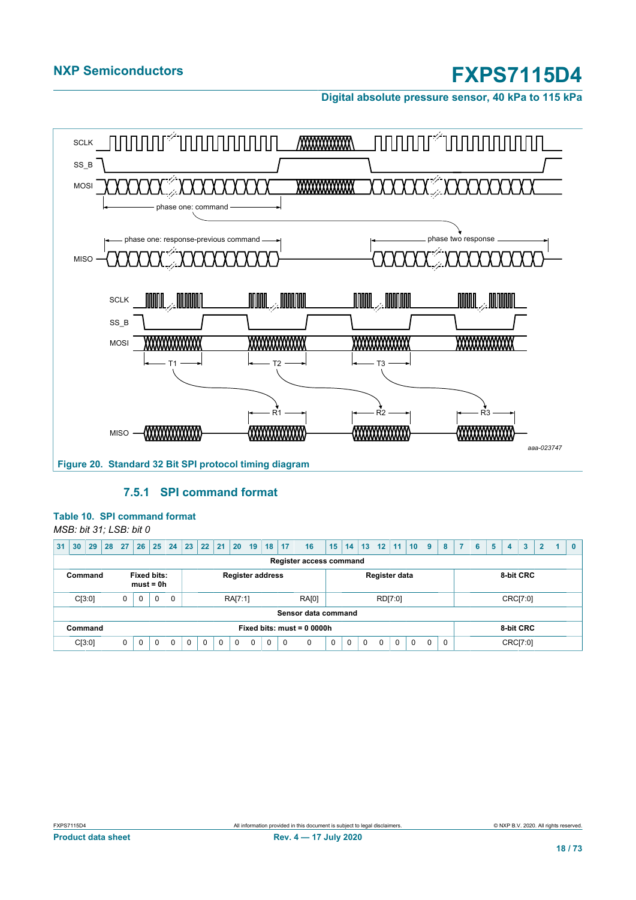Figure 20. Standard 32 Bit SPI protocol timing diagram

### 7.5.1 SPI command format

**Table 10. SPI command format**

*MSB: bit 31; LSB: bit 0*

| 31 | 30 | 29 | 28 | 27 | 26 | 25 | 24 | 23 | 22 | 21 | 20 | 19 | 18 | 17 | 16 | 15 | 14 | 13 | 12 | 11 | 10 | 9 | 8 | 7 | 6 | 5 | 4 | 3 | 2 | 1 | 0 |
|---|---|---|---|---|---|---|---|---|---|---|---|---|---|---|---|---|---|---|---|---|---|---|---|---|---|---|---|---|---|---|---|
| **Register access command** | | | | | | | | | | | | | | | | | | | | | | | | | | | | | | | |
| **Command** | | | | **Fixed bits: must = 0h** | | | | **Register address** | | | | | | | | **Register data** | | | | | | | | **8-bit CRC** | | | | | | | |
| C[3:0] | | | | 0 | 0 | 0 | 0 | RA[7:1] | | | | | | | RA[0] | RD[7:0] | | | | | | | | CRC[7:0] | | | | | | | |
| **Sensor data command** | | | | | | | | | | | | | | | | | | | | | | | | | | | | | | | |
| **Command** | | | | **Fixed bits: must = 0 0000h** | | | | | | | | | | | | | | | | | | | | **8-bit CRC** | | | | | | | |
| C[3:0] | | | | 0 | 0 | 0 | 0 | 0 | 0 | 0 | 0 | 0 | 0 | 0 | 0 | 0 | 0 | 0 | 0 | 0 | 0 | 0 | 0 | CRC[7:0] | | | | | | | |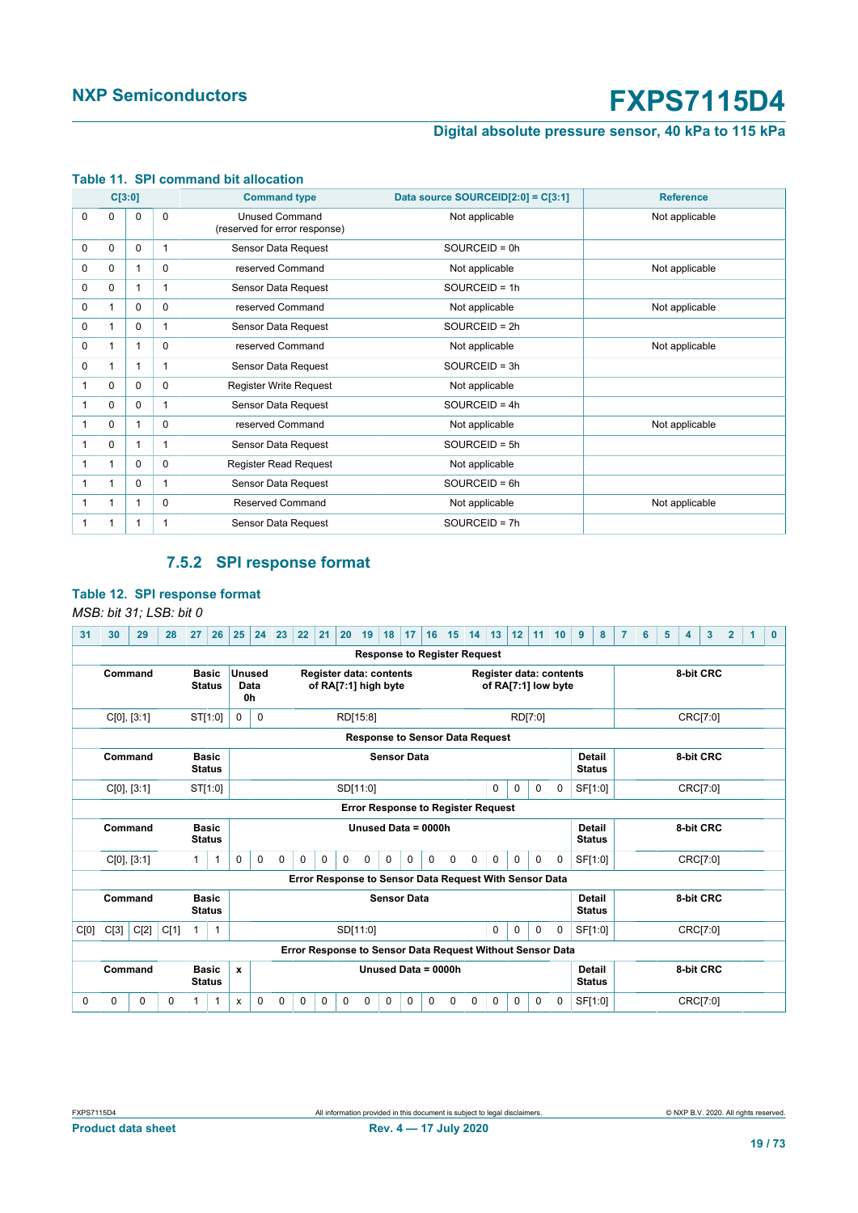**Table 11. SPI command bit allocation**

| C[3:0] | | | | Command type | Data source SOURCEID[2:0] = C[3:1] | Reference |
|---|---|---|---|---|---|---|
| 0 | 0 | 0 | 0 | Unused Command (reserved for error response) | Not applicable | Not applicable |
| 0 | 0 | 0 | 1 | Sensor Data Request | SOURCEID = 0h | |
| 0 | 0 | 1 | 0 | reserved Command | Not applicable | Not applicable |
| 0 | 0 | 1 | 1 | Sensor Data Request | SOURCEID = 1h | |
| 0 | 1 | 0 | 0 | reserved Command | Not applicable | Not applicable |
| 0 | 1 | 0 | 1 | Sensor Data Request | SOURCEID = 2h | |
| 0 | 1 | 1 | 0 | reserved Command | Not applicable | Not applicable |
| 0 | 1 | 1 | 1 | Sensor Data Request | SOURCEID = 3h | |
| 1 | 0 | 0 | 0 | Register Write Request | Not applicable | |
| 1 | 0 | 0 | 1 | Sensor Data Request | SOURCEID = 4h | |
| 1 | 0 | 1 | 0 | reserved Command | Not applicable | Not applicable |
| 1 | 0 | 1 | 1 | Sensor Data Request | SOURCEID = 5h | |
| 1 | 1 | 0 | 0 | Register Read Request | Not applicable | |
| 1 | 1 | 0 | 1 | Sensor Data Request | SOURCEID = 6h | |
| 1 | 1 | 1 | 0 | Reserved Command | Not applicable | Not applicable |
| 1 | 1 | 1 | 1 | Sensor Data Request | SOURCEID = 7h | |

### 7.5.2 SPI response format

**Table 12. SPI response format**

*MSB: bit 31; LSB: bit 0*

| 31 | 30 | 29 | 28 | 27 | 26 | 25 | 24 | 23 | 22 | 21 | 20 | 19 | 18 | 17 | 16 | 15 | 14 | 13 | 12 | 11 | 10 | 9 | 8 | 7 | 6 | 5 | 4 | 3 | 2 | 1 | 0 |
|---|---|---|---|---|---|---|---|---|---|---|---|---|---|---|---|---|---|---|---|---|---|---|---|---|---|---|---|---|---|---|---|
| **Response to Register Request** | | | | | | | | | | | | | | | | | | | | | | | | | | | | | | | |
| **Command** | | | | **Basic Status** | | **Unused Data 0h** | | **Register data: contents of RA[7:1] high byte** | | | | | | | | **Register data: contents of RA[7:1] low byte** | | | | | | | | **8-bit CRC** | | | | | | | |
| C[0], [3:1] | | | | ST[1:0] | | 0 | 0 | RD[15:8] | | | | | | | | RD[7:0] | | | | | | | | CRC[7:0] | | | | | | | |
| **Response to Sensor Data Request** | | | | | | | | | | | | | | | | | | | | | | | | | | | | | | | |
| **Command** | | | | **Basic Status** | | **Sensor Data** | | | | | | | | | | | | | | | | **Detail Status** | | **8-bit CRC** | | | | | | | |
| C[0], [3:1] | | | | ST[1:0] | | SD[11:0] | | | | | | | | | | | | 0 | 0 | 0 | 0 | SF[1:0] | | CRC[7:0] | | | | | | | |
| **Error Response to Register Request** | | | | | | | | | | | | | | | | | | | | | | | | | | | | | | | |
| **Command** | | | | **Basic Status** | | **Unused Data = 0000h** | | | | | | | | | | | | | | | | **Detail Status** | | **8-bit CRC** | | | | | | | |
| C[0], [3:1] | | | | 1 | 1 | 0 | 0 | 0 | 0 | 0 | 0 | 0 | 0 | 0 | 0 | 0 | 0 | 0 | 0 | 0 | 0 | SF[1:0] | | CRC[7:0] | | | | | | | |
| **Error Response to Sensor Data Request With Sensor Data** | | | | | | | | | | | | | | | | | | | | | | | | | | | | | | | |
| **Command** | | | | **Basic Status** | | **Sensor Data** | | | | | | | | | | | | | | | | **Detail Status** | | **8-bit CRC** | | | | | | | |
| C[0] | C[3] | C[2] | C[1] | 1 | 1 | SD[11:0] | | | | | | | | | | | | 0 | 0 | 0 | 0 | SF[1:0] | | CRC[7:0] | | | | | | | |
| **Error Response to Sensor Data Request Without Sensor Data** | | | | | | | | | | | | | | | | | | | | | | | | | | | | | | | |
| **Command** | | | | **Basic Status** | | **x** | **Unused Data = 0000h** | | | | | | | | | | | | | | | **Detail Status** | | **8-bit CRC** | | | | | | | |
| 0 | 0 | 0 | 0 | 1 | 1 | x | 0 | 0 | 0 | 0 | 0 | 0 | 0 | 0 | 0 | 0 | 0 | 0 | 0 | 0 | 0 | SF[1:0] | | CRC[7:0] | | | | | | | |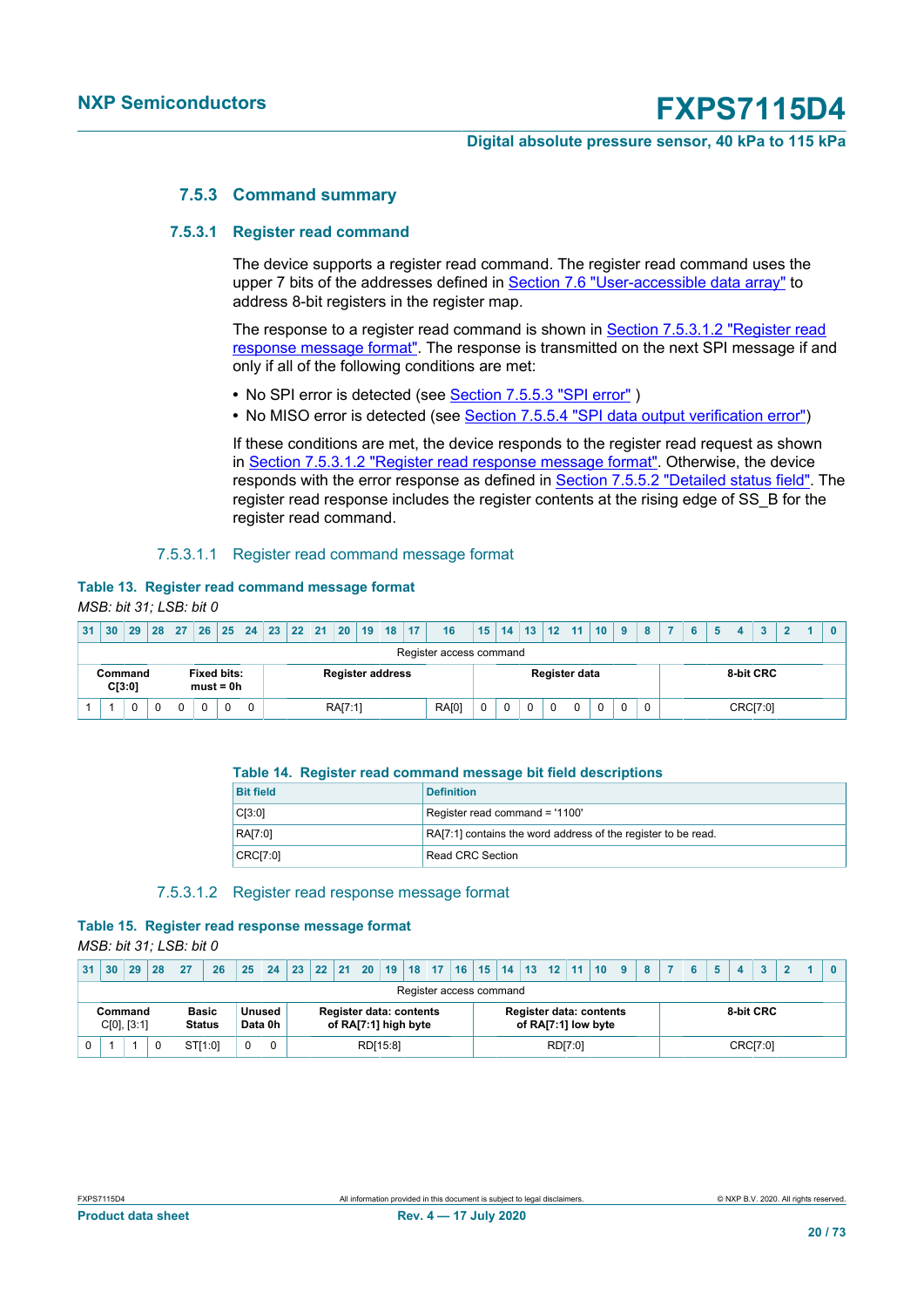### 7.5.3 Command summary

#### 7.5.3.1 Register read command

The device supports a register read command. The register read command uses the upper 7 bits of the addresses defined in Section 7.6 "User-accessible data array" to address 8-bit registers in the register map.

The response to a register read command is shown in Section 7.5.3.1.2 "Register read response message format". The response is transmitted on the next SPI message if and only if all of the following conditions are met:

- No SPI error is detected (see Section 7.5.5.3 "SPI error" )
- No MISO error is detected (see Section 7.5.5.4 "SPI data output verification error")

If these conditions are met, the device responds to the register read request as shown in Section 7.5.3.1.2 "Register read response message format". Otherwise, the device responds with the error response as defined in Section 7.5.5.2 "Detailed status field". The register read response includes the register contents at the rising edge of SS_B for the register read command.

##### 7.5.3.1.1 Register read command message format

**Table 13. Register read command message format**

*MSB: bit 31; LSB: bit 0*

| 31 | 30 | 29 | 28 | 27 | 26 | 25 | 24 | 23 | 22 | 21 | 20 | 19 | 18 | 17 | 16 | 15 | 14 | 13 | 12 | 11 | 10 | 9 | 8 | 7 | 6 | 5 | 4 | 3 | 2 | 1 | 0 |
|---|---|---|---|---|---|---|---|---|---|---|---|---|---|---|---|---|---|---|---|---|---|---|---|---|---|---|---|---|---|---|---|
| Register access command | | | | | | | | | | | | | | | | | | | | | | | | | | | | | | | |
| Command C[3:0] | | | | Fixed bits: must = 0h | | | | Register address | | | | | | | | Register data | | | | | | | | 8-bit CRC | | | | | | | |
| 1 | 1 | 0 | 0 | 0 | 0 | 0 | 0 | RA[7:1] | | | | | | | RA[0] | 0 | 0 | 0 | 0 | 0 | 0 | 0 | 0 | CRC[7:0] | | | | | | | |

**Table 14. Register read command message bit field descriptions**

| Bit field | Definition |
|---|---|
| C[3:0] | Register read command = '1100' |
| RA[7:0] | RA[7:1] contains the word address of the register to be read. |
| CRC[7:0] | Read CRC Section |

##### 7.5.3.1.2 Register read response message format

**Table 15. Register read response message format**

*MSB: bit 31; LSB: bit 0*

| 31 | 30 | 29 | 28 | 27 | 26 | 25 | 24 | 23 | 22 | 21 | 20 | 19 | 18 | 17 | 16 | 15 | 14 | 13 | 12 | 11 | 10 | 9 | 8 | 7 | 6 | 5 | 4 | 3 | 2 | 1 | 0 |
|---|---|---|---|---|---|---|---|---|---|---|---|---|---|---|---|---|---|---|---|---|---|---|---|---|---|---|---|---|---|---|---|
| Register access command | | | | | | | | | | | | | | | | | | | | | | | | | | | | | | | |
| Command C[0], [3:1] | | | | Basic Status | | Unused Data 0h | | Register data: contents of RA[7:1] high byte | | | | | | | | Register data: contents of RA[7:1] low byte | | | | | | | | 8-bit CRC | | | | | | | |
| 0 | 1 | 1 | 0 | ST[1:0] | | 0 | 0 | RD[15:8] | | | | | | | | RD[7:0] | | | | | | | | CRC[7:0] | | | | | | | |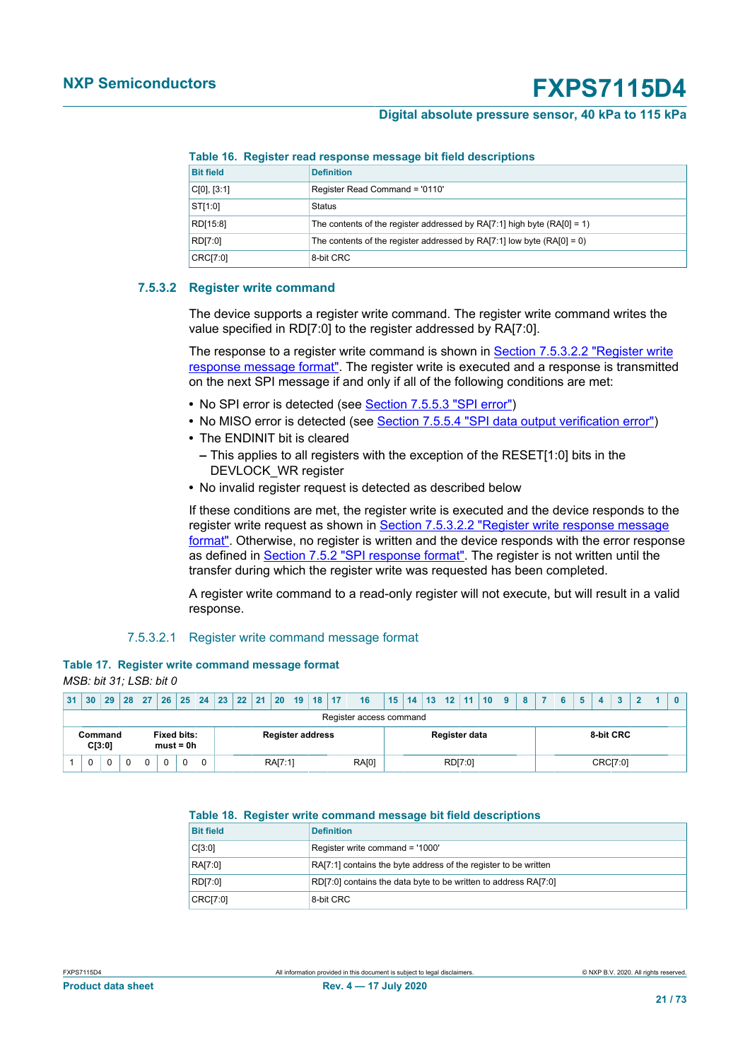**Table 16. Register read response message bit field descriptions**

| Bit field | Definition |
|---|---|
| C[0], [3:1] | Register Read Command = '0110' |
| ST[1:0] | Status |
| RD[15:8] | The contents of the register addressed by RA[7:1] high byte (RA[0] = 1) |
| RD[7:0] | The contents of the register addressed by RA[7:1] low byte (RA[0] = 0) |
| CRC[7:0] | 8-bit CRC |

### 7.5.3.2 Register write command

The device supports a register write command. The register write command writes the value specified in RD[7:0] to the register addressed by RA[7:0].

The response to a register write command is shown in Section 7.5.3.2.2 "Register write response message format". The register write is executed and a response is transmitted on the next SPI message if and only if all of the following conditions are met:

- No SPI error is detected (see Section 7.5.5.3 "SPI error")
- No MISO error is detected (see Section 7.5.5.4 "SPI data output verification error")
- The ENDINIT bit is cleared
  - This applies to all registers with the exception of the RESET[1:0] bits in the DEVLOCK_WR register
- No invalid register request is detected as described below

If these conditions are met, the register write is executed and the device responds to the register write request as shown in Section 7.5.3.2.2 "Register write response message format". Otherwise, no register is written and the device responds with the error response as defined in Section 7.5.2 "SPI response format". The register is not written until the transfer during which the register write was requested has been completed.

A register write command to a read-only register will not execute, but will result in a valid response.

#### 7.5.3.2.1 Register write command message format

**Table 17. Register write command message format**

*MSB: bit 31; LSB: bit 0*

| 31 | 30 | 29 | 28 | 27 | 26 | 25 | 24 | 23 | 22 | 21 | 20 | 19 | 18 | 17 | 16 | 15 | 14 | 13 | 12 | 11 | 10 | 9 | 8 | 7 | 6 | 5 | 4 | 3 | 2 | 1 | 0 |
|---|---|---|---|---|---|---|---|---|---|---|---|---|---|---|---|---|---|---|---|---|---|---|---|---|---|---|---|---|---|---|---|
| Register access command | | | | | | | | | | | | | | | | | | | | | | | | | | | | | | | |
| Command C[3:0] | | | | Fixed bits: must = 0h | | | | Register address | | | | | | | | Register data | | | | | | | | 8-bit CRC | | | | | | | |
| 1 | 0 | 0 | 0 | 0 | 0 | 0 | 0 | RA[7:1] | | | | | | | RA[0] | RD[7:0] | | | | | | | | CRC[7:0] | | | | | | | |

**Table 18. Register write command message bit field descriptions**

| Bit field | Definition |
|---|---|
| C[3:0] | Register write command = '1000' |
| RA[7:0] | RA[7:1] contains the byte address of the register to be written |
| RD[7:0] | RD[7:0] contains the data byte to be written to address RA[7:0] |
| CRC[7:0] | 8-bit CRC |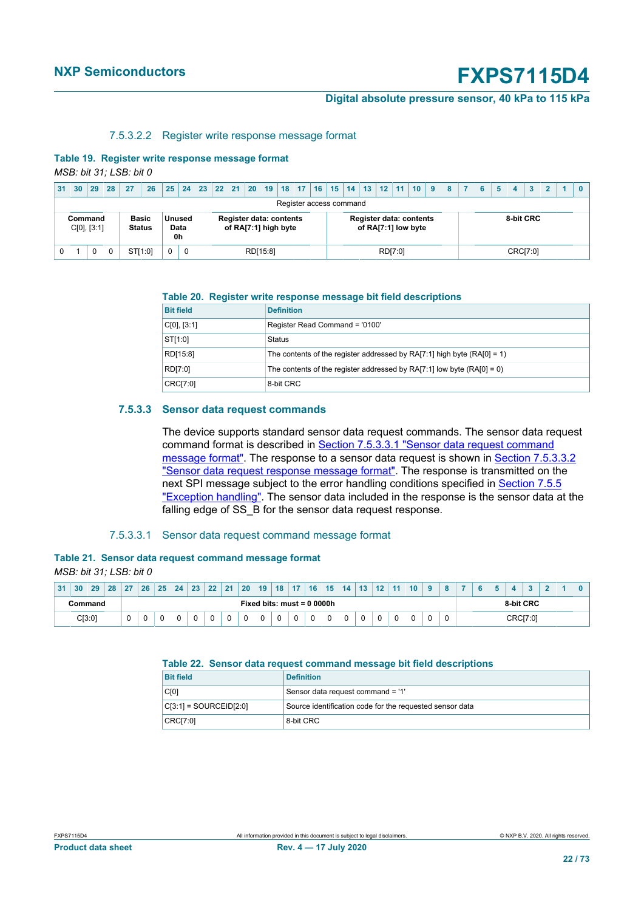#### 7.5.3.2.2 Register write response message format

**Table 19. Register write response message format**

*MSB: bit 31; LSB: bit 0*

| 31 | 30 | 29 | 28 | 27 | 26 | 25 | 24 | 23 | 22 | 21 | 20 | 19 | 18 | 17 | 16 | 15 | 14 | 13 | 12 | 11 | 10 | 9 | 8 | 7 | 6 | 5 | 4 | 3 | 2 | 1 | 0 |
|---|---|---|---|---|---|---|---|---|---|---|---|---|---|---|---|---|---|---|---|---|---|---|---|---|---|---|---|---|---|---|---|
| Register access command | | | | | | | | | | | | | | | | | | | | | | | | | | | | | | | |
| **Command** C[0], [3:1] | | | | **Basic Status** | | **Unused Data 0h** | | **Register data: contents of RA[7:1] high byte** | | | | | | | | **Register data: contents of RA[7:1] low byte** | | | | | | | | **8-bit CRC** | | | | | | | |
| 0 | 1 | 0 | 0 | ST[1:0] | | 0 | 0 | RD[15:8] | | | | | | | | RD[7:0] | | | | | | | | CRC[7:0] | | | | | | | |

**Table 20. Register write response message bit field descriptions**

| Bit field | Definition |
|---|---|
| C[0], [3:1] | Register Read Command = '0100' |
| ST[1:0] | Status |
| RD[15:8] | The contents of the register addressed by RA[7:1] high byte (RA[0] = 1) |
| RD[7:0] | The contents of the register addressed by RA[7:1] low byte (RA[0] = 0) |
| CRC[7:0] | 8-bit CRC |

### 7.5.3.3 Sensor data request commands

The device supports standard sensor data request commands. The sensor data request command format is described in Section 7.5.3.3.1 "Sensor data request command message format". The response to a sensor data request is shown in Section 7.5.3.3.2 "Sensor data request response message format". The response is transmitted on the next SPI message subject to the error handling conditions specified in Section 7.5.5 "Exception handling". The sensor data included in the response is the sensor data at the falling edge of SS_B for the sensor data request response.

#### 7.5.3.3.1 Sensor data request command message format

**Table 21. Sensor data request command message format**

*MSB: bit 31; LSB: bit 0*

| 31 | 30 | 29 | 28 | 27 | 26 | 25 | 24 | 23 | 22 | 21 | 20 | 19 | 18 | 17 | 16 | 15 | 14 | 13 | 12 | 11 | 10 | 9 | 8 | 7 | 6 | 5 | 4 | 3 | 2 | 1 | 0 |
|---|---|---|---|---|---|---|---|---|---|---|---|---|---|---|---|---|---|---|---|---|---|---|---|---|---|---|---|---|---|---|---|
| **Command** | | | | **Fixed bits: must = 0 0000h** | | | | | | | | | | | | | | | | | | | | **8-bit CRC** | | | | | | | |
| C[3:0] | | | | 0 | 0 | 0 | 0 | 0 | 0 | 0 | 0 | 0 | 0 | 0 | 0 | 0 | 0 | 0 | 0 | 0 | 0 | 0 | 0 | CRC[7:0] | | | | | | | |

**Table 22. Sensor data request command message bit field descriptions**

| Bit field | Definition |
|---|---|
| C[0] | Sensor data request command = '1' |
| C[3:1] = SOURCEID[2:0] | Source identification code for the requested sensor data |
| CRC[7:0] | 8-bit CRC |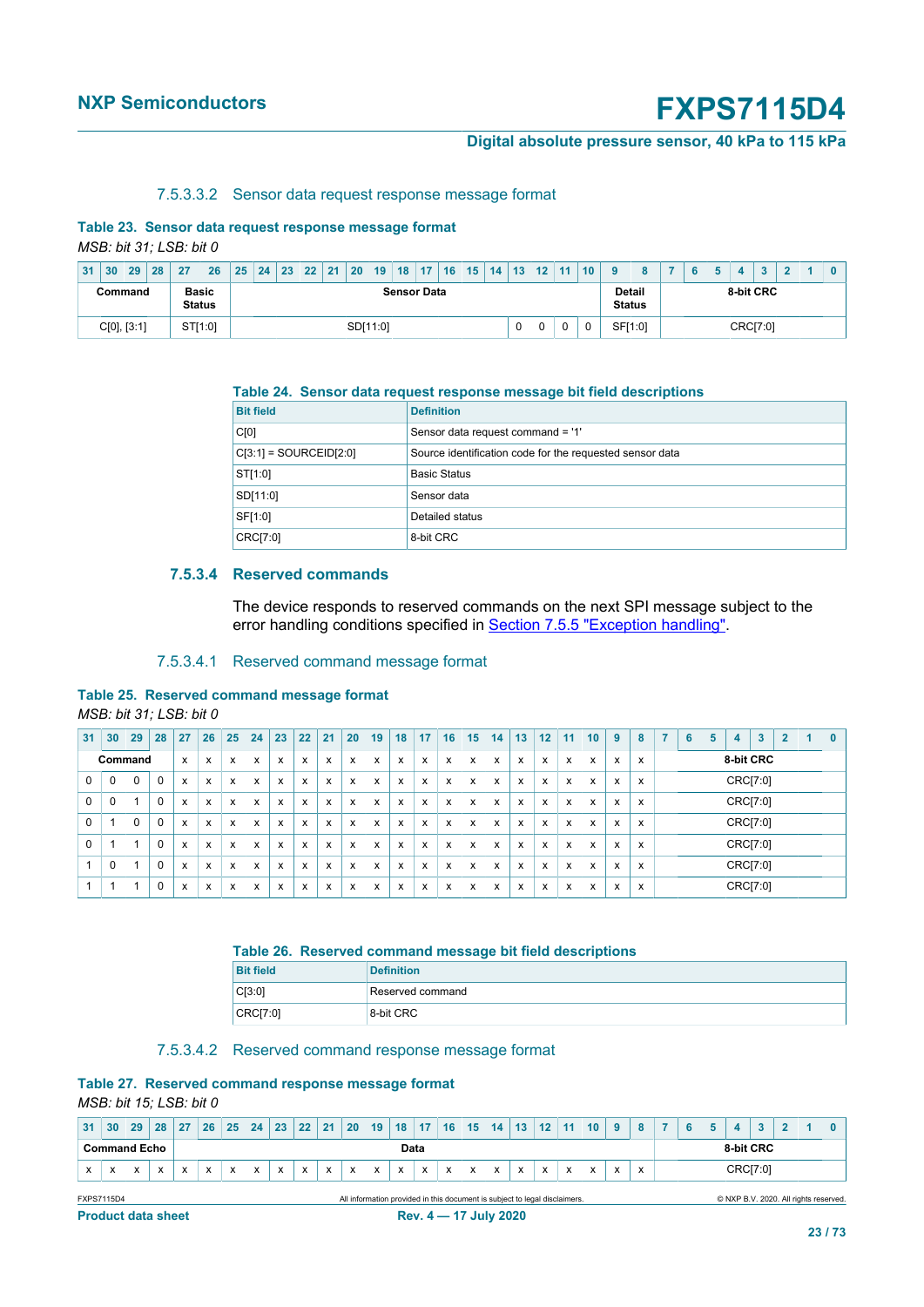##### 7.5.3.3.2 Sensor data request response message format

**Table 23. Sensor data request response message format**

*MSB: bit 31; LSB: bit 0*

| 31 | 30 | 29 | 28 | 27 | 26 | 25 | 24 | 23 | 22 | 21 | 20 | 19 | 18 | 17 | 16 | 15 | 14 | 13 | 12 | 11 | 10 | 9 | 8 | 7 | 6 | 5 | 4 | 3 | 2 | 1 | 0 |
|---|---|---|---|---|---|---|---|---|---|---|---|---|---|---|---|---|---|---|---|---|---|---|---|---|---|---|---|---|---|---|---|
| Command | | | | Basic Status | | Sensor Data | | | | | | | | | | | | | | | | Detail Status | | 8-bit CRC | | | | | | | |
| C[0], [3:1] | | | | ST[1:0] | | SD[11:0] | | | | | | | | | | | | 0 | 0 | 0 | 0 | SF[1:0] | | CRC[7:0] | | | | | | | |

**Table 24. Sensor data request response message bit field descriptions**

| Bit field | Definition |
|---|---|
| C[0] | Sensor data request command = '1' |
| C[3:1] = SOURCEID[2:0] | Source identification code for the requested sensor data |
| ST[1:0] | Basic Status |
| SD[11:0] | Sensor data |
| SF[1:0] | Detailed status |
| CRC[7:0] | 8-bit CRC |

### 7.5.3.4 Reserved commands

The device responds to reserved commands on the next SPI message subject to the error handling conditions specified in Section 7.5.5 "Exception handling".

##### 7.5.3.4.1 Reserved command message format

**Table 25. Reserved command message format**

*MSB: bit 31; LSB: bit 0*

| 31 | 30 | 29 | 28 | 27 | 26 | 25 | 24 | 23 | 22 | 21 | 20 | 19 | 18 | 17 | 16 | 15 | 14 | 13 | 12 | 11 | 10 | 9 | 8 | 7 | 6 | 5 | 4 | 3 | 2 | 1 | 0 |
|---|---|---|---|---|---|---|---|---|---|---|---|---|---|---|---|---|---|---|---|---|---|---|---|---|---|---|---|---|---|---|---|
| Command | | | | x | x | x | x | x | x | x | x | x | x | x | x | x | x | x | x | x | x | x | x | 8-bit CRC | | | | | | | |
| 0 | 0 | 0 | 0 | x | x | x | x | x | x | x | x | x | x | x | x | x | x | x | x | x | x | x | x | CRC[7:0] | | | | | | | |
| 0 | 0 | 1 | 0 | x | x | x | x | x | x | x | x | x | x | x | x | x | x | x | x | x | x | x | x | CRC[7:0] | | | | | | | |
| 0 | 1 | 0 | 0 | x | x | x | x | x | x | x | x | x | x | x | x | x | x | x | x | x | x | x | x | CRC[7:0] | | | | | | | |
| 0 | 1 | 1 | 0 | x | x | x | x | x | x | x | x | x | x | x | x | x | x | x | x | x | x | x | x | CRC[7:0] | | | | | | | |
| 1 | 0 | 1 | 0 | x | x | x | x | x | x | x | x | x | x | x | x | x | x | x | x | x | x | x | x | CRC[7:0] | | | | | | | |
| 1 | 1 | 1 | 0 | x | x | x | x | x | x | x | x | x | x | x | x | x | x | x | x | x | x | x | x | CRC[7:0] | | | | | | | |

**Table 26. Reserved command message bit field descriptions**

| Bit field | Definition |
|---|---|
| C[3:0] | Reserved command |
| CRC[7:0] | 8-bit CRC |

##### 7.5.3.4.2 Reserved command response message format

**Table 27. Reserved command response message format**

*MSB: bit 15; LSB: bit 0*

| 31 | 30 | 29 | 28 | 27 | 26 | 25 | 24 | 23 | 22 | 21 | 20 | 19 | 18 | 17 | 16 | 15 | 14 | 13 | 12 | 11 | 10 | 9 | 8 | 7 | 6 | 5 | 4 | 3 | 2 | 1 | 0 |
|---|---|---|---|---|---|---|---|---|---|---|---|---|---|---|---|---|---|---|---|---|---|---|---|---|---|---|---|---|---|---|---|
| Command Echo | | | | Data | | | | | | | | | | | | | | | | | | | | 8-bit CRC | | | | | | | |
| x | x | x | x | x | x | x | x | x | x | x | x | x | x | x | x | x | x | x | x | x | x | x | x | CRC[7:0] | | | | | | | |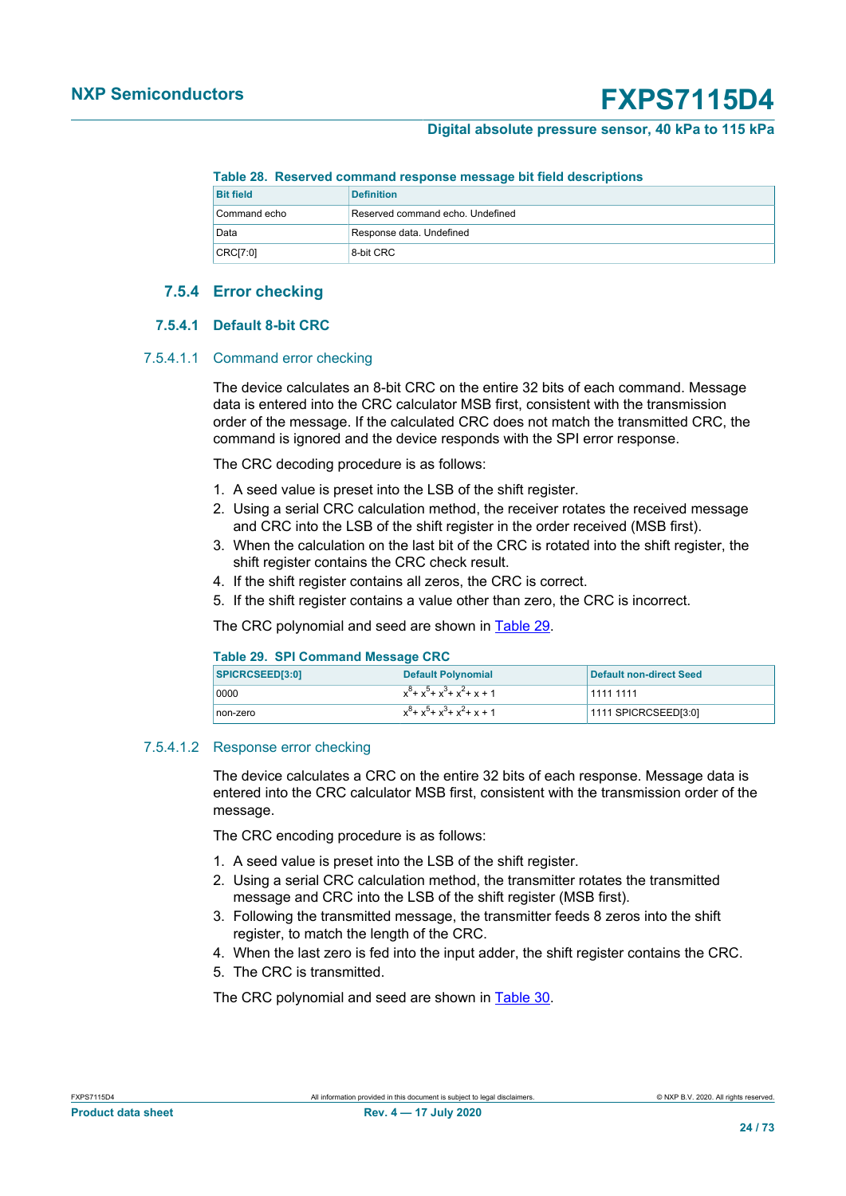**Table 28. Reserved command response message bit field descriptions**

| Bit field | Definition |
|---|---|
| Command echo | Reserved command echo. Undefined |
| Data | Response data. Undefined |
| CRC[7:0] | 8-bit CRC |

## 7.5.4 Error checking

### 7.5.4.1 Default 8-bit CRC

#### 7.5.4.1.1 Command error checking

The device calculates an 8-bit CRC on the entire 32 bits of each command. Message data is entered into the CRC calculator MSB first, consistent with the transmission order of the message. If the calculated CRC does not match the transmitted CRC, the command is ignored and the device responds with the SPI error response.

The CRC decoding procedure is as follows:

1. A seed value is preset into the LSB of the shift register.
2. Using a serial CRC calculation method, the receiver rotates the received message and CRC into the LSB of the shift register in the order received (MSB first).
3. When the calculation on the last bit of the CRC is rotated into the shift register, the shift register contains the CRC check result.
4. If the shift register contains all zeros, the CRC is correct.
5. If the shift register contains a value other than zero, the CRC is incorrect.

The CRC polynomial and seed are shown in Table 29.

**Table 29. SPI Command Message CRC**

| SPICRCSEED[3:0] | Default Polynomial | Default non-direct Seed |
|---|---|---|
| 0000 | $x^8 + x^5 + x^3 + x^2 + x + 1$ | 1111 1111 |
| non-zero | $x^8 + x^5 + x^3 + x^2 + x + 1$ | 1111 SPICRCSEED[3:0] |

#### 7.5.4.1.2 Response error checking

The device calculates a CRC on the entire 32 bits of each response. Message data is entered into the CRC calculator MSB first, consistent with the transmission order of the message.

The CRC encoding procedure is as follows:

1. A seed value is preset into the LSB of the shift register.
2. Using a serial CRC calculation method, the transmitter rotates the transmitted message and CRC into the LSB of the shift register (MSB first).
3. Following the transmitted message, the transmitter feeds 8 zeros into the shift register, to match the length of the CRC.
4. When the last zero is fed into the input adder, the shift register contains the CRC.
5. The CRC is transmitted.

The CRC polynomial and seed are shown in Table 30.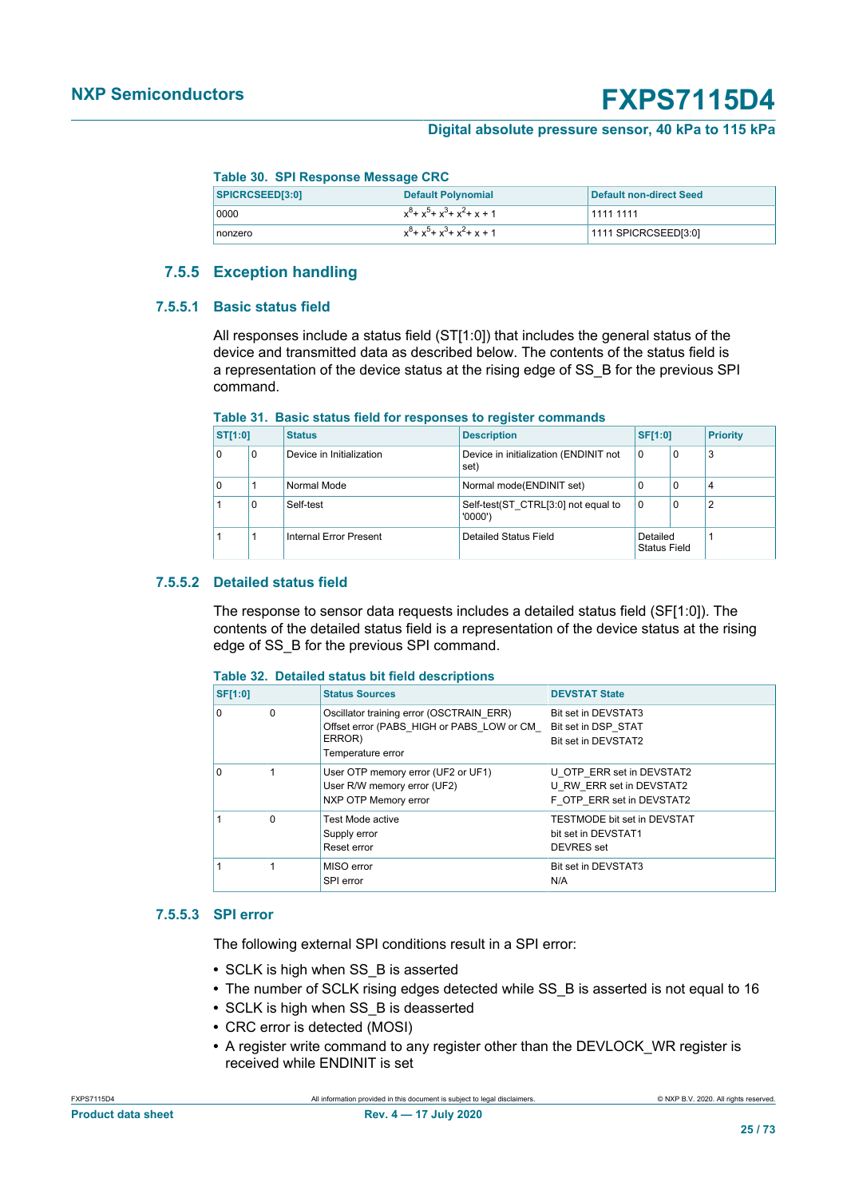**Table 30. SPI Response Message CRC**

| SPICRCSEED[3:0] | Default Polynomial | Default non-direct Seed |
|---|---|---|
| 0000 | $x^8 + x^5 + x^3 + x^2 + x + 1$ | 1111 1111 |
| nonzero | $x^8 + x^5 + x^3 + x^2 + x + 1$ | 1111 SPICRCSEED[3:0] |

## 7.5.5 Exception handling

### 7.5.5.1 Basic status field

All responses include a status field (ST[1:0]) that includes the general status of the device and transmitted data as described below. The contents of the status field is a representation of the device status at the rising edge of SS_B for the previous SPI command.

**Table 31. Basic status field for responses to register commands**

| ST[1:0] | | Status | Description | SF[1:0] | | Priority |
|---|---|---|---|---|---|---|
| 0 | 0 | Device in Initialization | Device in initialization (ENDINIT not set) | 0 | 0 | 3 |
| 0 | 1 | Normal Mode | Normal mode(ENDINIT set) | 0 | 0 | 4 |
| 1 | 0 | Self-test | Self-test(ST_CTRL[3:0] not equal to '0000') | 0 | 0 | 2 |
| 1 | 1 | Internal Error Present | Detailed Status Field | Detailed Status Field | | 1 |

### 7.5.5.2 Detailed status field

The response to sensor data requests includes a detailed status field (SF[1:0]). The contents of the detailed status field is a representation of the device status at the rising edge of SS_B for the previous SPI command.

**Table 32. Detailed status bit field descriptions**

| SF[1:0] | | Status Sources | DEVSTAT State |
|---|---|---|---|
| 0 | 0 | Oscillator training error (OSCTRAIN_ERR)<br>Offset error (PABS_HIGH or PABS_LOW or CM_ ERROR)<br>Temperature error | Bit set in DEVSTAT3<br>Bit set in DSP_STAT<br>Bit set in DEVSTAT2 |
| 0 | 1 | User OTP memory error (UF2 or UF1)<br>User R/W memory error (UF2)<br>NXP OTP Memory error | U_OTP_ERR set in DEVSTAT2<br>U_RW_ERR set in DEVSTAT2<br>F_OTP_ERR set in DEVSTAT2 |
| 1 | 0 | Test Mode active<br>Supply error<br>Reset error | TESTMODE bit set in DEVSTAT<br>bit set in DEVSTAT1<br>DEVRES set |
| 1 | 1 | MISO error<br>SPI error | Bit set in DEVSTAT3<br>N/A |

### 7.5.5.3 SPI error

The following external SPI conditions result in a SPI error:

- SCLK is high when SS_B is asserted
- The number of SCLK rising edges detected while SS_B is asserted is not equal to 16
- SCLK is high when SS_B is deasserted
- CRC error is detected (MOSI)
- A register write command to any register other than the DEVLOCK_WR register is received while ENDINIT is set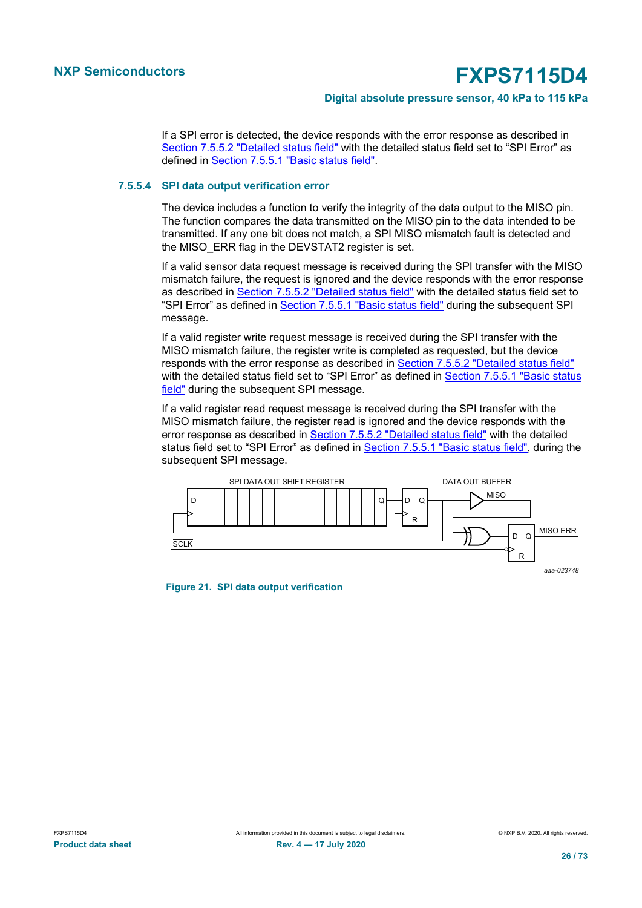If a SPI error is detected, the device responds with the error response as described in Section 7.5.5.2 "Detailed status field" with the detailed status field set to “SPI Error” as defined in Section 7.5.5.1 "Basic status field".

#### 7.5.5.4 SPI data output verification error

The device includes a function to verify the integrity of the data output to the MISO pin. The function compares the data transmitted on the MISO pin to the data intended to be transmitted. If any one bit does not match, a SPI MISO mismatch fault is detected and the MISO_ERR flag in the DEVSTAT2 register is set.

If a valid sensor data request message is received during the SPI transfer with the MISO mismatch failure, the request is ignored and the device responds with the error response as described in Section 7.5.5.2 "Detailed status field" with the detailed status field set to “SPI Error” as defined in Section 7.5.5.1 "Basic status field" during the subsequent SPI message.

If a valid register write request message is received during the SPI transfer with the MISO mismatch failure, the register write is completed as requested, but the device responds with the error response as described in Section 7.5.5.2 "Detailed status field" with the detailed status field set to “SPI Error” as defined in Section 7.5.5.1 "Basic status field" during the subsequent SPI message.

If a valid register read request message is received during the SPI transfer with the MISO mismatch failure, the register read is ignored and the device responds with the error response as described in Section 7.5.5.2 "Detailed status field" with the detailed status field set to “SPI Error” as defined in Section 7.5.5.1 "Basic status field", during the subsequent SPI message.

SPI DATA OUT SHIFT REGISTER — DATA OUT BUFFER — MISO — MISO ERR — SCLK

aaa-023748

**Figure 21. SPI data output verification**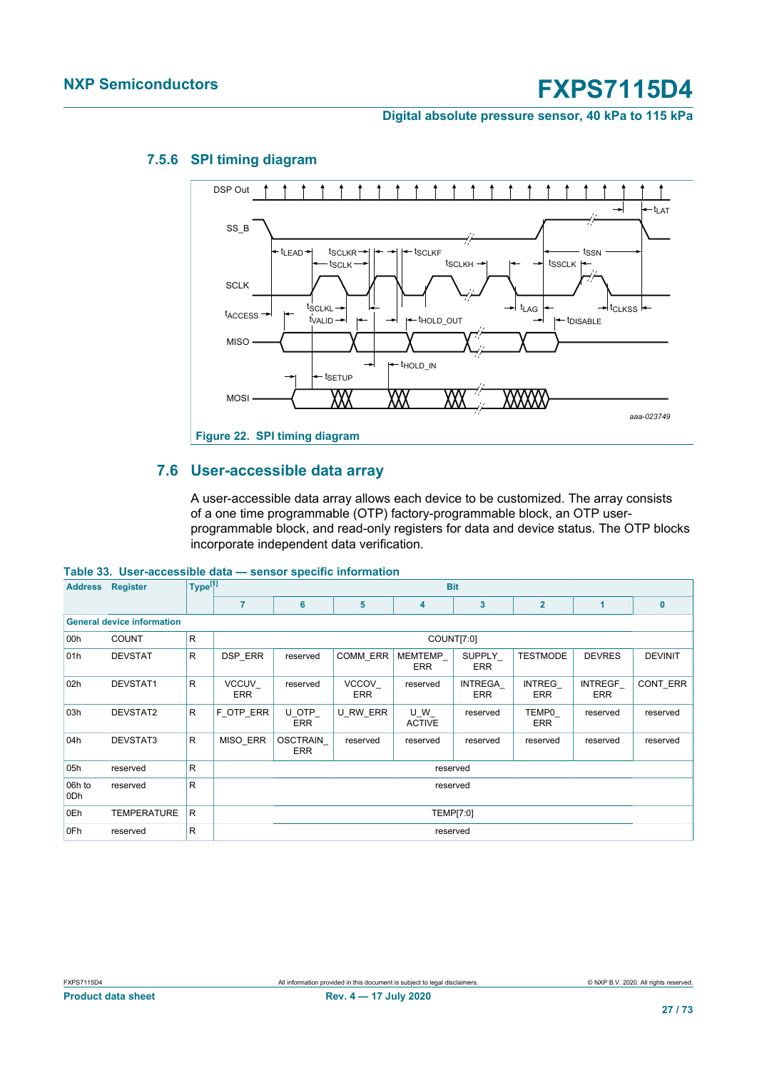### 7.5.6 SPI timing diagram

Figure 22. SPI timing diagram

## 7.6 User-accessible data array

A user-accessible data array allows each device to be customized. The array consists of a one time programmable (OTP) factory-programmable block, an OTP user-programmable block, and read-only registers for data and device status. The OTP blocks incorporate independent data verification.

Table 33. User-accessible data — sensor specific information

| Address | Register | Type[1] | Bit | | | | | | | |
|---|---|---|---|---|---|---|---|---|---|---|
| | | | 7 | 6 | 5 | 4 | 3 | 2 | 1 | 0 |
| General device information | | | | | | | | | | |
| 00h | COUNT | R | COUNT[7:0] | | | | | | | |
| 01h | DEVSTAT | R | DSP_ERR | reserved | COMM_ERR | MEMTEMP_ERR | SUPPLY_ERR | TESTMODE | DEVRES | DEVINIT |
| 02h | DEVSTAT1 | R | VCCUV_ERR | reserved | VCCOV_ERR | reserved | INTREGA_ERR | INTREG_ERR | INTREGF_ERR | CONT_ERR |
| 03h | DEVSTAT2 | R | F_OTP_ERR | U_OTP_ERR | U_RW_ERR | U_W_ACTIVE | reserved | TEMP0_ERR | reserved | reserved |
| 04h | DEVSTAT3 | R | MISO_ERR | OSCTRAIN_ERR | reserved | reserved | reserved | reserved | reserved | reserved |
| 05h | reserved | R | reserved | | | | | | | |
| 06h to 0Dh | reserved | R | reserved | | | | | | | |
| 0Eh | TEMPERATURE | R | TEMP[7:0] | | | | | | | |
| 0Fh | reserved | R | reserved | | | | | | | |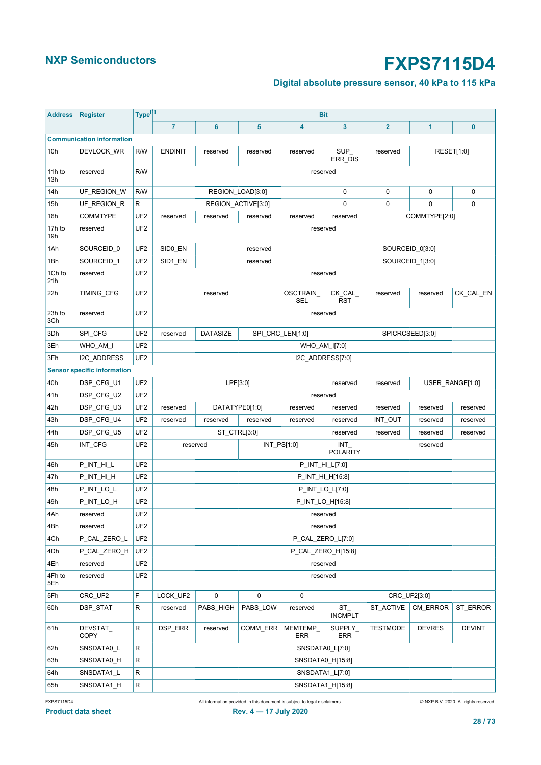| Address | Register | Type[1] | Bit | | | | | | | |
|---|---|---|---|---|---|---|---|---|---|---|
| | | | 7 | 6 | 5 | 4 | 3 | 2 | 1 | 0 |
| **Communication information** | | | | | | | | | | |
| 10h | DEVLOCK_WR | R/W | ENDINIT | reserved | reserved | reserved | SUP_ ERR_DIS | reserved | RESET[1:0] | |
| 11h to 13h | reserved | R/W | reserved | | | | | | | |
| 14h | UF_REGION_W | R/W | REGION_LOAD[3:0] | | | | 0 | 0 | 0 | 0 |
| 15h | UF_REGION_R | R | REGION_ACTIVE[3:0] | | | | 0 | 0 | 0 | 0 |
| 16h | COMMTYPE | UF2 | reserved | reserved | reserved | reserved | reserved | COMMTYPE[2:0] | | |
| 17h to 19h | reserved | UF2 | reserved | | | | | | | |
| 1Ah | SOURCEID_0 | UF2 | SID0_EN | reserved | | | SOURCEID_0[3:0] | | | |
| 1Bh | SOURCEID_1 | UF2 | SID1_EN | reserved | | | SOURCEID_1[3:0] | | | |
| 1Ch to 21h | reserved | UF2 | reserved | | | | | | | |
| 22h | TIMING_CFG | UF2 | reserved | | | OSCTRAIN_ SEL | CK_CAL_ RST | reserved | reserved | CK_CAL_EN |
| 23h to 3Ch | reserved | UF2 | reserved | | | | | | | |
| 3Dh | SPI_CFG | UF2 | reserved | DATASIZE | SPI_CRC_LEN[1:0] | | SPICRCSEED[3:0] | | | |
| 3Eh | WHO_AM_I | UF2 | WHO_AM_I[7:0] | | | | | | | |
| 3Fh | I2C_ADDRESS | UF2 | I2C_ADDRESS[7:0] | | | | | | | |
| **Sensor specific information** | | | | | | | | | | |
| 40h | DSP_CFG_U1 | UF2 | LPF[3:0] | | | | reserved | reserved | USER_RANGE[1:0] | |
| 41h | DSP_CFG_U2 | UF2 | reserved | | | | | | | |
| 42h | DSP_CFG_U3 | UF2 | reserved | DATATYPE0[1:0] | | reserved | reserved | reserved | reserved | reserved |
| 43h | DSP_CFG_U4 | UF2 | reserved | reserved | reserved | reserved | reserved | INT_OUT | reserved | reserved |
| 44h | DSP_CFG_U5 | UF2 | ST_CTRL[3:0] | | | | reserved | reserved | reserved | reserved |
| 45h | INT_CFG | UF2 | reserved | | INT_PS[1:0] | | INT_ POLARITY | reserved | | |
| 46h | P_INT_HI_L | UF2 | P_INT_HI_L[7:0] | | | | | | | |
| 47h | P_INT_HI_H | UF2 | P_INT_HI_H[15:8] | | | | | | | |
| 48h | P_INT_LO_L | UF2 | P_INT_LO_L[7:0] | | | | | | | |
| 49h | P_INT_LO_H | UF2 | P_INT_LO_H[15:8] | | | | | | | |
| 4Ah | reserved | UF2 | reserved | | | | | | | |
| 4Bh | reserved | UF2 | reserved | | | | | | | |
| 4Ch | P_CAL_ZERO_L | UF2 | P_CAL_ZERO_L[7:0] | | | | | | | |
| 4Dh | P_CAL_ZERO_H | UF2 | P_CAL_ZERO_H[15:8] | | | | | | | |
| 4Eh | reserved | UF2 | reserved | | | | | | | |
| 4Fh to 5Eh | reserved | UF2 | reserved | | | | | | | |
| 5Fh | CRC_UF2 | F | LOCK_UF2 | 0 | 0 | 0 | CRC_UF2[3:0] | | | |
| 60h | DSP_STAT | R | reserved | PABS_HIGH | PABS_LOW | reserved | ST_ INCMPLT | ST_ACTIVE | CM_ERROR | ST_ERROR |
| 61h | DEVSTAT_ COPY | R | DSP_ERR | reserved | COMM_ERR | MEMTEMP_ ERR | SUPPLY_ ERR | TESTMODE | DEVRES | DEVINT |
| 62h | SNSDATA0_L | R | SNSDATA0_L[7:0] | | | | | | | |
| 63h | SNSDATA0_H | R | SNSDATA0_H[15:8] | | | | | | | |
| 64h | SNSDATA1_L | R | SNSDATA1_L[7:0] | | | | | | | |
| 65h | SNSDATA1_H | R | SNSDATA1_H[15:8] | | | | | | | |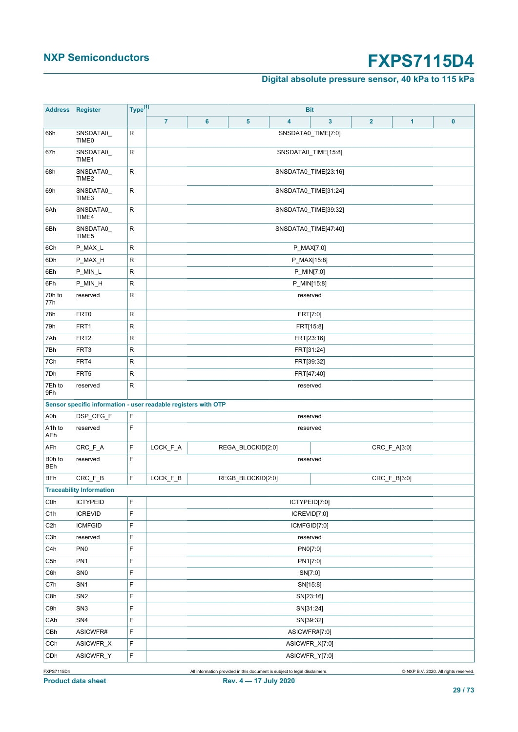| Address | Register | Type[1] | Bit | | | | | | | |
|---|---|---|---|---|---|---|---|---|---|---|
| | | | 7 | 6 | 5 | 4 | 3 | 2 | 1 | 0 |
| 66h | SNSDATA0_TIME0 | R | SNSDATA0_TIME[7:0] | | | | | | | |
| 67h | SNSDATA0_TIME1 | R | SNSDATA0_TIME[15:8] | | | | | | | |
| 68h | SNSDATA0_TIME2 | R | SNSDATA0_TIME[23:16] | | | | | | | |
| 69h | SNSDATA0_TIME3 | R | SNSDATA0_TIME[31:24] | | | | | | | |
| 6Ah | SNSDATA0_TIME4 | R | SNSDATA0_TIME[39:32] | | | | | | | |
| 6Bh | SNSDATA0_TIME5 | R | SNSDATA0_TIME[47:40] | | | | | | | |
| 6Ch | P_MAX_L | R | P_MAX[7:0] | | | | | | | |
| 6Dh | P_MAX_H | R | P_MAX[15:8] | | | | | | | |
| 6Eh | P_MIN_L | R | P_MIN[7:0] | | | | | | | |
| 6Fh | P_MIN_H | R | P_MIN[15:8] | | | | | | | |
| 70h to 77h | reserved | R | reserved | | | | | | | |
| 78h | FRT0 | R | FRT[7:0] | | | | | | | |
| 79h | FRT1 | R | FRT[15:8] | | | | | | | |
| 7Ah | FRT2 | R | FRT[23:16] | | | | | | | |
| 7Bh | FRT3 | R | FRT[31:24] | | | | | | | |
| 7Ch | FRT4 | R | FRT[39:32] | | | | | | | |
| 7Dh | FRT5 | R | FRT[47:40] | | | | | | | |
| 7Eh to 9Fh | reserved | R | reserved | | | | | | | |
| **Sensor specific information - user readable registers with OTP** | | | | | | | | | | |
| A0h | DSP_CFG_F | F | reserved | | | | | | | |
| A1h to AEh | reserved | F | reserved | | | | | | | |
| AFh | CRC_F_A | F | LOCK_F_A | REGA_BLOCKID[2:0] | | | CRC_F_A[3:0] | | | |
| B0h to BEh | reserved | F | reserved | | | | | | | |
| BFh | CRC_F_B | F | LOCK_F_B | REGB_BLOCKID[2:0] | | | CRC_F_B[3:0] | | | |
| **Traceability Information** | | | | | | | | | | |
| C0h | ICTYPEID | F | ICTYPEID[7:0] | | | | | | | |
| C1h | ICREVID | F | ICREVID[7:0] | | | | | | | |
| C2h | ICMFGID | F | ICMFGID[7:0] | | | | | | | |
| C3h | reserved | F | reserved | | | | | | | |
| C4h | PN0 | F | PN0[7:0] | | | | | | | |
| C5h | PN1 | F | PN1[7:0] | | | | | | | |
| C6h | SN0 | F | SN[7:0] | | | | | | | |
| C7h | SN1 | F | SN[15:8] | | | | | | | |
| C8h | SN2 | F | SN[23:16] | | | | | | | |
| C9h | SN3 | F | SN[31:24] | | | | | | | |
| CAh | SN4 | F | SN[39:32] | | | | | | | |
| CBh | ASICWFR# | F | ASICWFR#[7:0] | | | | | | | |
| CCh | ASICWFR_X | F | ASICWFR_X[7:0] | | | | | | | |
| CDh | ASICWFR_Y | F | ASICWFR_Y[7:0] | | | | | | | |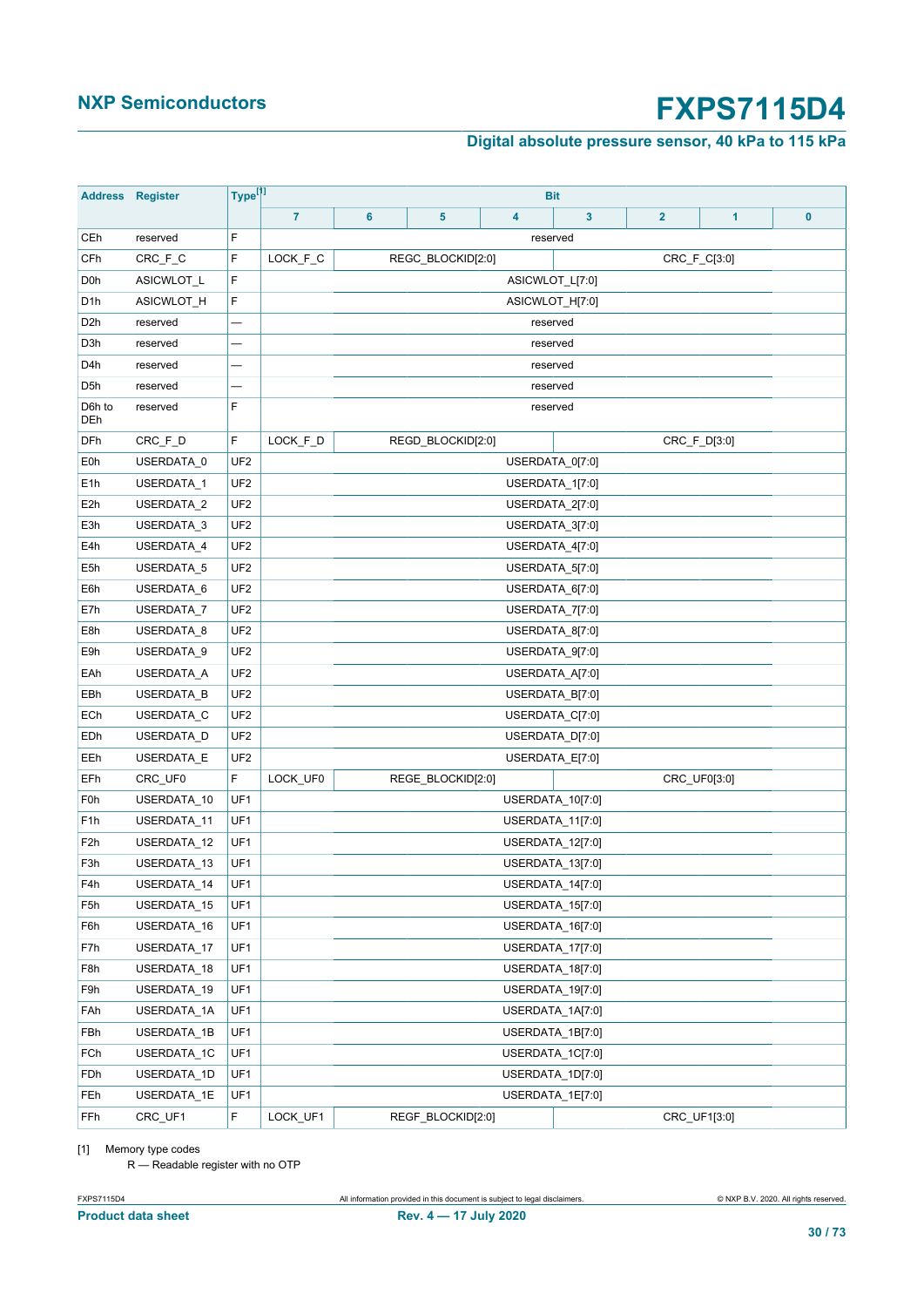| Address | Register | Type[1] | Bit | | | | | | | |
|---|---|---|---|---|---|---|---|---|---|---|
| | | | 7 | 6 | 5 | 4 | 3 | 2 | 1 | 0 |
| CEh | reserved | F | reserved | | | | | | | |
| CFh | CRC_F_C | F | LOCK_F_C | REGC_BLOCKID[2:0] | | | CRC_F_C[3:0] | | | |
| D0h | ASICWLOT_L | F | ASICWLOT_L[7:0] | | | | | | | |
| D1h | ASICWLOT_H | F | ASICWLOT_H[7:0] | | | | | | | |
| D2h | reserved | — | reserved | | | | | | | |
| D3h | reserved | — | reserved | | | | | | | |
| D4h | reserved | — | reserved | | | | | | | |
| D5h | reserved | — | reserved | | | | | | | |
| D6h to DEh | reserved | F | reserved | | | | | | | |
| DFh | CRC_F_D | F | LOCK_F_D | REGD_BLOCKID[2:0] | | | CRC_F_D[3:0] | | | |
| E0h | USERDATA_0 | UF2 | USERDATA_0[7:0] | | | | | | | |
| E1h | USERDATA_1 | UF2 | USERDATA_1[7:0] | | | | | | | |
| E2h | USERDATA_2 | UF2 | USERDATA_2[7:0] | | | | | | | |
| E3h | USERDATA_3 | UF2 | USERDATA_3[7:0] | | | | | | | |
| E4h | USERDATA_4 | UF2 | USERDATA_4[7:0] | | | | | | | |
| E5h | USERDATA_5 | UF2 | USERDATA_5[7:0] | | | | | | | |
| E6h | USERDATA_6 | UF2 | USERDATA_6[7:0] | | | | | | | |
| E7h | USERDATA_7 | UF2 | USERDATA_7[7:0] | | | | | | | |
| E8h | USERDATA_8 | UF2 | USERDATA_8[7:0] | | | | | | | |
| E9h | USERDATA_9 | UF2 | USERDATA_9[7:0] | | | | | | | |
| EAh | USERDATA_A | UF2 | USERDATA_A[7:0] | | | | | | | |
| EBh | USERDATA_B | UF2 | USERDATA_B[7:0] | | | | | | | |
| ECh | USERDATA_C | UF2 | USERDATA_C[7:0] | | | | | | | |
| EDh | USERDATA_D | UF2 | USERDATA_D[7:0] | | | | | | | |
| EEh | USERDATA_E | UF2 | USERDATA_E[7:0] | | | | | | | |
| EFh | CRC_UF0 | F | LOCK_UF0 | REGE_BLOCKID[2:0] | | | CRC_UF0[3:0] | | | |
| F0h | USERDATA_10 | UF1 | USERDATA_10[7:0] | | | | | | | |
| F1h | USERDATA_11 | UF1 | USERDATA_11[7:0] | | | | | | | |
| F2h | USERDATA_12 | UF1 | USERDATA_12[7:0] | | | | | | | |
| F3h | USERDATA_13 | UF1 | USERDATA_13[7:0] | | | | | | | |
| F4h | USERDATA_14 | UF1 | USERDATA_14[7:0] | | | | | | | |
| F5h | USERDATA_15 | UF1 | USERDATA_15[7:0] | | | | | | | |
| F6h | USERDATA_16 | UF1 | USERDATA_16[7:0] | | | | | | | |
| F7h | USERDATA_17 | UF1 | USERDATA_17[7:0] | | | | | | | |
| F8h | USERDATA_18 | UF1 | USERDATA_18[7:0] | | | | | | | |
| F9h | USERDATA_19 | UF1 | USERDATA_19[7:0] | | | | | | | |
| FAh | USERDATA_1A | UF1 | USERDATA_1A[7:0] | | | | | | | |
| FBh | USERDATA_1B | UF1 | USERDATA_1B[7:0] | | | | | | | |
| FCh | USERDATA_1C | UF1 | USERDATA_1C[7:0] | | | | | | | |
| FDh | USERDATA_1D | UF1 | USERDATA_1D[7:0] | | | | | | | |
| FEh | USERDATA_1E | UF1 | USERDATA_1E[7:0] | | | | | | | |
| FFh | CRC_UF1 | F | LOCK_UF1 | REGF_BLOCKID[2:0] | | | CRC_UF1[3:0] | | | |

[1] Memory type codes
R — Readable register with no OTP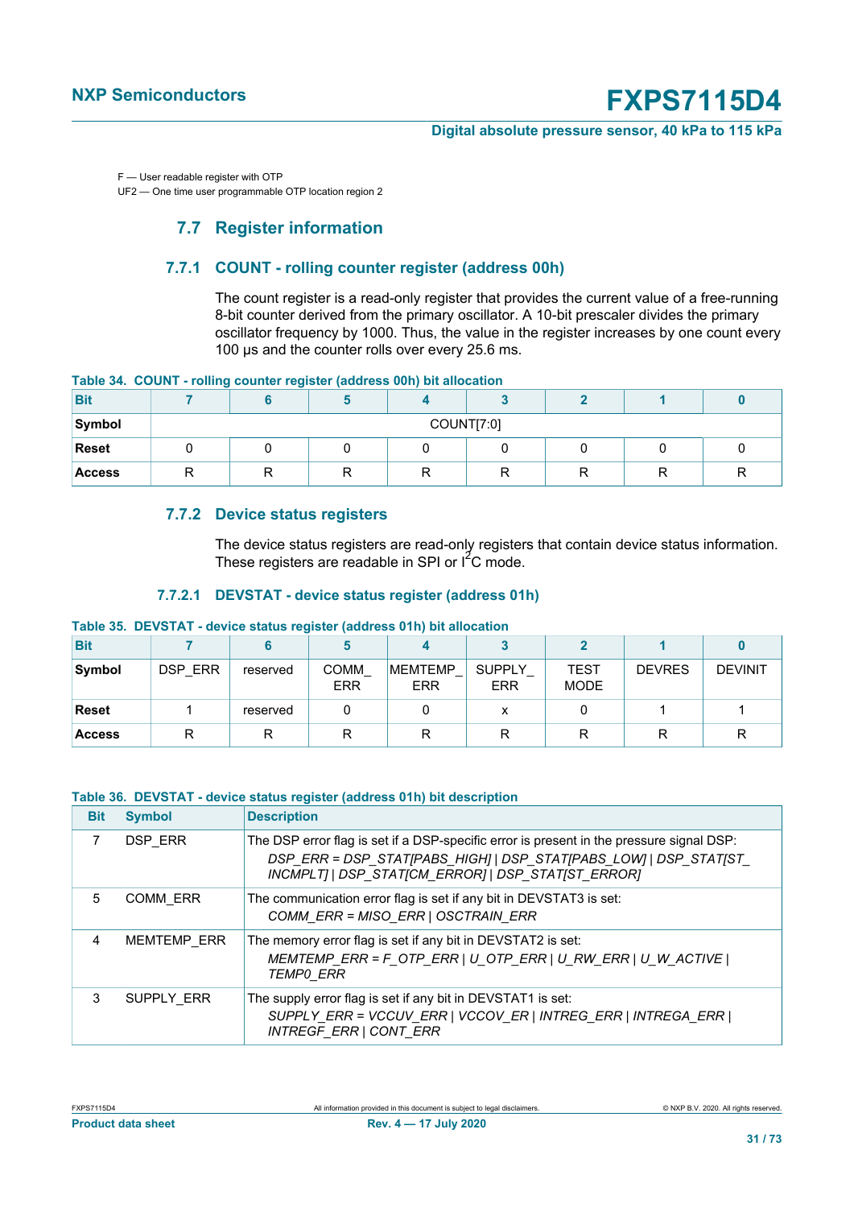F — User readable register with OTP
UF2 — One time user programmable OTP location region 2

## 7.7 Register information

### 7.7.1 COUNT - rolling counter register (address 00h)

The count register is a read-only register that provides the current value of a free-running 8-bit counter derived from the primary oscillator. A 10-bit prescaler divides the primary oscillator frequency by 1000. Thus, the value in the register increases by one count every 100 µs and the counter rolls over every 25.6 ms.

**Table 34. COUNT - rolling counter register (address 00h) bit allocation**

| Bit | 7 | 6 | 5 | 4 | 3 | 2 | 1 | 0 |
|---|---|---|---|---|---|---|---|---|
| Symbol | COUNT[7:0] | | | | | | | |
| Reset | 0 | 0 | 0 | 0 | 0 | 0 | 0 | 0 |
| Access | R | R | R | R | R | R | R | R |

### 7.7.2 Device status registers

The device status registers are read-only registers that contain device status information. These registers are readable in SPI or I²C mode.

#### 7.7.2.1 DEVSTAT - device status register (address 01h)

**Table 35. DEVSTAT - device status register (address 01h) bit allocation**

| Bit | 7 | 6 | 5 | 4 | 3 | 2 | 1 | 0 |
|---|---|---|---|---|---|---|---|---|
| Symbol | DSP_ERR | reserved | COMM_ERR | MEMTEMP_ERR | SUPPLY_ERR | TESTMODE | DEVRES | DEVINIT |
| Reset | 1 | reserved | 0 | 0 | x | 0 | 1 | 1 |
| Access | R | R | R | R | R | R | R | R |

**Table 36. DEVSTAT - device status register (address 01h) bit description**

| Bit | Symbol | Description |
|---|---|---|
| 7 | DSP_ERR | The DSP error flag is set if a DSP-specific error is present in the pressure signal DSP: *DSP_ERR = DSP_STAT[PABS_HIGH] \| DSP_STAT[PABS_LOW] \| DSP_STAT[ST_INCMPLT] \| DSP_STAT[CM_ERROR] \| DSP_STAT[ST_ERROR]* |
| 5 | COMM_ERR | The communication error flag is set if any bit in DEVSTAT3 is set: *COMM_ERR = MISO_ERR \| OSCTRAIN_ERR* |
| 4 | MEMTEMP_ERR | The memory error flag is set if any bit in DEVSTAT2 is set: *MEMTEMP_ERR = F_OTP_ERR \| U_OTP_ERR \| U_RW_ERR \| U_W_ACTIVE \| TEMP0_ERR* |
| 3 | SUPPLY_ERR | The supply error flag is set if any bit in DEVSTAT1 is set: *SUPPLY_ERR = VCCUV_ERR \| VCCOV_ER \| INTREG_ERR \| INTREGA_ERR \| INTREGF_ERR \| CONT_ERR* |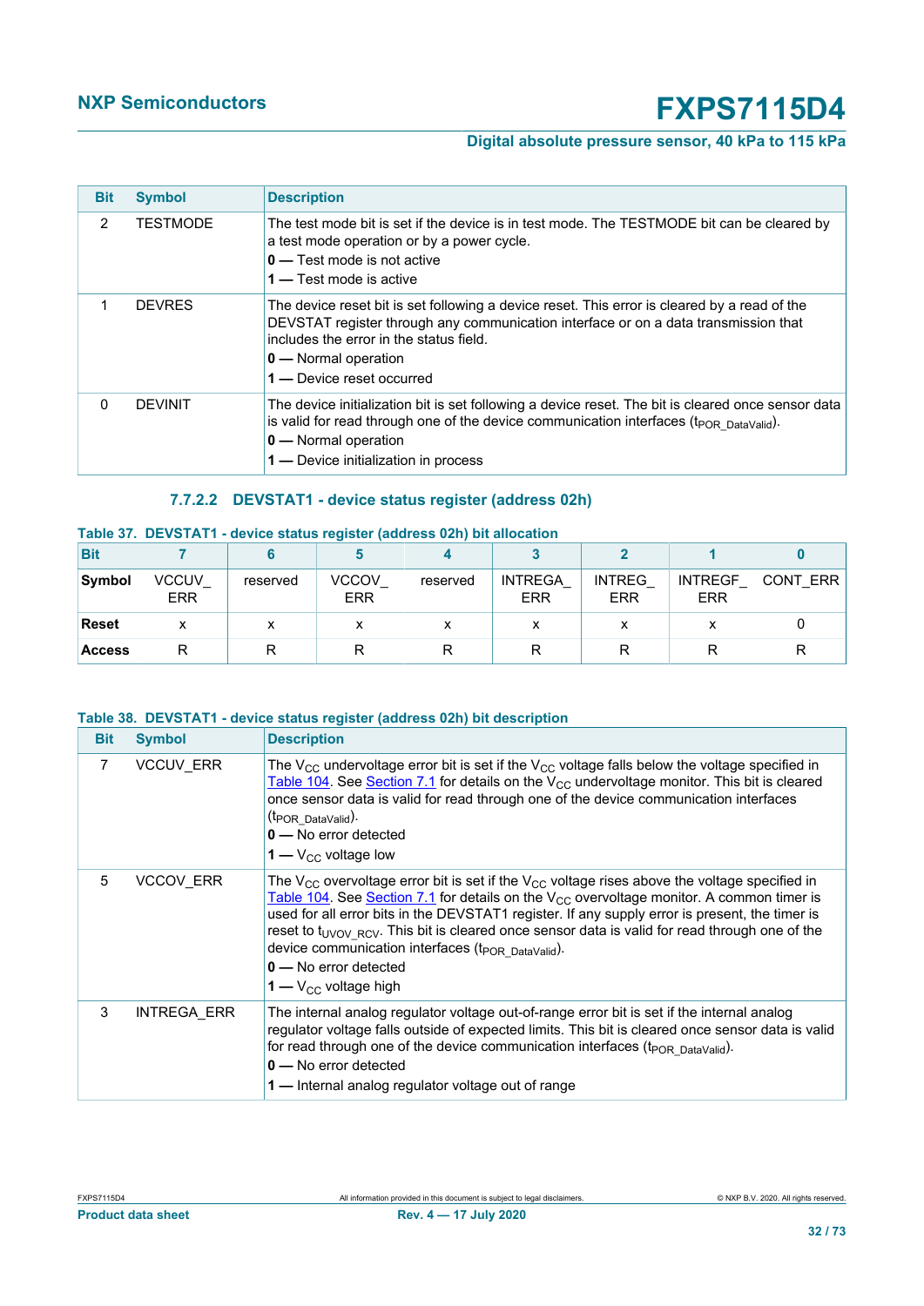| Bit | Symbol | Description |
|---|---|---|
| 2 | TESTMODE | The test mode bit is set if the device is in test mode. The TESTMODE bit can be cleared by a test mode operation or by a power cycle.<br>**0** — Test mode is not active<br>**1** — Test mode is active |
| 1 | DEVRES | The device reset bit is set following a device reset. This error is cleared by a read of the DEVSTAT register through any communication interface or on a data transmission that includes the error in the status field.<br>**0** — Normal operation<br>**1** — Device reset occurred |
| 0 | DEVINIT | The device initialization bit is set following a device reset. The bit is cleared once sensor data is valid for read through one of the device communication interfaces ($t_{POR\_DataValid}$).<br>**0** — Normal operation<br>**1** — Device initialization in process |

#### 7.7.2.2 DEVSTAT1 - device status register (address 02h)

**Table 37. DEVSTAT1 - device status register (address 02h) bit allocation**

| Bit | 7 | 6 | 5 | 4 | 3 | 2 | 1 | 0 |
|---|---|---|---|---|---|---|---|---|
| **Symbol** | VCCUV_ ERR | reserved | VCCOV_ ERR | reserved | INTREGA_ ERR | INTREG_ ERR | INTREGF_ ERR | CONT_ERR |
| **Reset** | x | x | x | x | x | x | x | 0 |
| **Access** | R | R | R | R | R | R | R | R |

**Table 38. DEVSTAT1 - device status register (address 02h) bit description**

| Bit | Symbol | Description |
|---|---|---|
| 7 | VCCUV_ERR | The $V_{CC}$ undervoltage error bit is set if the $V_{CC}$ voltage falls below the voltage specified in Table 104. See Section 7.1 for details on the $V_{CC}$ undervoltage monitor. This bit is cleared once sensor data is valid for read through one of the device communication interfaces ($t_{POR\_DataValid}$).<br>**0** — No error detected<br>**1** — $V_{CC}$ voltage low |
| 5 | VCCOV_ERR | The $V_{CC}$ overvoltage error bit is set if the $V_{CC}$ voltage rises above the voltage specified in Table 104. See Section 7.1 for details on the $V_{CC}$ overvoltage monitor. A common timer is used for all error bits in the DEVSTAT1 register. If any supply error is present, the timer is reset to $t_{UVOV\_RCV}$. This bit is cleared once sensor data is valid for read through one of the device communication interfaces ($t_{POR\_DataValid}$).<br>**0** — No error detected<br>**1** — $V_{CC}$ voltage high |
| 3 | INTREGA_ERR | The internal analog regulator voltage out-of-range error bit is set if the internal analog regulator voltage falls outside of expected limits. This bit is cleared once sensor data is valid for read through one of the device communication interfaces ($t_{POR\_DataValid}$).<br>**0** — No error detected<br>**1** — Internal analog regulator voltage out of range |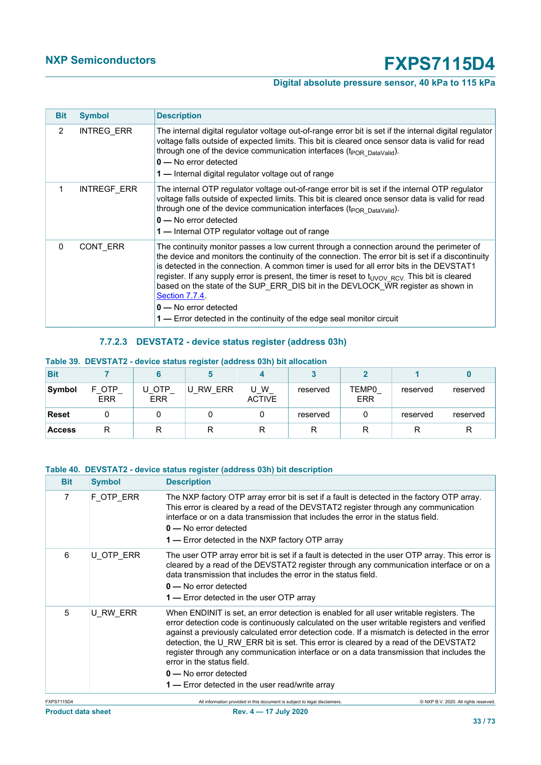| Bit | Symbol | Description |
|---|---|---|
| 2 | INTREG_ERR | The internal digital regulator voltage out-of-range error bit is set if the internal digital regulator voltage falls outside of expected limits. This bit is cleared once sensor data is valid for read through one of the device communication interfaces ($t_{POR\_DataValid}$).<br>**0** — No error detected<br>**1** — Internal digital regulator voltage out of range |
| 1 | INTREGF_ERR | The internal OTP regulator voltage out-of-range error bit is set if the internal OTP regulator voltage falls outside of expected limits. This bit is cleared once sensor data is valid for read through one of the device communication interfaces ($t_{POR\_DataValid}$).<br>**0** — No error detected<br>**1** — Internal OTP regulator voltage out of range |
| 0 | CONT_ERR | The continuity monitor passes a low current through a connection around the perimeter of the device and monitors the continuity of the connection. The error bit is set if a discontinuity is detected in the connection. A common timer is used for all error bits in the DEVSTAT1 register. If any supply error is present, the timer is reset to $t_{UVOV\_RCV}$. This bit is cleared based on the state of the SUP_ERR_DIS bit in the DEVLOCK_WR register as shown in Section 7.7.4.<br>**0** — No error detected<br>**1** — Error detected in the continuity of the edge seal monitor circuit |

#### 7.7.2.3 DEVSTAT2 - device status register (address 03h)

**Table 39. DEVSTAT2 - device status register (address 03h) bit allocation**

| Bit | 7 | 6 | 5 | 4 | 3 | 2 | 1 | 0 |
|---|---|---|---|---|---|---|---|---|
| Symbol | F_OTP_ERR | U_OTP_ERR | U_RW_ERR | U_W_ACTIVE | reserved | TEMP0_ERR | reserved | reserved |
| Reset | 0 | 0 | 0 | 0 | reserved | 0 | reserved | reserved |
| Access | R | R | R | R | R | R | R | R |

**Table 40. DEVSTAT2 - device status register (address 03h) bit description**

| Bit | Symbol | Description |
|---|---|---|
| 7 | F_OTP_ERR | The NXP factory OTP array error bit is set if a fault is detected in the factory OTP array. This error is cleared by a read of the DEVSTAT2 register through any communication interface or on a data transmission that includes the error in the status field.<br>**0** — No error detected<br>**1** — Error detected in the NXP factory OTP array |
| 6 | U_OTP_ERR | The user OTP array error bit is set if a fault is detected in the user OTP array. This error is cleared by a read of the DEVSTAT2 register through any communication interface or on a data transmission that includes the error in the status field.<br>**0** — No error detected<br>**1** — Error detected in the user OTP array |
| 5 | U_RW_ERR | When ENDINIT is set, an error detection is enabled for all user writable registers. The error detection code is continuously calculated on the user writable registers and verified against a previously calculated error detection code. If a mismatch is detected in the error detection, the U_RW_ERR bit is set. This error is cleared by a read of the DEVSTAT2 register through any communication interface or on a data transmission that includes the error in the status field.<br>**0** — No error detected<br>**1** — Error detected in the user read/write array |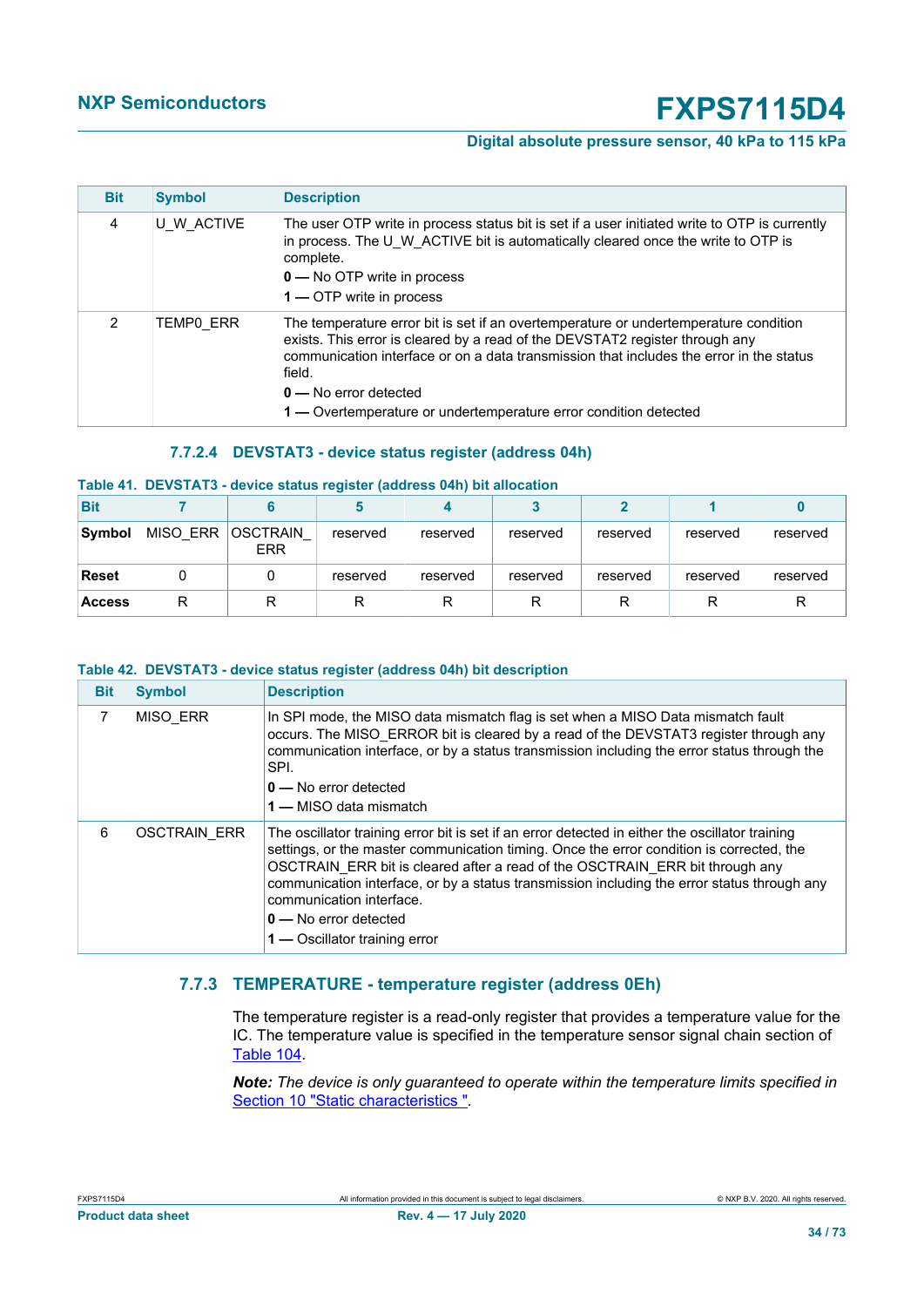| Bit | Symbol | Description |
|---|---|---|
| 4 | U_W_ACTIVE | The user OTP write in process status bit is set if a user initiated write to OTP is currently in process. The U_W_ACTIVE bit is automatically cleared once the write to OTP is complete.<br>**0** — No OTP write in process<br>**1** — OTP write in process |
| 2 | TEMP0_ERR | The temperature error bit is set if an overtemperature or undertemperature condition exists. This error is cleared by a read of the DEVSTAT2 register through any communication interface or on a data transmission that includes the error in the status field.<br>**0** — No error detected<br>**1** — Overtemperature or undertemperature error condition detected |

#### 7.7.2.4 DEVSTAT3 - device status register (address 04h)

**Table 41. DEVSTAT3 - device status register (address 04h) bit allocation**

| Bit | 7 | 6 | 5 | 4 | 3 | 2 | 1 | 0 |
|---|---|---|---|---|---|---|---|---|
| **Symbol** | MISO_ERR | OSCTRAIN_ ERR | reserved | reserved | reserved | reserved | reserved | reserved |
| **Reset** | 0 | 0 | reserved | reserved | reserved | reserved | reserved | reserved |
| **Access** | R | R | R | R | R | R | R | R |

**Table 42. DEVSTAT3 - device status register (address 04h) bit description**

| Bit | Symbol | Description |
|---|---|---|
| 7 | MISO_ERR | In SPI mode, the MISO data mismatch flag is set when a MISO Data mismatch fault occurs. The MISO_ERROR bit is cleared by a read of the DEVSTAT3 register through any communication interface, or by a status transmission including the error status through the SPI.<br>**0** — No error detected<br>**1** — MISO data mismatch |
| 6 | OSCTRAIN_ERR | The oscillator training error bit is set if an error detected in either the oscillator training settings, or the master communication timing. Once the error condition is corrected, the OSCTRAIN_ERR bit is cleared after a read of the OSCTRAIN_ERR bit through any communication interface, or by a status transmission including the error status through any communication interface.<br>**0** — No error detected<br>**1** — Oscillator training error |

### 7.7.3 TEMPERATURE - temperature register (address 0Eh)

The temperature register is a read-only register that provides a temperature value for the IC. The temperature value is specified in the temperature sensor signal chain section of Table 104.

***Note:*** *The device is only guaranteed to operate within the temperature limits specified in Section 10 "Static characteristics ".*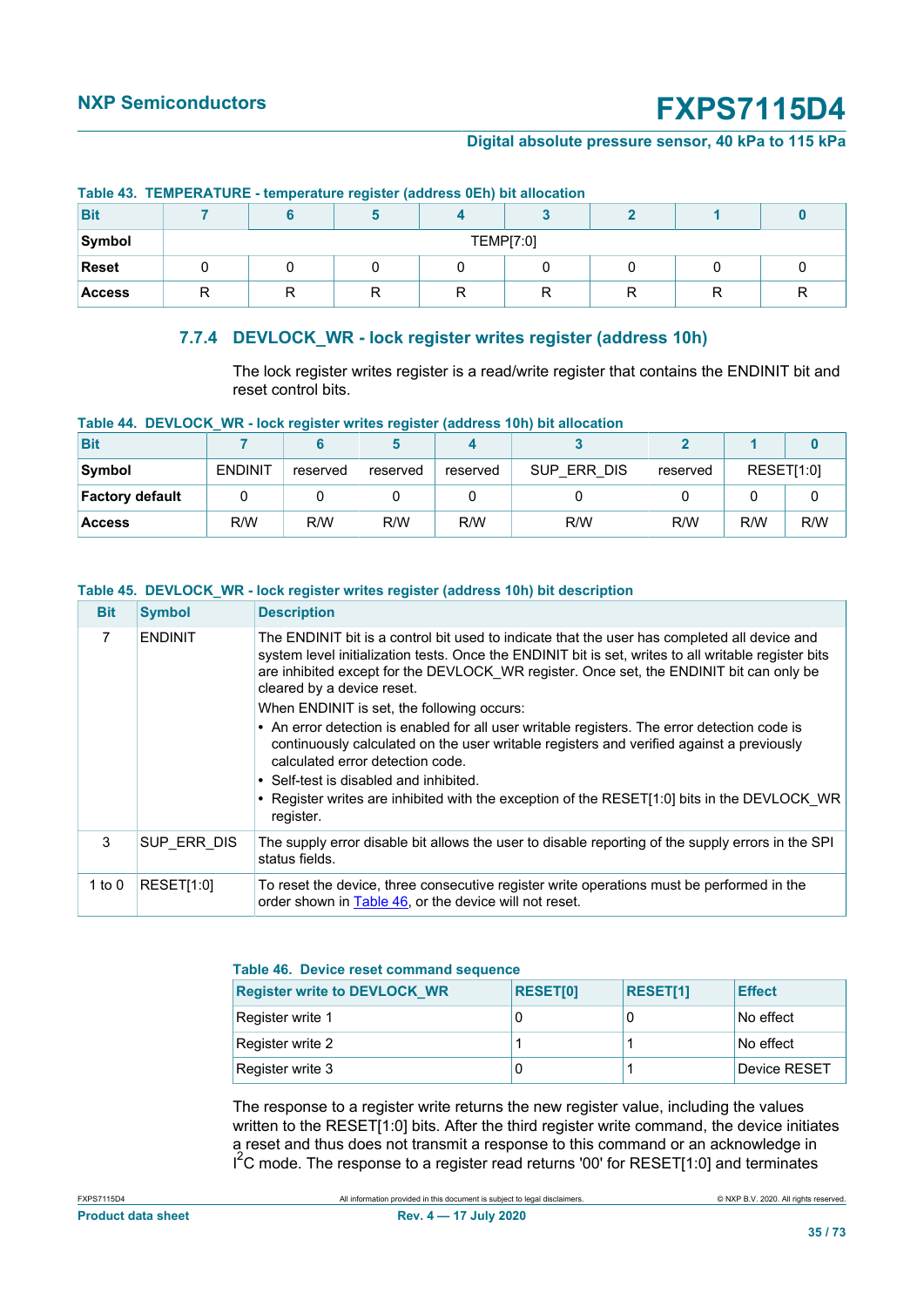**Table 43. TEMPERATURE - temperature register (address 0Eh) bit allocation**

| Bit | 7 | 6 | 5 | 4 | 3 | 2 | 1 | 0 |
|---|---|---|---|---|---|---|---|---|
| Symbol | TEMP[7:0] | | | | | | | |
| Reset | 0 | 0 | 0 | 0 | 0 | 0 | 0 | 0 |
| Access | R | R | R | R | R | R | R | R |

### 7.7.4 DEVLOCK_WR - lock register writes register (address 10h)

The lock register writes register is a read/write register that contains the ENDINIT bit and reset control bits.

**Table 44. DEVLOCK_WR - lock register writes register (address 10h) bit allocation**

| Bit | 7 | 6 | 5 | 4 | 3 | 2 | 1 | 0 |
|---|---|---|---|---|---|---|---|---|
| Symbol | ENDINIT | reserved | reserved | reserved | SUP_ERR_DIS | reserved | RESET[1:0] | |
| Factory default | 0 | 0 | 0 | 0 | 0 | 0 | 0 | 0 |
| Access | R/W | R/W | R/W | R/W | R/W | R/W | R/W | R/W |

**Table 45. DEVLOCK_WR - lock register writes register (address 10h) bit description**

| Bit | Symbol | Description |
|---|---|---|
| 7 | ENDINIT | The ENDINIT bit is a control bit used to indicate that the user has completed all device and system level initialization tests. Once the ENDINIT bit is set, writes to all writable register bits are inhibited except for the DEVLOCK_WR register. Once set, the ENDINIT bit can only be cleared by a device reset.<br>When ENDINIT is set, the following occurs:<br>• An error detection is enabled for all user writable registers. The error detection code is continuously calculated on the user writable registers and verified against a previously calculated error detection code.<br>• Self-test is disabled and inhibited.<br>• Register writes are inhibited with the exception of the RESET[1:0] bits in the DEVLOCK_WR register. |
| 3 | SUP_ERR_DIS | The supply error disable bit allows the user to disable reporting of the supply errors in the SPI status fields. |
| 1 to 0 | RESET[1:0] | To reset the device, three consecutive register write operations must be performed in the order shown in Table 46, or the device will not reset. |

**Table 46. Device reset command sequence**

| Register write to DEVLOCK_WR | RESET[0] | RESET[1] | Effect |
|---|---|---|---|
| Register write 1 | 0 | 0 | No effect |
| Register write 2 | 1 | 1 | No effect |
| Register write 3 | 0 | 1 | Device RESET |

The response to a register write returns the new register value, including the values written to the RESET[1:0] bits. After the third register write command, the device initiates a reset and thus does not transmit a response to this command or an acknowledge in I$^2$C mode. The response to a register read returns '00' for RESET[1:0] and terminates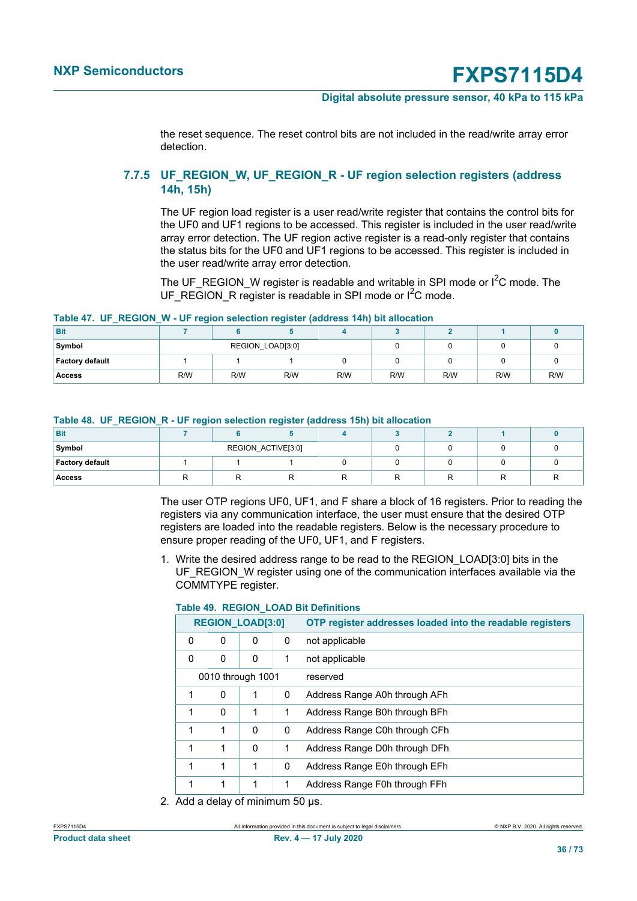the reset sequence. The reset control bits are not included in the read/write array error detection.

### 7.7.5 UF_REGION_W, UF_REGION_R - UF region selection registers (address 14h, 15h)

The UF region load register is a user read/write register that contains the control bits for the UF0 and UF1 regions to be accessed. This register is included in the user read/write array error detection. The UF region active register is a read-only register that contains the status bits for the UF0 and UF1 regions to be accessed. This register is included in the user read/write array error detection.

The UF_REGION_W register is readable and writable in SPI mode or $I^2C$ mode. The UF_REGION_R register is readable in SPI mode or $I^2C$ mode.

**Table 47. UF_REGION_W - UF region selection register (address 14h) bit allocation**

| Bit | 7 | 6 | 5 | 4 | 3 | 2 | 1 | 0 |
|---|---|---|---|---|---|---|---|---|
| Symbol | REGION_LOAD[3:0] | | | | 0 | 0 | 0 | 0 |
| Factory default | 1 | 1 | 1 | 0 | 0 | 0 | 0 | 0 |
| Access | R/W | R/W | R/W | R/W | R/W | R/W | R/W | R/W |

**Table 48. UF_REGION_R - UF region selection register (address 15h) bit allocation**

| Bit | 7 | 6 | 5 | 4 | 3 | 2 | 1 | 0 |
|---|---|---|---|---|---|---|---|---|
| Symbol | REGION_ACTIVE[3:0] | | | | 0 | 0 | 0 | 0 |
| Factory default | 1 | 1 | 1 | 0 | 0 | 0 | 0 | 0 |
| Access | R | R | R | R | R | R | R | R |

The user OTP regions UF0, UF1, and F share a block of 16 registers. Prior to reading the registers via any communication interface, the user must ensure that the desired OTP registers are loaded into the readable registers. Below is the necessary procedure to ensure proper reading of the UF0, UF1, and F registers.

1. Write the desired address range to be read to the REGION_LOAD[3:0] bits in the UF_REGION_W register using one of the communication interfaces available via the COMMTYPE register.

**Table 49. REGION_LOAD Bit Definitions**

| REGION_LOAD[3:0] | | | | OTP register addresses loaded into the readable registers |
|---|---|---|---|---|
| 0 | 0 | 0 | 0 | not applicable |
| 0 | 0 | 0 | 1 | not applicable |
| 0010 through 1001 | | | | reserved |
| 1 | 0 | 1 | 0 | Address Range A0h through AFh |
| 1 | 0 | 1 | 1 | Address Range B0h through BFh |
| 1 | 1 | 0 | 0 | Address Range C0h through CFh |
| 1 | 1 | 0 | 1 | Address Range D0h through DFh |
| 1 | 1 | 1 | 0 | Address Range E0h through EFh |
| 1 | 1 | 1 | 1 | Address Range F0h through FFh |

2. Add a delay of minimum 50 µs.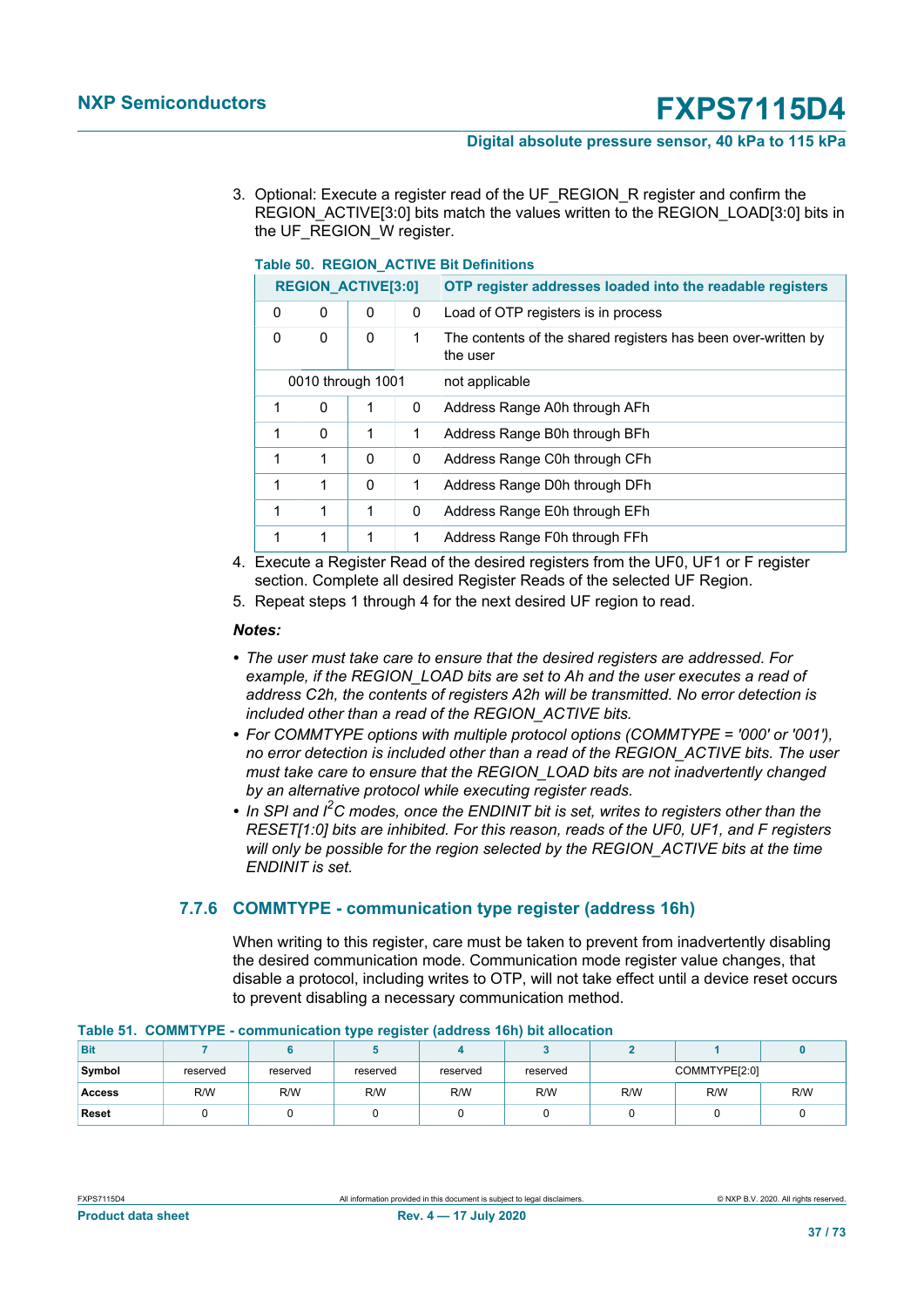3. Optional: Execute a register read of the UF_REGION_R register and confirm the REGION_ACTIVE[3:0] bits match the values written to the REGION_LOAD[3:0] bits in the UF_REGION_W register.

**Table 50. REGION_ACTIVE Bit Definitions**

| REGION_ACTIVE[3:0] | | | | OTP register addresses loaded into the readable registers |
|---|---|---|---|---|
| 0 | 0 | 0 | 0 | Load of OTP registers is in process |
| 0 | 0 | 0 | 1 | The contents of the shared registers has been over-written by the user |
| 0010 through 1001 | | | | not applicable |
| 1 | 0 | 1 | 0 | Address Range A0h through AFh |
| 1 | 0 | 1 | 1 | Address Range B0h through BFh |
| 1 | 1 | 0 | 0 | Address Range C0h through CFh |
| 1 | 1 | 0 | 1 | Address Range D0h through DFh |
| 1 | 1 | 1 | 0 | Address Range E0h through EFh |
| 1 | 1 | 1 | 1 | Address Range F0h through FFh |

4. Execute a Register Read of the desired registers from the UF0, UF1 or F register section. Complete all desired Register Reads of the selected UF Region.
5. Repeat steps 1 through 4 for the next desired UF region to read.

***Notes:***

- *The user must take care to ensure that the desired registers are addressed. For example, if the REGION_LOAD bits are set to Ah and the user executes a read of address C2h, the contents of registers A2h will be transmitted. No error detection is included other than a read of the REGION_ACTIVE bits.*
- *For COMMTYPE options with multiple protocol options (COMMTYPE = '000' or '001'), no error detection is included other than a read of the REGION_ACTIVE bits. The user must take care to ensure that the REGION_LOAD bits are not inadvertently changed by an alternative protocol while executing register reads.*
- *In SPI and I$^2$C modes, once the ENDINIT bit is set, writes to registers other than the RESET[1:0] bits are inhibited. For this reason, reads of the UF0, UF1, and F registers will only be possible for the region selected by the REGION_ACTIVE bits at the time ENDINIT is set.*

### 7.7.6 COMMTYPE - communication type register (address 16h)

When writing to this register, care must be taken to prevent from inadvertently disabling the desired communication mode. Communication mode register value changes, that disable a protocol, including writes to OTP, will not take effect until a device reset occurs to prevent disabling a necessary communication method.

**Table 51. COMMTYPE - communication type register (address 16h) bit allocation**

| Bit | 7 | 6 | 5 | 4 | 3 | 2 | 1 | 0 |
|---|---|---|---|---|---|---|---|---|
| Symbol | reserved | reserved | reserved | reserved | reserved | COMMTYPE[2:0] | | |
| Access | R/W | R/W | R/W | R/W | R/W | R/W | R/W | R/W |
| Reset | 0 | 0 | 0 | 0 | 0 | 0 | 0 | 0 |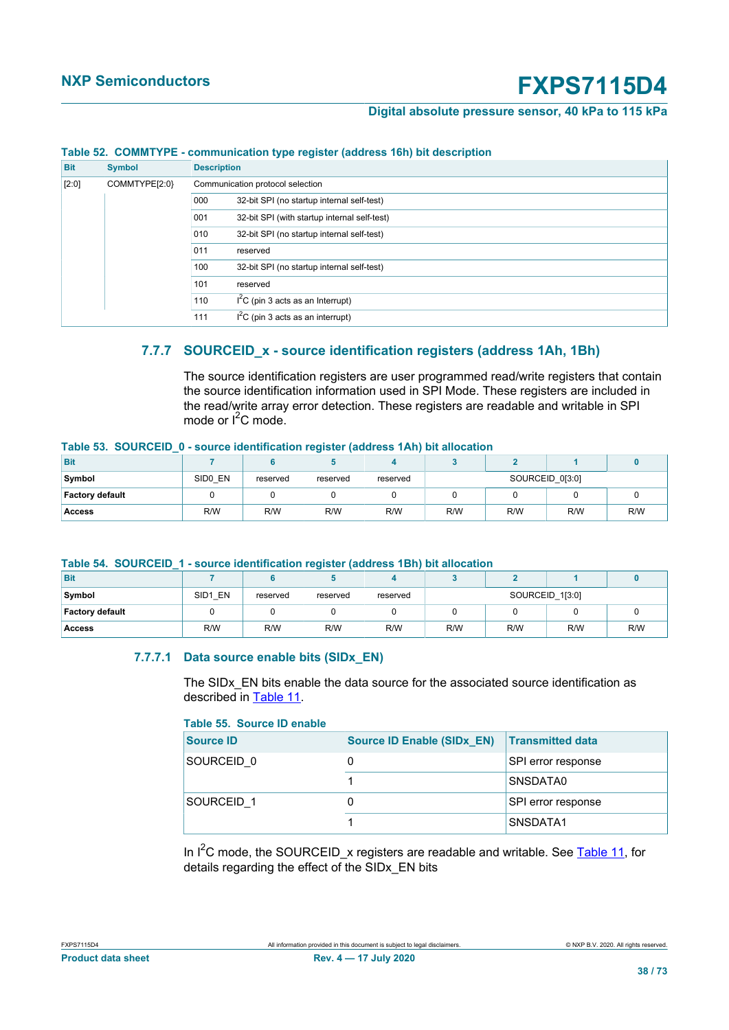**Table 52. COMMTYPE - communication type register (address 16h) bit description**

| Bit | Symbol | Description | |
|---|---|---|---|
| [2:0] | COMMTYPE[2:0} | Communication protocol selection | |
| | | 000 | 32-bit SPI (no startup internal self-test) |
| | | 001 | 32-bit SPI (with startup internal self-test) |
| | | 010 | 32-bit SPI (no startup internal self-test) |
| | | 011 | reserved |
| | | 100 | 32-bit SPI (no startup internal self-test) |
| | | 101 | reserved |
| | | 110 | I²C (pin 3 acts as an Interrupt) |
| | | 111 | I²C (pin 3 acts as an interrupt) |

### 7.7.7 SOURCEID_x - source identification registers (address 1Ah, 1Bh)

The source identification registers are user programmed read/write registers that contain the source identification information used in SPI Mode. These registers are included in the read/write array error detection. These registers are readable and writable in SPI mode or I²C mode.

**Table 53. SOURCEID_0 - source identification register (address 1Ah) bit allocation**

| Bit | 7 | 6 | 5 | 4 | 3 | 2 | 1 | 0 |
|---|---|---|---|---|---|---|---|---|
| Symbol | SID0_EN | reserved | reserved | reserved | SOURCEID_0[3:0] | | | |
| Factory default | 0 | 0 | 0 | 0 | 0 | 0 | 0 | 0 |
| Access | R/W | R/W | R/W | R/W | R/W | R/W | R/W | R/W |

**Table 54. SOURCEID_1 - source identification register (address 1Bh) bit allocation**

| Bit | 7 | 6 | 5 | 4 | 3 | 2 | 1 | 0 |
|---|---|---|---|---|---|---|---|---|
| Symbol | SID1_EN | reserved | reserved | reserved | SOURCEID_1[3:0] | | | |
| Factory default | 0 | 0 | 0 | 0 | 0 | 0 | 0 | 0 |
| Access | R/W | R/W | R/W | R/W | R/W | R/W | R/W | R/W |

#### 7.7.7.1 Data source enable bits (SIDx_EN)

The SIDx_EN bits enable the data source for the associated source identification as described in Table 11.

**Table 55. Source ID enable**

| Source ID | Source ID Enable (SIDx_EN) | Transmitted data |
|---|---|---|
| SOURCEID_0 | 0 | SPI error response |
| | 1 | SNSDATA0 |
| SOURCEID_1 | 0 | SPI error response |
| | 1 | SNSDATA1 |

In I²C mode, the SOURCEID_x registers are readable and writable. See Table 11, for details regarding the effect of the SIDx_EN bits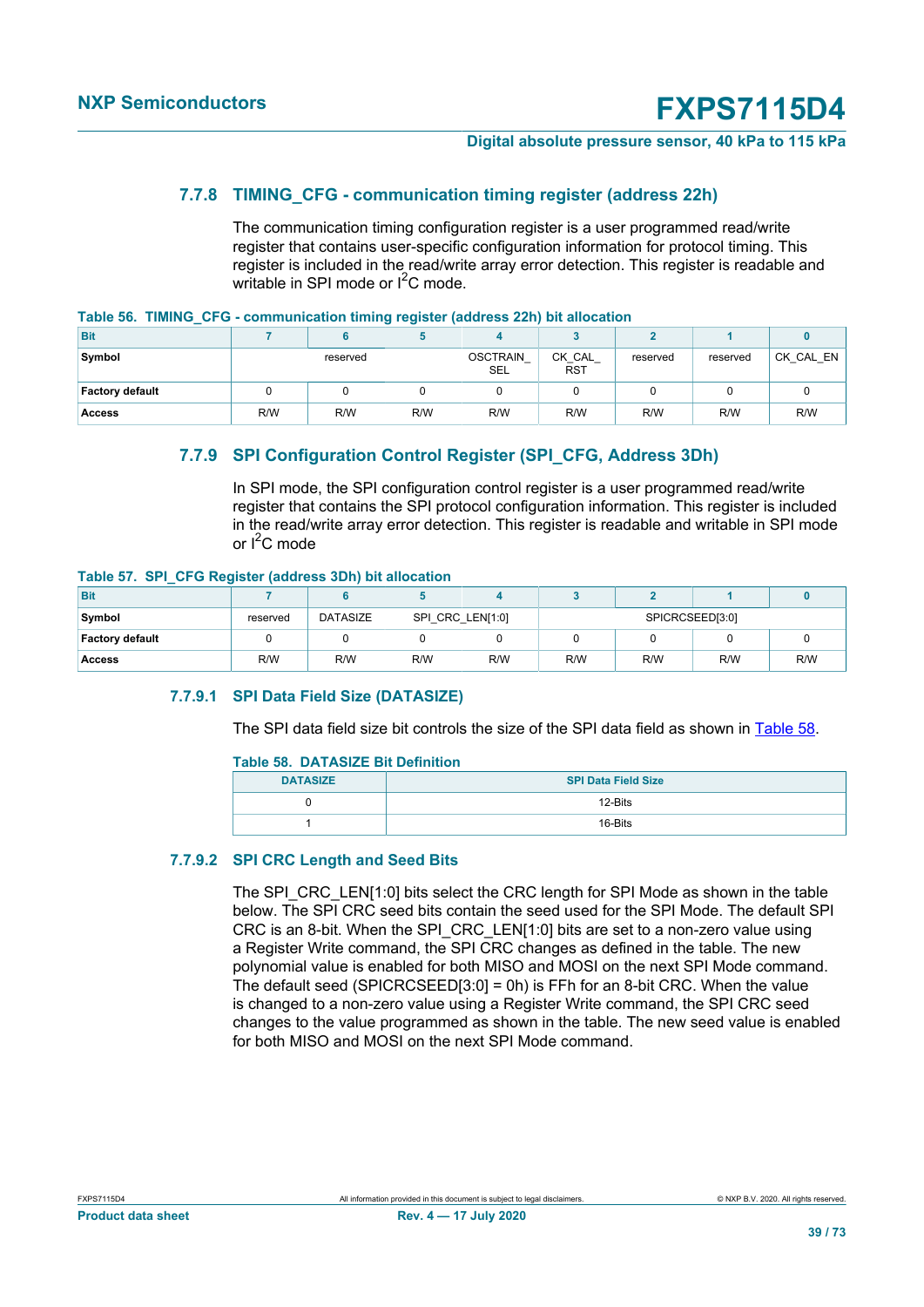### 7.7.8 TIMING_CFG - communication timing register (address 22h)

The communication timing configuration register is a user programmed read/write register that contains user-specific configuration information for protocol timing. This register is included in the read/write array error detection. This register is readable and writable in SPI mode or $I^2C$ mode.

**Table 56. TIMING_CFG - communication timing register (address 22h) bit allocation**

| Bit | 7 | 6 | 5 | 4 | 3 | 2 | 1 | 0 |
|---|---|---|---|---|---|---|---|---|
| Symbol | reserved | | | OSCTRAIN_SEL | CK_CAL_RST | reserved | reserved | CK_CAL_EN |
| Factory default | 0 | 0 | 0 | 0 | 0 | 0 | 0 | 0 |
| Access | R/W | R/W | R/W | R/W | R/W | R/W | R/W | R/W |

### 7.7.9 SPI Configuration Control Register (SPI_CFG, Address 3Dh)

In SPI mode, the SPI configuration control register is a user programmed read/write register that contains the SPI protocol configuration information. This register is included in the read/write array error detection. This register is readable and writable in SPI mode or $I^2C$ mode

**Table 57. SPI_CFG Register (address 3Dh) bit allocation**

| Bit | 7 | 6 | 5 | 4 | 3 | 2 | 1 | 0 |
|---|---|---|---|---|---|---|---|---|
| Symbol | reserved | DATASIZE | SPI_CRC_LEN[1:0] | | SPICRCSEED[3:0] | | | |
| Factory default | 0 | 0 | 0 | 0 | 0 | 0 | 0 | 0 |
| Access | R/W | R/W | R/W | R/W | R/W | R/W | R/W | R/W |

#### 7.7.9.1 SPI Data Field Size (DATASIZE)

The SPI data field size bit controls the size of the SPI data field as shown in Table 58.

**Table 58. DATASIZE Bit Definition**

| DATASIZE | SPI Data Field Size |
|---|---|
| 0 | 12-Bits |
| 1 | 16-Bits |

#### 7.7.9.2 SPI CRC Length and Seed Bits

The SPI_CRC_LEN[1:0] bits select the CRC length for SPI Mode as shown in the table below. The SPI CRC seed bits contain the seed used for the SPI Mode. The default SPI CRC is an 8-bit. When the SPI_CRC_LEN[1:0] bits are set to a non-zero value using a Register Write command, the SPI CRC changes as defined in the table. The new polynomial value is enabled for both MISO and MOSI on the next SPI Mode command. The default seed (SPICRCSEED[3:0] = 0h) is FFh for an 8-bit CRC. When the value is changed to a non-zero value using a Register Write command, the SPI CRC seed changes to the value programmed as shown in the table. The new seed value is enabled for both MISO and MOSI on the next SPI Mode command.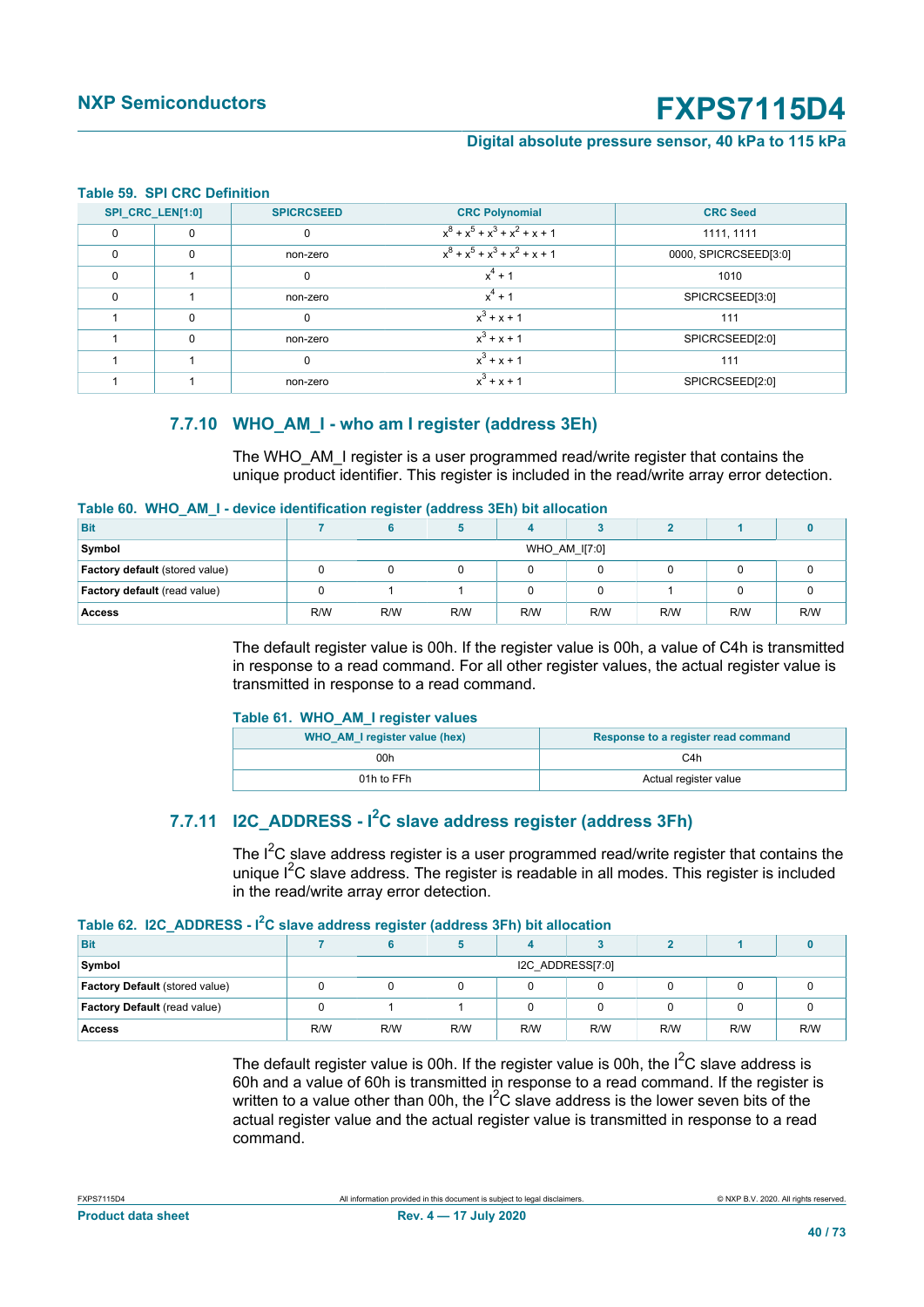**Table 59. SPI CRC Definition**

| SPI_CRC_LEN[1:0] | | SPICRCSEED | CRC Polynomial | CRC Seed |
|---|---|---|---|---|
| 0 | 0 | 0 | $x^8 + x^5 + x^3 + x^2 + x + 1$ | 1111, 1111 |
| 0 | 0 | non-zero | $x^8 + x^5 + x^3 + x^2 + x + 1$ | 0000, SPICRCSEED[3:0] |
| 0 | 1 | 0 | $x^4 + 1$ | 1010 |
| 0 | 1 | non-zero | $x^4 + 1$ | SPICRCSEED[3:0] |
| 1 | 0 | 0 | $x^3 + x + 1$ | 111 |
| 1 | 0 | non-zero | $x^3 + x + 1$ | SPICRCSEED[2:0] |
| 1 | 1 | 0 | $x^3 + x + 1$ | 111 |
| 1 | 1 | non-zero | $x^3 + x + 1$ | SPICRCSEED[2:0] |

### 7.7.10 WHO_AM_I - who am I register (address 3Eh)

The WHO_AM_I register is a user programmed read/write register that contains the unique product identifier. This register is included in the read/write array error detection.

**Table 60. WHO_AM_I - device identification register (address 3Eh) bit allocation**

| Bit | 7 | 6 | 5 | 4 | 3 | 2 | 1 | 0 |
|---|---|---|---|---|---|---|---|---|
| Symbol | WHO_AM_I[7:0] | | | | | | | |
| Factory default (stored value) | 0 | 0 | 0 | 0 | 0 | 0 | 0 | 0 |
| Factory default (read value) | 0 | 1 | 1 | 0 | 0 | 1 | 0 | 0 |
| Access | R/W | R/W | R/W | R/W | R/W | R/W | R/W | R/W |

The default register value is 00h. If the register value is 00h, a value of C4h is transmitted in response to a read command. For all other register values, the actual register value is transmitted in response to a read command.

**Table 61. WHO_AM_I register values**

| WHO_AM_I register value (hex) | Response to a register read command |
|---|---|
| 00h | C4h |
| 01h to FFh | Actual register value |

### 7.7.11 I2C_ADDRESS - I²C slave address register (address 3Fh)

The I²C slave address register is a user programmed read/write register that contains the unique I²C slave address. The register is readable in all modes. This register is included in the read/write array error detection.

**Table 62. I2C_ADDRESS - I²C slave address register (address 3Fh) bit allocation**

| Bit | 7 | 6 | 5 | 4 | 3 | 2 | 1 | 0 |
|---|---|---|---|---|---|---|---|---|
| Symbol | I2C_ADDRESS[7:0] | | | | | | | |
| Factory Default (stored value) | 0 | 0 | 0 | 0 | 0 | 0 | 0 | 0 |
| Factory Default (read value) | 0 | 1 | 1 | 0 | 0 | 0 | 0 | 0 |
| Access | R/W | R/W | R/W | R/W | R/W | R/W | R/W | R/W |

The default register value is 00h. If the register value is 00h, the I²C slave address is 60h and a value of 60h is transmitted in response to a read command. If the register is written to a value other than 00h, the I²C slave address is the lower seven bits of the actual register value and the actual register value is transmitted in response to a read command.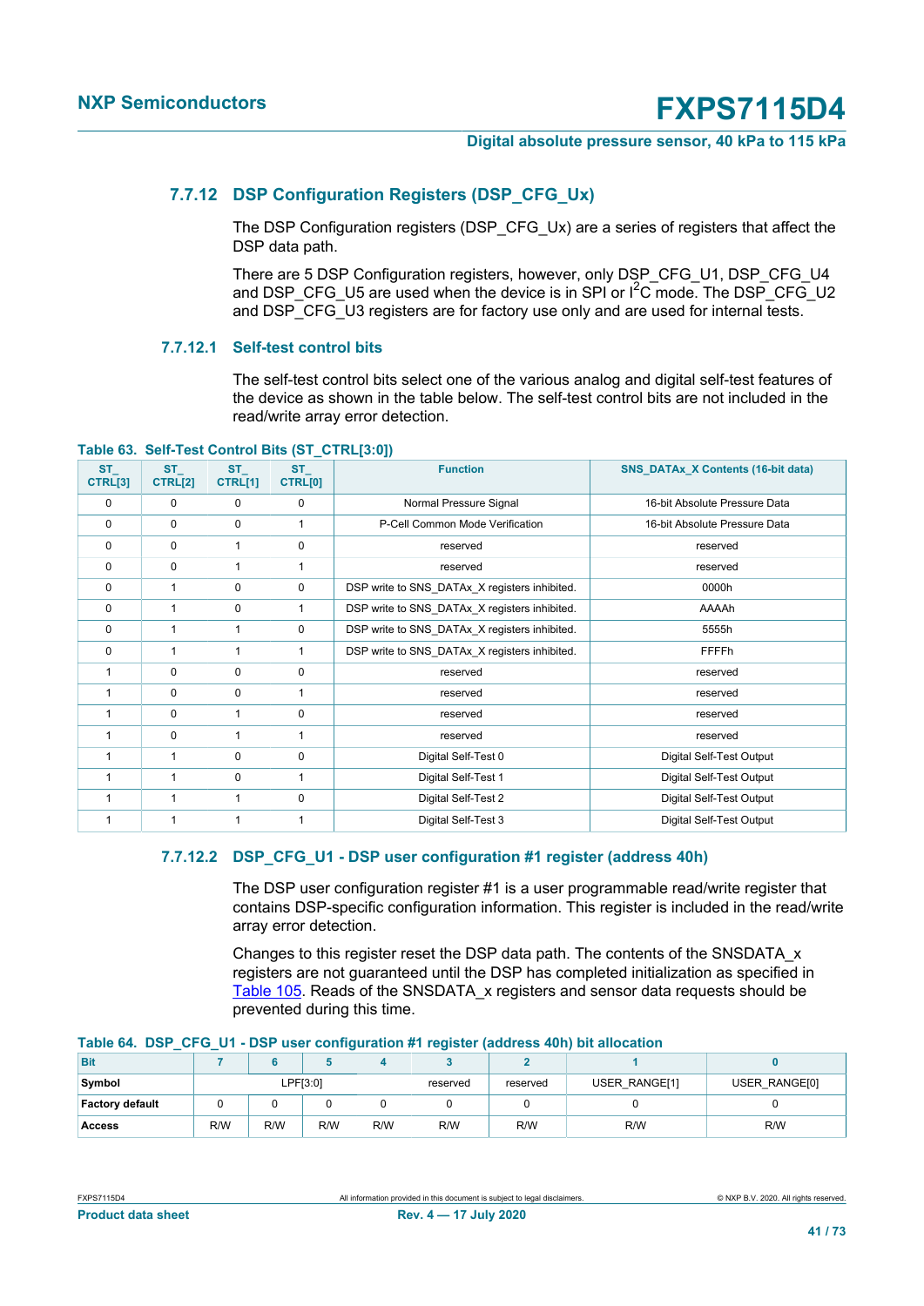### 7.7.12 DSP Configuration Registers (DSP_CFG_Ux)

The DSP Configuration registers (DSP_CFG_Ux) are a series of registers that affect the DSP data path.

There are 5 DSP Configuration registers, however, only DSP_CFG_U1, DSP_CFG_U4 and DSP_CFG_U5 are used when the device is in SPI or I$^2$C mode. The DSP_CFG_U2 and DSP_CFG_U3 registers are for factory use only and are used for internal tests.

#### 7.7.12.1 Self-test control bits

The self-test control bits select one of the various analog and digital self-test features of the device as shown in the table below. The self-test control bits are not included in the read/write array error detection.

**Table 63. Self-Test Control Bits (ST_CTRL[3:0])**

| ST_CTRL[3] | ST_CTRL[2] | ST_CTRL[1] | ST_CTRL[0] | Function | SNS_DATAx_X Contents (16-bit data) |
|---|---|---|---|---|---|
| 0 | 0 | 0 | 0 | Normal Pressure Signal | 16-bit Absolute Pressure Data |
| 0 | 0 | 0 | 1 | P-Cell Common Mode Verification | 16-bit Absolute Pressure Data |
| 0 | 0 | 1 | 0 | reserved | reserved |
| 0 | 0 | 1 | 1 | reserved | reserved |
| 0 | 1 | 0 | 0 | DSP write to SNS_DATAx_X registers inhibited. | 0000h |
| 0 | 1 | 0 | 1 | DSP write to SNS_DATAx_X registers inhibited. | AAAAh |
| 0 | 1 | 1 | 0 | DSP write to SNS_DATAx_X registers inhibited. | 5555h |
| 0 | 1 | 1 | 1 | DSP write to SNS_DATAx_X registers inhibited. | FFFFh |
| 1 | 0 | 0 | 0 | reserved | reserved |
| 1 | 0 | 0 | 1 | reserved | reserved |
| 1 | 0 | 1 | 0 | reserved | reserved |
| 1 | 0 | 1 | 1 | reserved | reserved |
| 1 | 1 | 0 | 0 | Digital Self-Test 0 | Digital Self-Test Output |
| 1 | 1 | 0 | 1 | Digital Self-Test 1 | Digital Self-Test Output |
| 1 | 1 | 1 | 0 | Digital Self-Test 2 | Digital Self-Test Output |
| 1 | 1 | 1 | 1 | Digital Self-Test 3 | Digital Self-Test Output |

#### 7.7.12.2 DSP_CFG_U1 - DSP user configuration #1 register (address 40h)

The DSP user configuration register #1 is a user programmable read/write register that contains DSP-specific configuration information. This register is included in the read/write array error detection.

Changes to this register reset the DSP data path. The contents of the SNSDATA_x registers are not guaranteed until the DSP has completed initialization as specified in Table 105. Reads of the SNSDATA_x registers and sensor data requests should be prevented during this time.

**Table 64. DSP_CFG_U1 - DSP user configuration #1 register (address 40h) bit allocation**

| Bit | 7 | 6 | 5 | 4 | 3 | 2 | 1 | 0 |
|---|---|---|---|---|---|---|---|---|
| Symbol | LPF[3:0] | | | | reserved | reserved | USER_RANGE[1] | USER_RANGE[0] |
| Factory default | 0 | 0 | 0 | 0 | 0 | 0 | 0 | 0 |
| Access | R/W | R/W | R/W | R/W | R/W | R/W | R/W | R/W |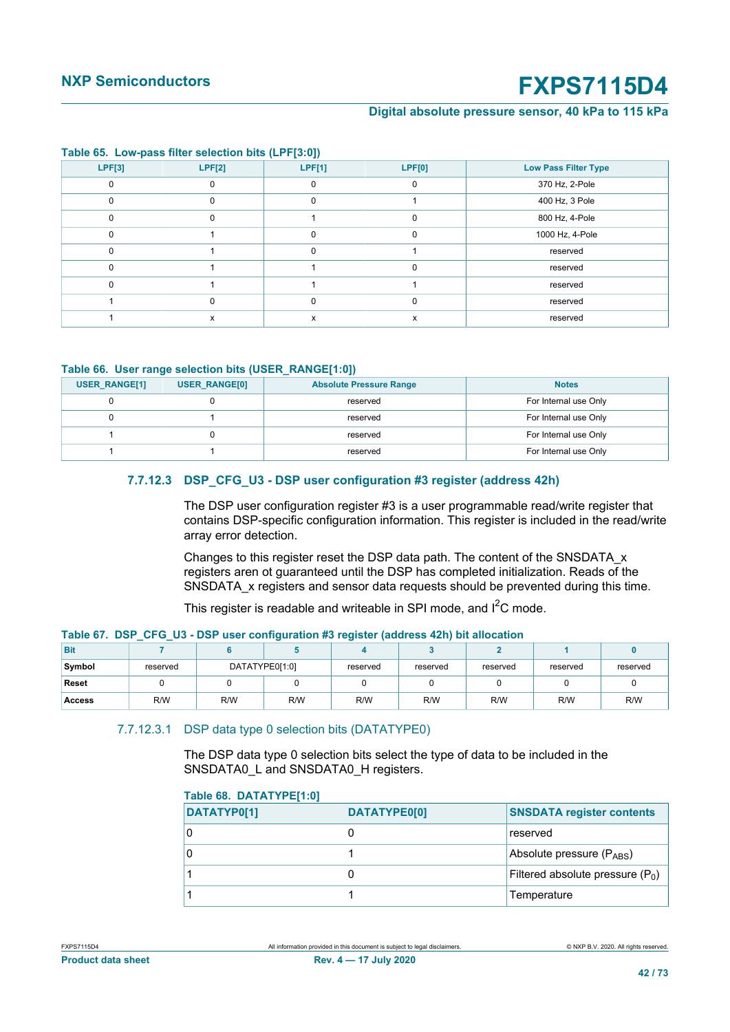**Table 65. Low-pass filter selection bits (LPF[3:0])**

| LPF[3] | LPF[2] | LPF[1] | LPF[0] | Low Pass Filter Type |
|---|---|---|---|---|
| 0 | 0 | 0 | 0 | 370 Hz, 2-Pole |
| 0 | 0 | 0 | 1 | 400 Hz, 3 Pole |
| 0 | 0 | 1 | 0 | 800 Hz, 4-Pole |
| 0 | 1 | 0 | 0 | 1000 Hz, 4-Pole |
| 0 | 1 | 0 | 1 | reserved |
| 0 | 1 | 1 | 0 | reserved |
| 0 | 1 | 1 | 1 | reserved |
| 1 | 0 | 0 | 0 | reserved |
| 1 | x | x | x | reserved |

**Table 66. User range selection bits (USER_RANGE[1:0])**

| USER_RANGE[1] | USER_RANGE[0] | Absolute Pressure Range | Notes |
|---|---|---|---|
| 0 | 0 | reserved | For Internal use Only |
| 0 | 1 | reserved | For Internal use Only |
| 1 | 0 | reserved | For Internal use Only |
| 1 | 1 | reserved | For Internal use Only |

### 7.7.12.3 DSP_CFG_U3 - DSP user configuration #3 register (address 42h)

The DSP user configuration register #3 is a user programmable read/write register that contains DSP-specific configuration information. This register is included in the read/write array error detection.

Changes to this register reset the DSP data path. The content of the SNSDATA_x registers aren ot guaranteed until the DSP has completed initialization. Reads of the SNSDATA_x registers and sensor data requests should be prevented during this time.

This register is readable and writeable in SPI mode, and I$^2$C mode.

**Table 67. DSP_CFG_U3 - DSP user configuration #3 register (address 42h) bit allocation**

| Bit | 7 | 6 | 5 | 4 | 3 | 2 | 1 | 0 |
|---|---|---|---|---|---|---|---|---|
| **Symbol** | reserved | DATATYPE0[1:0] | | reserved | reserved | reserved | reserved | reserved |
| **Reset** | 0 | 0 | 0 | 0 | 0 | 0 | 0 | 0 |
| **Access** | R/W | R/W | R/W | R/W | R/W | R/W | R/W | R/W |

#### 7.7.12.3.1 DSP data type 0 selection bits (DATATYPE0)

The DSP data type 0 selection bits select the type of data to be included in the SNSDATA0_L and SNSDATA0_H registers.

**Table 68. DATATYPE[1:0]**

| DATATYP0[1] | DATATYPE0[0] | SNSDATA register contents |
|---|---|---|
| 0 | 0 | reserved |
| 0 | 1 | Absolute pressure ($P_{ABS}$) |
| 1 | 0 | Filtered absolute pressure ($P_0$) |
| 1 | 1 | Temperature |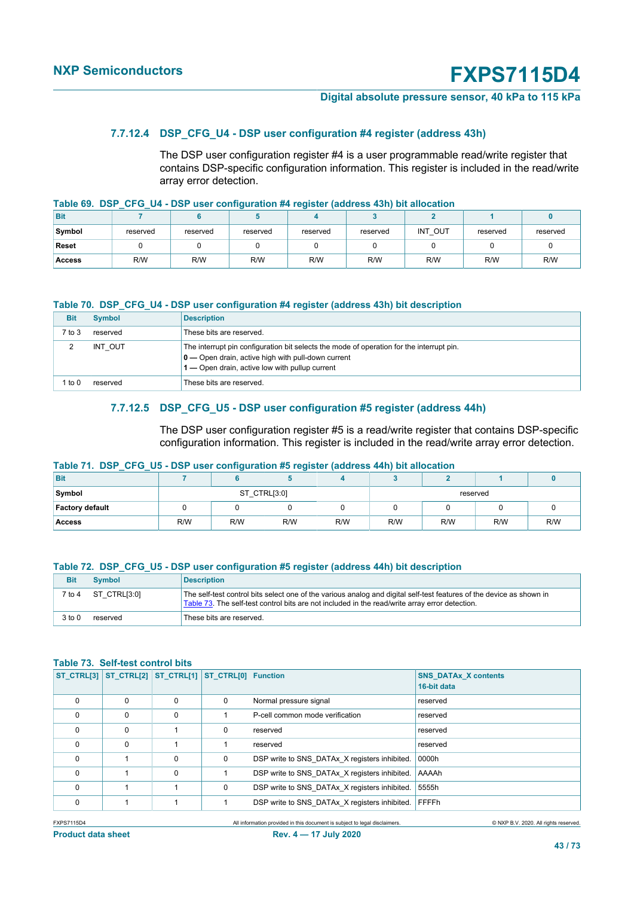#### 7.7.12.4 DSP_CFG_U4 - DSP user configuration #4 register (address 43h)

The DSP user configuration register #4 is a user programmable read/write register that contains DSP-specific configuration information. This register is included in the read/write array error detection.

**Table 69. DSP_CFG_U4 - DSP user configuration #4 register (address 43h) bit allocation**

| Bit | 7 | 6 | 5 | 4 | 3 | 2 | 1 | 0 |
|---|---|---|---|---|---|---|---|---|
| **Symbol** | reserved | reserved | reserved | reserved | reserved | INT_OUT | reserved | reserved |
| **Reset** | 0 | 0 | 0 | 0 | 0 | 0 | 0 | 0 |
| **Access** | R/W | R/W | R/W | R/W | R/W | R/W | R/W | R/W |

**Table 70. DSP_CFG_U4 - DSP user configuration #4 register (address 43h) bit description**

| Bit | Symbol | Description |
|---|---|---|
| 7 to 3 | reserved | These bits are reserved. |
| 2 | INT_OUT | The interrupt pin configuration bit selects the mode of operation for the interrupt pin.<br>**0 —** Open drain, active high with pull-down current<br>**1 —** Open drain, active low with pullup current |
| 1 to 0 | reserved | These bits are reserved. |

#### 7.7.12.5 DSP_CFG_U5 - DSP user configuration #5 register (address 44h)

The DSP user configuration register #5 is a read/write register that contains DSP-specific configuration information. This register is included in the read/write array error detection.

**Table 71. DSP_CFG_U5 - DSP user configuration #5 register (address 44h) bit allocation**

| Bit | 7 | 6 | 5 | 4 | 3 | 2 | 1 | 0 |
|---|---|---|---|---|---|---|---|---|
| **Symbol** | ST_CTRL[3:0] | | | | reserved | | | |
| **Factory default** | 0 | 0 | 0 | 0 | 0 | 0 | 0 | 0 |
| **Access** | R/W | R/W | R/W | R/W | R/W | R/W | R/W | R/W |

**Table 72. DSP_CFG_U5 - DSP user configuration #5 register (address 44h) bit description**

| Bit | Symbol | Description |
|---|---|---|
| 7 to 4 | ST_CTRL[3:0] | The self-test control bits select one of the various analog and digital self-test features of the device as shown in Table 73. The self-test control bits are not included in the read/write array error detection. |
| 3 to 0 | reserved | These bits are reserved. |

**Table 73. Self-test control bits**

| ST_CTRL[3] | ST_CTRL[2] | ST_CTRL[1] | ST_CTRL[0] | Function | SNS_DATAx_X contents 16-bit data |
|---|---|---|---|---|---|
| 0 | 0 | 0 | 0 | Normal pressure signal | reserved |
| 0 | 0 | 0 | 1 | P-cell common mode verification | reserved |
| 0 | 0 | 1 | 0 | reserved | reserved |
| 0 | 0 | 1 | 1 | reserved | reserved |
| 0 | 1 | 0 | 0 | DSP write to SNS_DATAx_X registers inhibited. | 0000h |
| 0 | 1 | 0 | 1 | DSP write to SNS_DATAx_X registers inhibited. | AAAAh |
| 0 | 1 | 1 | 0 | DSP write to SNS_DATAx_X registers inhibited. | 5555h |
| 0 | 1 | 1 | 1 | DSP write to SNS_DATAx_X registers inhibited. | FFFFh |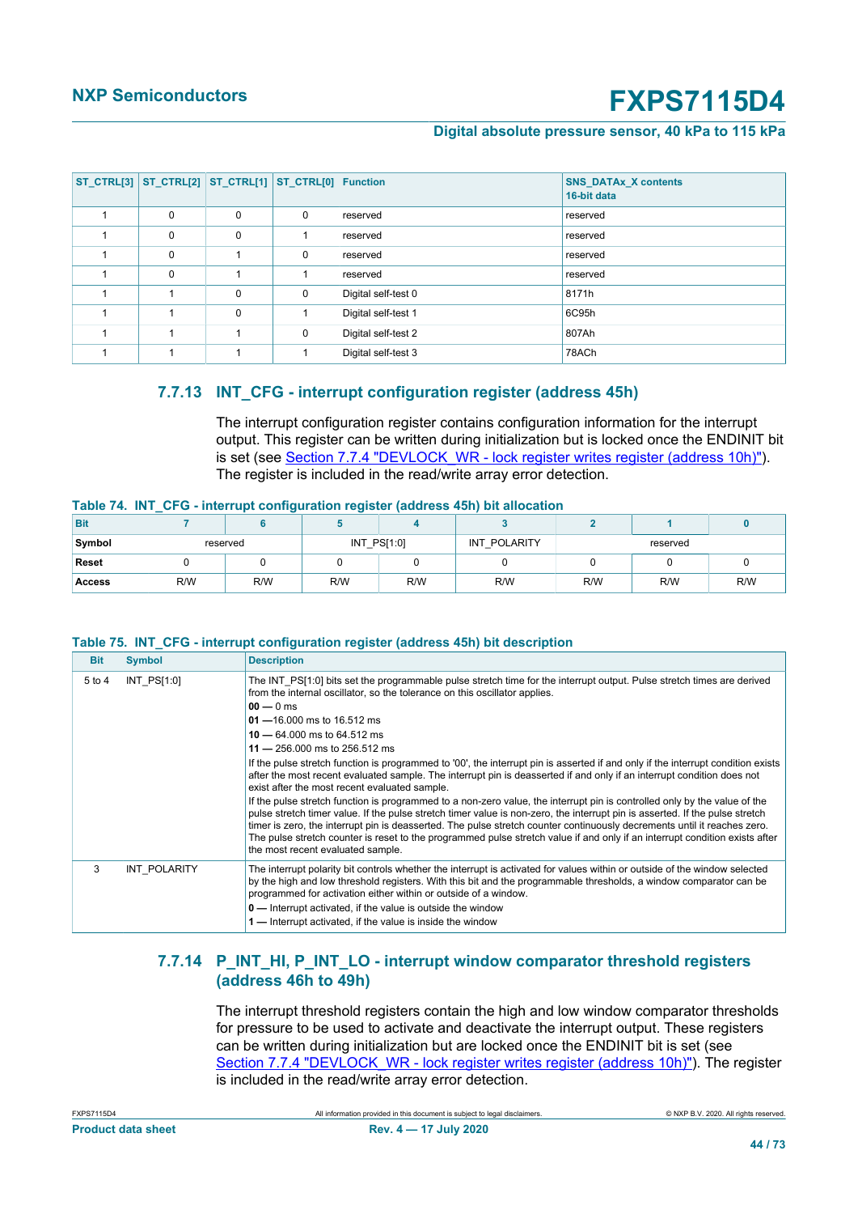| ST_CTRL[3] | ST_CTRL[2] | ST_CTRL[1] | ST_CTRL[0] | Function | SNS_DATAx_X contents 16-bit data |
|---|---|---|---|---|---|
| 1 | 0 | 0 | 0 | reserved | reserved |
| 1 | 0 | 0 | 1 | reserved | reserved |
| 1 | 0 | 1 | 0 | reserved | reserved |
| 1 | 0 | 1 | 1 | reserved | reserved |
| 1 | 1 | 0 | 0 | Digital self-test 0 | 8171h |
| 1 | 1 | 0 | 1 | Digital self-test 1 | 6C95h |
| 1 | 1 | 1 | 0 | Digital self-test 2 | 807Ah |
| 1 | 1 | 1 | 1 | Digital self-test 3 | 78ACh |

### 7.7.13 INT_CFG - interrupt configuration register (address 45h)

The interrupt configuration register contains configuration information for the interrupt output. This register can be written during initialization but is locked once the ENDINIT bit is set (see Section 7.7.4 "DEVLOCK_WR - lock register writes register (address 10h)"). The register is included in the read/write array error detection.

**Table 74. INT_CFG - interrupt configuration register (address 45h) bit allocation**

| Bit | 7 | 6 | 5 | 4 | 3 | 2 | 1 | 0 |
|---|---|---|---|---|---|---|---|---|
| Symbol | reserved | | INT_PS[1:0] | | INT_POLARITY | reserved | | |
| Reset | 0 | 0 | 0 | 0 | 0 | 0 | 0 | 0 |
| Access | R/W | R/W | R/W | R/W | R/W | R/W | R/W | R/W |

**Table 75. INT_CFG - interrupt configuration register (address 45h) bit description**

| Bit | Symbol | Description |
|---|---|---|
| 5 to 4 | INT_PS[1:0] | The INT_PS[1:0] bits set the programmable pulse stretch time for the interrupt output. Pulse stretch times are derived from the internal oscillator, so the tolerance on this oscillator applies.<br>**00** — 0 ms<br>**01** —16.000 ms to 16.512 ms<br>**10** — 64.000 ms to 64.512 ms<br>**11** — 256.000 ms to 256.512 ms<br>If the pulse stretch function is programmed to '00', the interrupt pin is asserted if and only if the interrupt condition exists after the most recent evaluated sample. The interrupt pin is deasserted if and only if an interrupt condition does not exist after the most recent evaluated sample.<br>If the pulse stretch function is programmed to a non-zero value, the interrupt pin is controlled only by the value of the pulse stretch timer value. If the pulse stretch timer value is non-zero, the interrupt pin is asserted. If the pulse stretch timer is zero, the interrupt pin is deasserted. The pulse stretch counter continuously decrements until it reaches zero. The pulse stretch counter is reset to the programmed pulse stretch value if and only if an interrupt condition exists after the most recent evaluated sample. |
| 3 | INT_POLARITY | The interrupt polarity bit controls whether the interrupt is activated for values within or outside of the window selected by the high and low threshold registers. With this bit and the programmable thresholds, a window comparator can be programmed for activation either within or outside of a window.<br>**0** — Interrupt activated, if the value is outside the window<br>**1** — Interrupt activated, if the value is inside the window |

### 7.7.14 P_INT_HI, P_INT_LO - interrupt window comparator threshold registers (address 46h to 49h)

The interrupt threshold registers contain the high and low window comparator thresholds for pressure to be used to activate and deactivate the interrupt output. These registers can be written during initialization but are locked once the ENDINIT bit is set (see Section 7.7.4 "DEVLOCK_WR - lock register writes register (address 10h)"). The register is included in the read/write array error detection.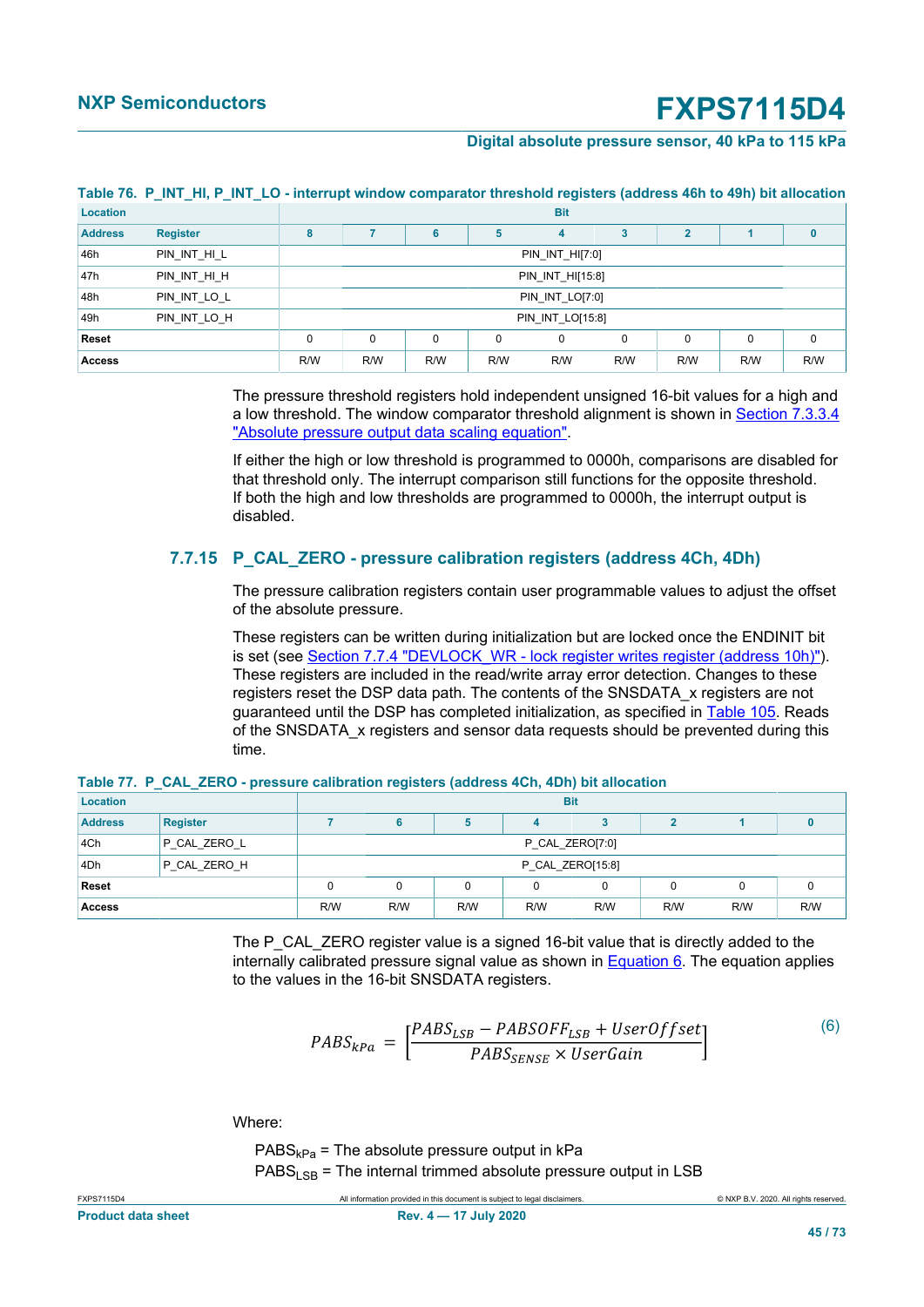**Table 76. P_INT_HI, P_INT_LO - interrupt window comparator threshold registers (address 46h to 49h) bit allocation**

| Location | | Bit | | | | | | | | |
|---|---|---|---|---|---|---|---|---|---|---|
| Address | Register | 8 | 7 | 6 | 5 | 4 | 3 | 2 | 1 | 0 |
| 46h | PIN_INT_HI_L | PIN_INT_HI[7:0] | | | | | | | | |
| 47h | PIN_INT_HI_H | PIN_INT_HI[15:8] | | | | | | | | |
| 48h | PIN_INT_LO_L | PIN_INT_LO[7:0] | | | | | | | | |
| 49h | PIN_INT_LO_H | PIN_INT_LO[15:8] | | | | | | | | |
| Reset | | 0 | 0 | 0 | 0 | 0 | 0 | 0 | 0 | 0 |
| Access | | R/W | R/W | R/W | R/W | R/W | R/W | R/W | R/W | R/W |

The pressure threshold registers hold independent unsigned 16-bit values for a high and a low threshold. The window comparator threshold alignment is shown in Section 7.3.3.4 "Absolute pressure output data scaling equation".

If either the high or low threshold is programmed to 0000h, comparisons are disabled for that threshold only. The interrupt comparison still functions for the opposite threshold. If both the high and low thresholds are programmed to 0000h, the interrupt output is disabled.

### 7.7.15 P_CAL_ZERO - pressure calibration registers (address 4Ch, 4Dh)

The pressure calibration registers contain user programmable values to adjust the offset of the absolute pressure.

These registers can be written during initialization but are locked once the ENDINIT bit is set (see Section 7.7.4 "DEVLOCK_WR - lock register writes register (address 10h)"). These registers are included in the read/write array error detection. Changes to these registers reset the DSP data path. The contents of the SNSDATA_x registers are not guaranteed until the DSP has completed initialization, as specified in Table 105. Reads of the SNSDATA_x registers and sensor data requests should be prevented during this time.

**Table 77. P_CAL_ZERO - pressure calibration registers (address 4Ch, 4Dh) bit allocation**

| Location | | Bit | | | | | | | |
|---|---|---|---|---|---|---|---|---|---|
| Address | Register | 7 | 6 | 5 | 4 | 3 | 2 | 1 | 0 |
| 4Ch | P_CAL_ZERO_L | P_CAL_ZERO[7:0] | | | | | | | |
| 4Dh | P_CAL_ZERO_H | P_CAL_ZERO[15:8] | | | | | | | |
| Reset | | 0 | 0 | 0 | 0 | 0 | 0 | 0 | 0 |
| Access | | R/W | R/W | R/W | R/W | R/W | R/W | R/W | R/W |

The P_CAL_ZERO register value is a signed 16-bit value that is directly added to the internally calibrated pressure signal value as shown in Equation 6. The equation applies to the values in the 16-bit SNSDATA registers.

$$PABS_{kPa} = \left[\frac{PABS_{LSB} - PABSOFF_{LSB} + UserOffset}{PABS_{SENSE} \times UserGain}\right] \quad (6)$$

Where:

$PABS_{kPa}$ = The absolute pressure output in kPa
$PABS_{LSB}$ = The internal trimmed absolute pressure output in LSB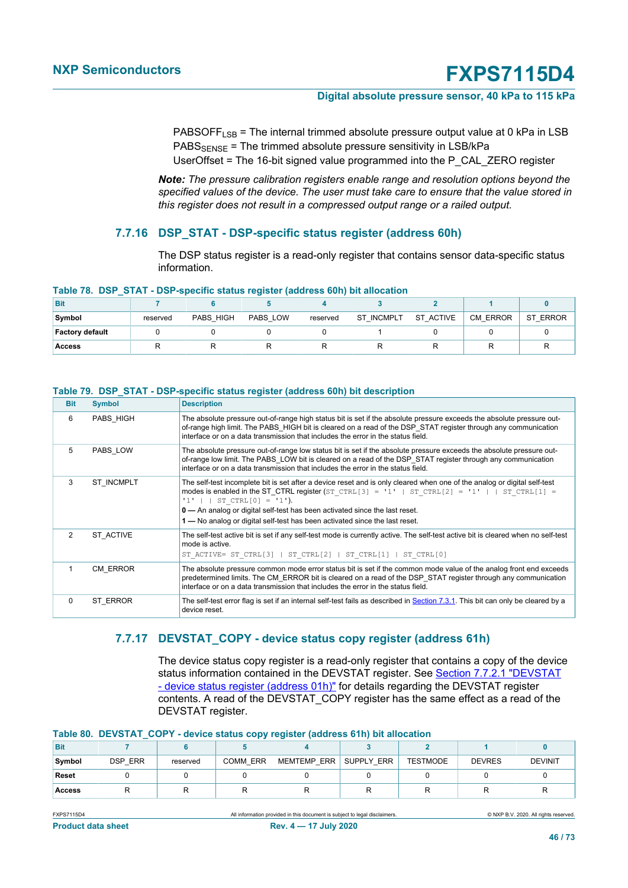$PABSOFF_{LSB}$ = The internal trimmed absolute pressure output value at 0 kPa in LSB
$PABS_{SENSE}$ = The trimmed absolute pressure sensitivity in LSB/kPa
UserOffset = The 16-bit signed value programmed into the P_CAL_ZERO register

***Note:*** *The pressure calibration registers enable range and resolution options beyond the specified values of the device. The user must take care to ensure that the value stored in this register does not result in a compressed output range or a railed output.*

### 7.7.16 DSP_STAT - DSP-specific status register (address 60h)

The DSP status register is a read-only register that contains sensor data-specific status information.

**Table 78. DSP_STAT - DSP-specific status register (address 60h) bit allocation**

| Bit | 7 | 6 | 5 | 4 | 3 | 2 | 1 | 0 |
|---|---|---|---|---|---|---|---|---|
| Symbol | reserved | PABS_HIGH | PABS_LOW | reserved | ST_INCMPLT | ST_ACTIVE | CM_ERROR | ST_ERROR |
| Factory default | 0 | 0 | 0 | 0 | 1 | 0 | 0 | 0 |
| Access | R | R | R | R | R | R | R | R |

**Table 79. DSP_STAT - DSP-specific status register (address 60h) bit description**

| Bit | Symbol | Description |
|---|---|---|
| 6 | PABS_HIGH | The absolute pressure out-of-range high status bit is set if the absolute pressure exceeds the absolute pressure out-of-range high limit. The PABS_HIGH bit is cleared on a read of the DSP_STAT register through any communication interface or on a data transmission that includes the error in the status field. |
| 5 | PABS_LOW | The absolute pressure out-of-range low status bit is set if the absolute pressure exceeds the absolute pressure out-of-range low limit. The PABS_LOW bit is cleared on a read of the DSP_STAT register through any communication interface or on a data transmission that includes the error in the status field. |
| 3 | ST_INCMPLT | The self-test incomplete bit is set after a device reset and is only cleared when one of the analog or digital self-test modes is enabled in the ST_CTRL register (ST_CTRL[3] = '1' \| ST_CTRL[2] = '1' \| \| ST_CTRL[1] = '1' \| \| ST_CTRL[0] = '1').<br>**0 —** An analog or digital self-test has been activated since the last reset.<br>**1 —** No analog or digital self-test has been activated since the last reset. |
| 2 | ST_ACTIVE | The self-test active bit is set if any self-test mode is currently active. The self-test active bit is cleared when no self-test mode is active.<br>ST_ACTIVE= ST_CTRL[3] \| ST_CTRL[2] \| ST_CTRL[1] \| ST_CTRL[0] |
| 1 | CM_ERROR | The absolute pressure common mode error status bit is set if the common mode value of the analog front end exceeds predetermined limits. The CM_ERROR bit is cleared on a read of the DSP_STAT register through any communication interface or on a data transmission that includes the error in the status field. |
| 0 | ST_ERROR | The self-test error flag is set if an internal self-test fails as described in Section 7.3.1. This bit can only be cleared by a device reset. |

### 7.7.17 DEVSTAT_COPY - device status copy register (address 61h)

The device status copy register is a read-only register that contains a copy of the device status information contained in the DEVSTAT register. See Section 7.7.2.1 "DEVSTAT - device status register (address 01h)" for details regarding the DEVSTAT register contents. A read of the DEVSTAT_COPY register has the same effect as a read of the DEVSTAT register.

**Table 80. DEVSTAT_COPY - device status copy register (address 61h) bit allocation**

| Bit | 7 | 6 | 5 | 4 | 3 | 2 | 1 | 0 |
|---|---|---|---|---|---|---|---|---|
| Symbol | DSP_ERR | reserved | COMM_ERR | MEMTEMP_ERR | SUPPLY_ERR | TESTMODE | DEVRES | DEVINIT |
| Reset | 0 | 0 | 0 | 0 | 0 | 0 | 0 | 0 |
| Access | R | R | R | R | R | R | R | R |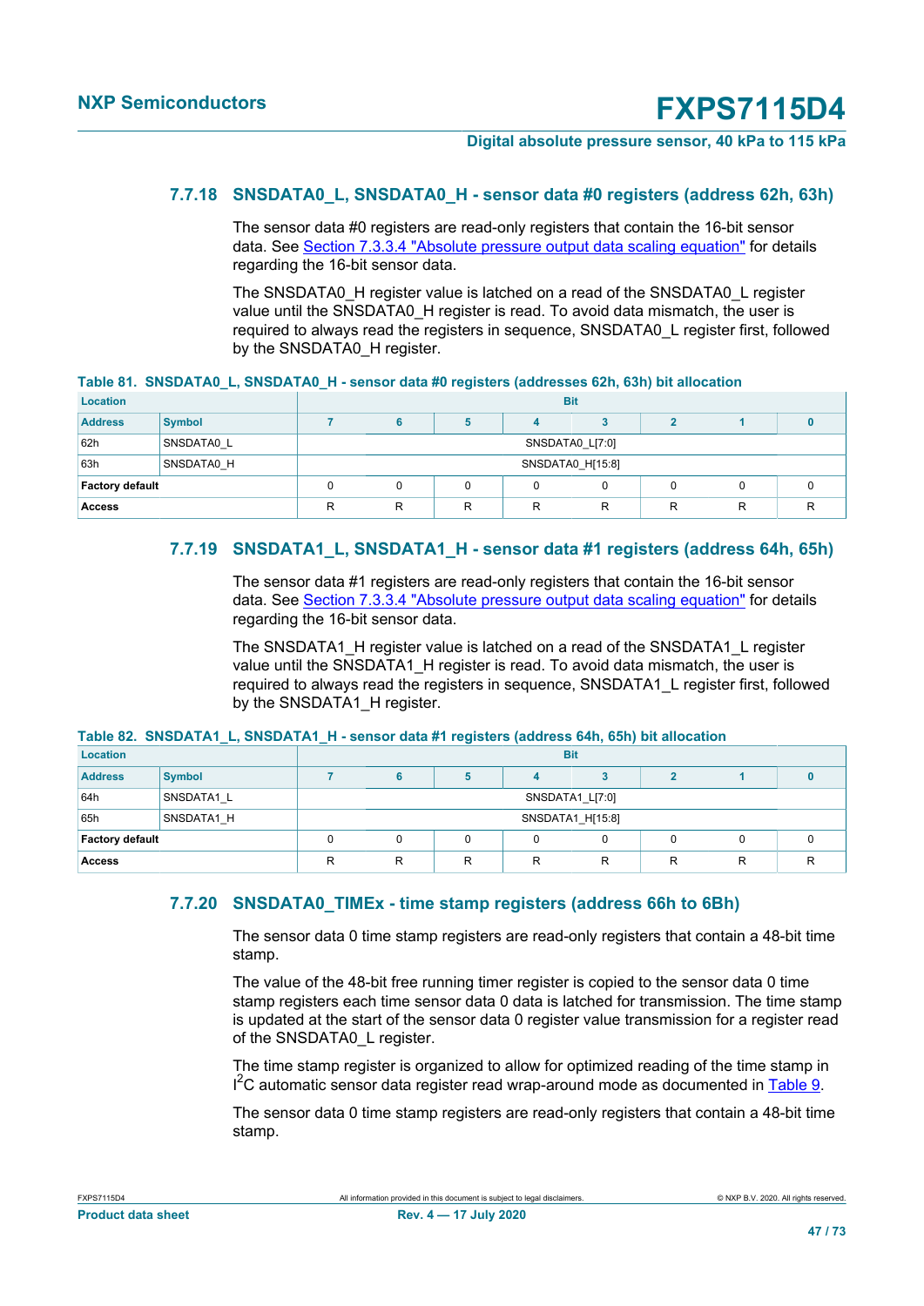### 7.7.18 SNSDATA0_L, SNSDATA0_H - sensor data #0 registers (address 62h, 63h)

The sensor data #0 registers are read-only registers that contain the 16-bit sensor data. See Section 7.3.3.4 "Absolute pressure output data scaling equation" for details regarding the 16-bit sensor data.

The SNSDATA0_H register value is latched on a read of the SNSDATA0_L register value until the SNSDATA0_H register is read. To avoid data mismatch, the user is required to always read the registers in sequence, SNSDATA0_L register first, followed by the SNSDATA0_H register.

**Table 81. SNSDATA0_L, SNSDATA0_H - sensor data #0 registers (addresses 62h, 63h) bit allocation**

| Location | | Bit | | | | | | | |
|---|---|---|---|---|---|---|---|---|---|
| **Address** | **Symbol** | **7** | **6** | **5** | **4** | **3** | **2** | **1** | **0** |
| 62h | SNSDATA0_L | SNSDATA0_L[7:0] | | | | | | | |
| 63h | SNSDATA0_H | SNSDATA0_H[15:8] | | | | | | | |
| **Factory default** | | 0 | 0 | 0 | 0 | 0 | 0 | 0 | 0 |
| **Access** | | R | R | R | R | R | R | R | R |

### 7.7.19 SNSDATA1_L, SNSDATA1_H - sensor data #1 registers (address 64h, 65h)

The sensor data #1 registers are read-only registers that contain the 16-bit sensor data. See Section 7.3.3.4 "Absolute pressure output data scaling equation" for details regarding the 16-bit sensor data.

The SNSDATA1_H register value is latched on a read of the SNSDATA1_L register value until the SNSDATA1_H register is read. To avoid data mismatch, the user is required to always read the registers in sequence, SNSDATA1_L register first, followed by the SNSDATA1_H register.

**Table 82. SNSDATA1_L, SNSDATA1_H - sensor data #1 registers (address 64h, 65h) bit allocation**

| Location | | Bit | | | | | | | |
|---|---|---|---|---|---|---|---|---|---|
| **Address** | **Symbol** | **7** | **6** | **5** | **4** | **3** | **2** | **1** | **0** |
| 64h | SNSDATA1_L | SNSDATA1_L[7:0] | | | | | | | |
| 65h | SNSDATA1_H | SNSDATA1_H[15:8] | | | | | | | |
| **Factory default** | | 0 | 0 | 0 | 0 | 0 | 0 | 0 | 0 |
| **Access** | | R | R | R | R | R | R | R | R |

### 7.7.20 SNSDATA0_TIMEx - time stamp registers (address 66h to 6Bh)

The sensor data 0 time stamp registers are read-only registers that contain a 48-bit time stamp.

The value of the 48-bit free running timer register is copied to the sensor data 0 time stamp registers each time sensor data 0 data is latched for transmission. The time stamp is updated at the start of the sensor data 0 register value transmission for a register read of the SNSDATA0_L register.

The time stamp register is organized to allow for optimized reading of the time stamp in $I^2C$ automatic sensor data register read wrap-around mode as documented in Table 9.

The sensor data 0 time stamp registers are read-only registers that contain a 48-bit time stamp.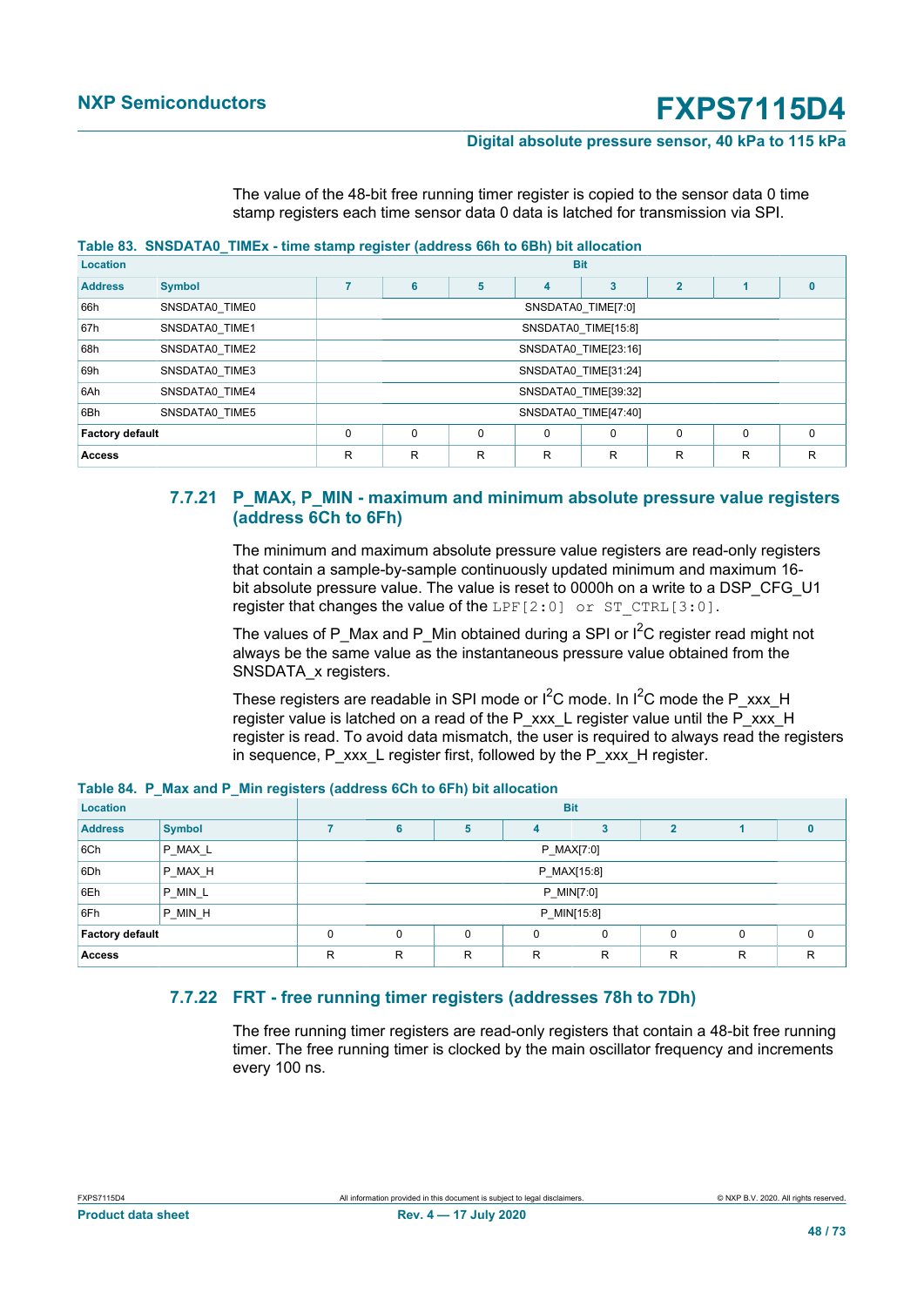The value of the 48-bit free running timer register is copied to the sensor data 0 time stamp registers each time sensor data 0 data is latched for transmission via SPI.

**Table 83. SNSDATA0_TIMEx - time stamp register (address 66h to 6Bh) bit allocation**

| Location | | Bit | | | | | | | |
|---|---|---|---|---|---|---|---|---|---|
| Address | Symbol | 7 | 6 | 5 | 4 | 3 | 2 | 1 | 0 |
| 66h | SNSDATA0_TIME0 | SNSDATA0_TIME[7:0] | | | | | | | |
| 67h | SNSDATA0_TIME1 | SNSDATA0_TIME[15:8] | | | | | | | |
| 68h | SNSDATA0_TIME2 | SNSDATA0_TIME[23:16] | | | | | | | |
| 69h | SNSDATA0_TIME3 | SNSDATA0_TIME[31:24] | | | | | | | |
| 6Ah | SNSDATA0_TIME4 | SNSDATA0_TIME[39:32] | | | | | | | |
| 6Bh | SNSDATA0_TIME5 | SNSDATA0_TIME[47:40] | | | | | | | |
| Factory default | | 0 | 0 | 0 | 0 | 0 | 0 | 0 | 0 |
| Access | | R | R | R | R | R | R | R | R |

### 7.7.21 P_MAX, P_MIN - maximum and minimum absolute pressure value registers (address 6Ch to 6Fh)

The minimum and maximum absolute pressure value registers are read-only registers that contain a sample-by-sample continuously updated minimum and maximum 16-bit absolute pressure value. The value is reset to 0000h on a write to a DSP_CFG_U1 register that changes the value of the `LPF[2:0] or ST_CTRL[3:0]`.

The values of P_Max and P_Min obtained during a SPI or I²C register read might not always be the same value as the instantaneous pressure value obtained from the SNSDATA_x registers.

These registers are readable in SPI mode or I²C mode. In I²C mode the P_xxx_H register value is latched on a read of the P_xxx_L register value until the P_xxx_H register is read. To avoid data mismatch, the user is required to always read the registers in sequence, P_xxx_L register first, followed by the P_xxx_H register.

**Table 84. P_Max and P_Min registers (address 6Ch to 6Fh) bit allocation**

| Location | | Bit | | | | | | | |
|---|---|---|---|---|---|---|---|---|---|
| Address | Symbol | 7 | 6 | 5 | 4 | 3 | 2 | 1 | 0 |
| 6Ch | P_MAX_L | P_MAX[7:0] | | | | | | | |
| 6Dh | P_MAX_H | P_MAX[15:8] | | | | | | | |
| 6Eh | P_MIN_L | P_MIN[7:0] | | | | | | | |
| 6Fh | P_MIN_H | P_MIN[15:8] | | | | | | | |
| Factory default | | 0 | 0 | 0 | 0 | 0 | 0 | 0 | 0 |
| Access | | R | R | R | R | R | R | R | R |

### 7.7.22 FRT - free running timer registers (addresses 78h to 7Dh)

The free running timer registers are read-only registers that contain a 48-bit free running timer. The free running timer is clocked by the main oscillator frequency and increments every 100 ns.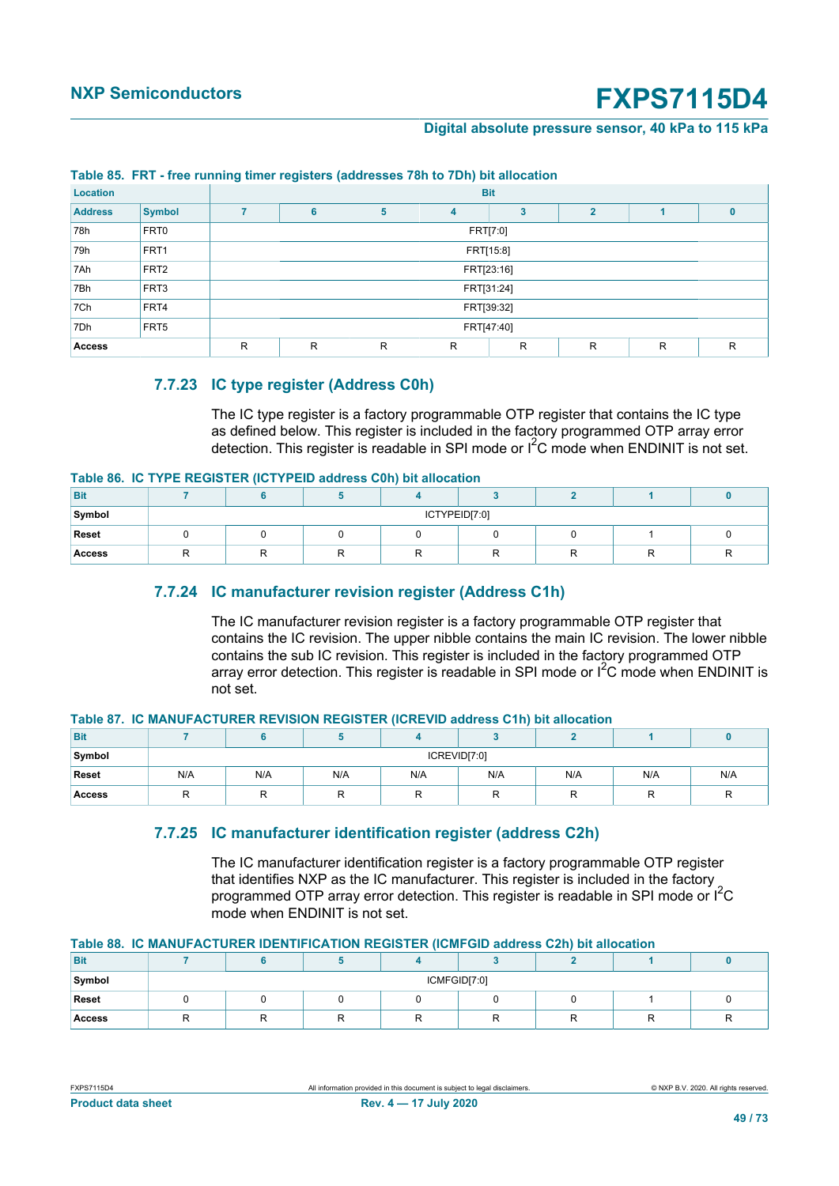**Table 85. FRT - free running timer registers (addresses 78h to 7Dh) bit allocation**

| Location | | Bit | | | | | | | |
|---|---|---|---|---|---|---|---|---|---|
| Address | Symbol | 7 | 6 | 5 | 4 | 3 | 2 | 1 | 0 |
| 78h | FRT0 | FRT[7:0] | | | | | | | |
| 79h | FRT1 | FRT[15:8] | | | | | | | |
| 7Ah | FRT2 | FRT[23:16] | | | | | | | |
| 7Bh | FRT3 | FRT[31:24] | | | | | | | |
| 7Ch | FRT4 | FRT[39:32] | | | | | | | |
| 7Dh | FRT5 | FRT[47:40] | | | | | | | |
| Access | | R | R | R | R | R | R | R | R |

### 7.7.23 IC type register (Address C0h)

The IC type register is a factory programmable OTP register that contains the IC type as defined below. This register is included in the factory programmed OTP array error detection. This register is readable in SPI mode or $I^2C$ mode when ENDINIT is not set.

**Table 86. IC TYPE REGISTER (ICTYPEID address C0h) bit allocation**

| Bit | 7 | 6 | 5 | 4 | 3 | 2 | 1 | 0 |
|---|---|---|---|---|---|---|---|---|
| Symbol | ICTYPEID[7:0] | | | | | | | |
| Reset | 0 | 0 | 0 | 0 | 0 | 0 | 1 | 0 |
| Access | R | R | R | R | R | R | R | R |

### 7.7.24 IC manufacturer revision register (Address C1h)

The IC manufacturer revision register is a factory programmable OTP register that contains the IC revision. The upper nibble contains the main IC revision. The lower nibble contains the sub IC revision. This register is included in the factory programmed OTP array error detection. This register is readable in SPI mode or $I^2C$ mode when ENDINIT is not set.

**Table 87. IC MANUFACTURER REVISION REGISTER (ICREVID address C1h) bit allocation**

| Bit | 7 | 6 | 5 | 4 | 3 | 2 | 1 | 0 |
|---|---|---|---|---|---|---|---|---|
| Symbol | ICREVID[7:0] | | | | | | | |
| Reset | N/A | N/A | N/A | N/A | N/A | N/A | N/A | N/A |
| Access | R | R | R | R | R | R | R | R |

### 7.7.25 IC manufacturer identification register (address C2h)

The IC manufacturer identification register is a factory programmable OTP register that identifies NXP as the IC manufacturer. This register is included in the factory programmed OTP array error detection. This register is readable in SPI mode or $I^2C$ mode when ENDINIT is not set.

**Table 88. IC MANUFACTURER IDENTIFICATION REGISTER (ICMFGID address C2h) bit allocation**

| Bit | 7 | 6 | 5 | 4 | 3 | 2 | 1 | 0 |
|---|---|---|---|---|---|---|---|---|
| Symbol | ICMFGID[7:0] | | | | | | | |
| Reset | 0 | 0 | 0 | 0 | 0 | 0 | 1 | 0 |
| Access | R | R | R | R | R | R | R | R |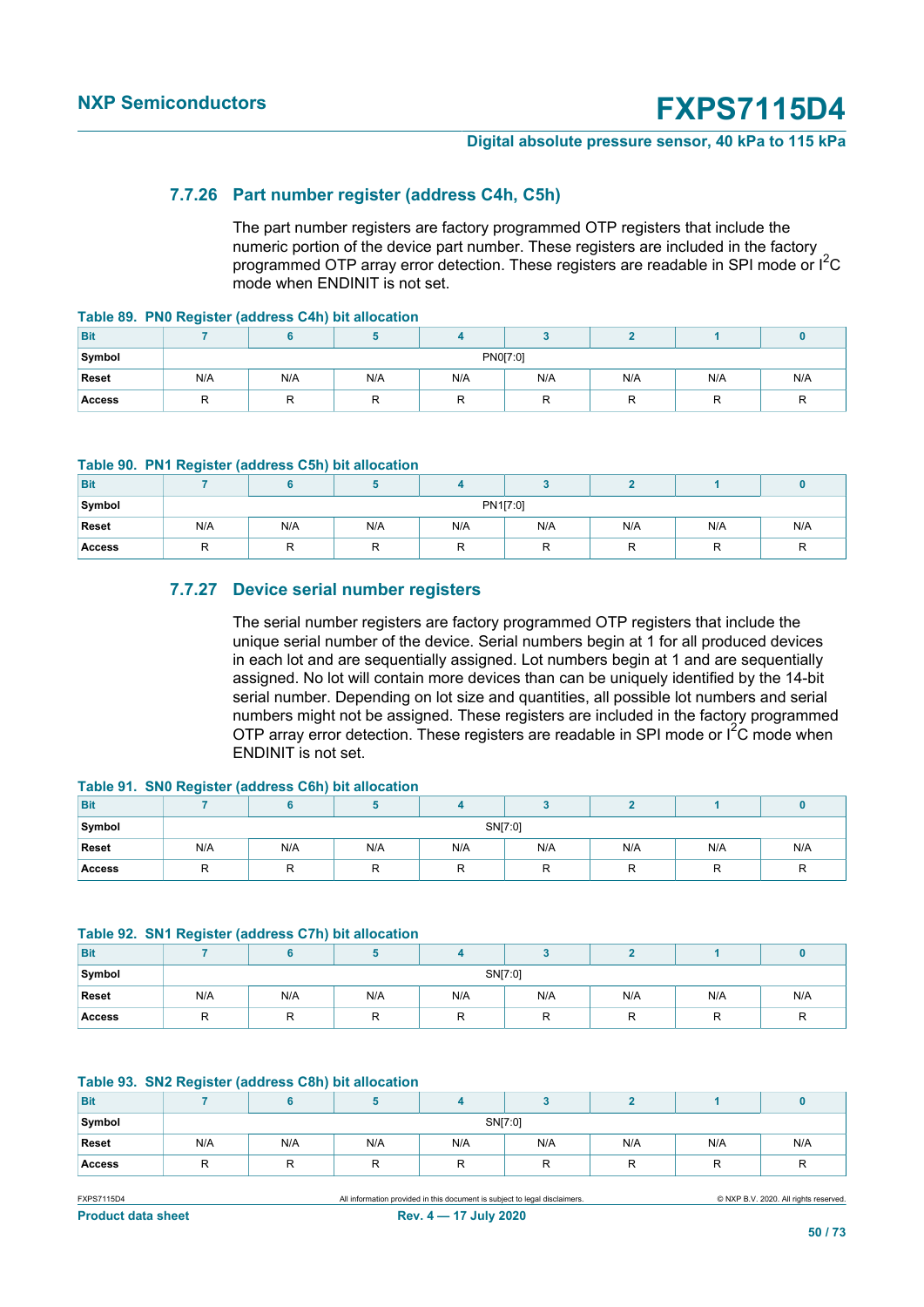### 7.7.26 Part number register (address C4h, C5h)

The part number registers are factory programmed OTP registers that include the numeric portion of the device part number. These registers are included in the factory programmed OTP array error detection. These registers are readable in SPI mode or $I^2C$ mode when ENDINIT is not set.

**Table 89. PN0 Register (address C4h) bit allocation**

| Bit | 7 | 6 | 5 | 4 | 3 | 2 | 1 | 0 |
|---|---|---|---|---|---|---|---|---|
| Symbol | PN0[7:0] | | | | | | | |
| Reset | N/A | N/A | N/A | N/A | N/A | N/A | N/A | N/A |
| Access | R | R | R | R | R | R | R | R |

**Table 90. PN1 Register (address C5h) bit allocation**

| Bit | 7 | 6 | 5 | 4 | 3 | 2 | 1 | 0 |
|---|---|---|---|---|---|---|---|---|
| Symbol | PN1[7:0] | | | | | | | |
| Reset | N/A | N/A | N/A | N/A | N/A | N/A | N/A | N/A |
| Access | R | R | R | R | R | R | R | R |

### 7.7.27 Device serial number registers

The serial number registers are factory programmed OTP registers that include the unique serial number of the device. Serial numbers begin at 1 for all produced devices in each lot and are sequentially assigned. Lot numbers begin at 1 and are sequentially assigned. No lot will contain more devices than can be uniquely identified by the 14-bit serial number. Depending on lot size and quantities, all possible lot numbers and serial numbers might not be assigned. These registers are included in the factory programmed OTP array error detection. These registers are readable in SPI mode or $I^2C$ mode when ENDINIT is not set.

**Table 91. SN0 Register (address C6h) bit allocation**

| Bit | 7 | 6 | 5 | 4 | 3 | 2 | 1 | 0 |
|---|---|---|---|---|---|---|---|---|
| Symbol | SN[7:0] | | | | | | | |
| Reset | N/A | N/A | N/A | N/A | N/A | N/A | N/A | N/A |
| Access | R | R | R | R | R | R | R | R |

**Table 92. SN1 Register (address C7h) bit allocation**

| Bit | 7 | 6 | 5 | 4 | 3 | 2 | 1 | 0 |
|---|---|---|---|---|---|---|---|---|
| Symbol | SN[7:0] | | | | | | | |
| Reset | N/A | N/A | N/A | N/A | N/A | N/A | N/A | N/A |
| Access | R | R | R | R | R | R | R | R |

**Table 93. SN2 Register (address C8h) bit allocation**

| Bit | 7 | 6 | 5 | 4 | 3 | 2 | 1 | 0 |
|---|---|---|---|---|---|---|---|---|
| Symbol | SN[7:0] | | | | | | | |
| Reset | N/A | N/A | N/A | N/A | N/A | N/A | N/A | N/A |
| Access | R | R | R | R | R | R | R | R |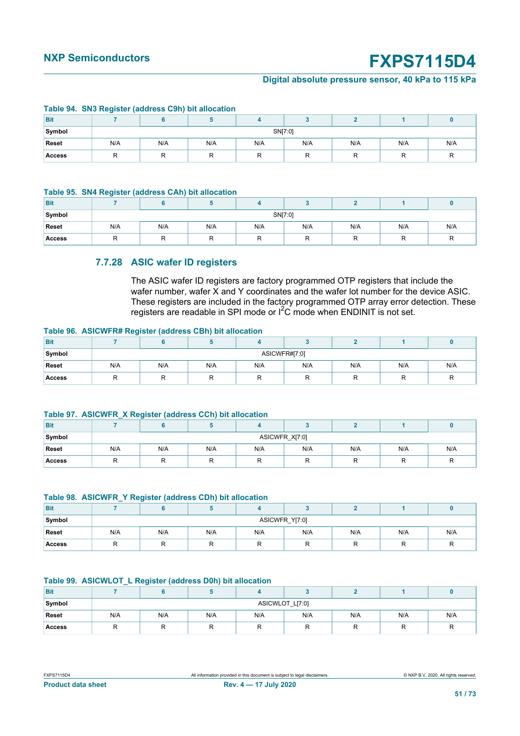**Table 94. SN3 Register (address C9h) bit allocation**

| Bit | 7 | 6 | 5 | 4 | 3 | 2 | 1 | 0 |
|---|---|---|---|---|---|---|---|---|
| Symbol | SN[7:0] | | | | | | | |
| Reset | N/A | N/A | N/A | N/A | N/A | N/A | N/A | N/A |
| Access | R | R | R | R | R | R | R | R |

**Table 95. SN4 Register (address CAh) bit allocation**

| Bit | 7 | 6 | 5 | 4 | 3 | 2 | 1 | 0 |
|---|---|---|---|---|---|---|---|---|
| Symbol | SN[7:0] | | | | | | | |
| Reset | N/A | N/A | N/A | N/A | N/A | N/A | N/A | N/A |
| Access | R | R | R | R | R | R | R | R |

### 7.7.28 ASIC wafer ID registers

The ASIC wafer ID registers are factory programmed OTP registers that include the wafer number, wafer X and Y coordinates and the wafer lot number for the device ASIC. These registers are included in the factory programmed OTP array error detection. These registers are readable in SPI mode or I²C mode when ENDINIT is not set.

**Table 96. ASICWFR# Register (address CBh) bit allocation**

| Bit | 7 | 6 | 5 | 4 | 3 | 2 | 1 | 0 |
|---|---|---|---|---|---|---|---|---|
| Symbol | ASICWFR#[7:0] | | | | | | | |
| Reset | N/A | N/A | N/A | N/A | N/A | N/A | N/A | N/A |
| Access | R | R | R | R | R | R | R | R |

**Table 97. ASICWFR_X Register (address CCh) bit allocation**

| Bit | 7 | 6 | 5 | 4 | 3 | 2 | 1 | 0 |
|---|---|---|---|---|---|---|---|---|
| Symbol | ASICWFR_X[7:0] | | | | | | | |
| Reset | N/A | N/A | N/A | N/A | N/A | N/A | N/A | N/A |
| Access | R | R | R | R | R | R | R | R |

**Table 98. ASICWFR_Y Register (address CDh) bit allocation**

| Bit | 7 | 6 | 5 | 4 | 3 | 2 | 1 | 0 |
|---|---|---|---|---|---|---|---|---|
| Symbol | ASICWFR_Y[7:0] | | | | | | | |
| Reset | N/A | N/A | N/A | N/A | N/A | N/A | N/A | N/A |
| Access | R | R | R | R | R | R | R | R |

**Table 99. ASICWLOT_L Register (address D0h) bit allocation**

| Bit | 7 | 6 | 5 | 4 | 3 | 2 | 1 | 0 |
|---|---|---|---|---|---|---|---|---|
| Symbol | ASICWLOT_L[7:0] | | | | | | | |
| Reset | N/A | N/A | N/A | N/A | N/A | N/A | N/A | N/A |
| Access | R | R | R | R | R | R | R | R |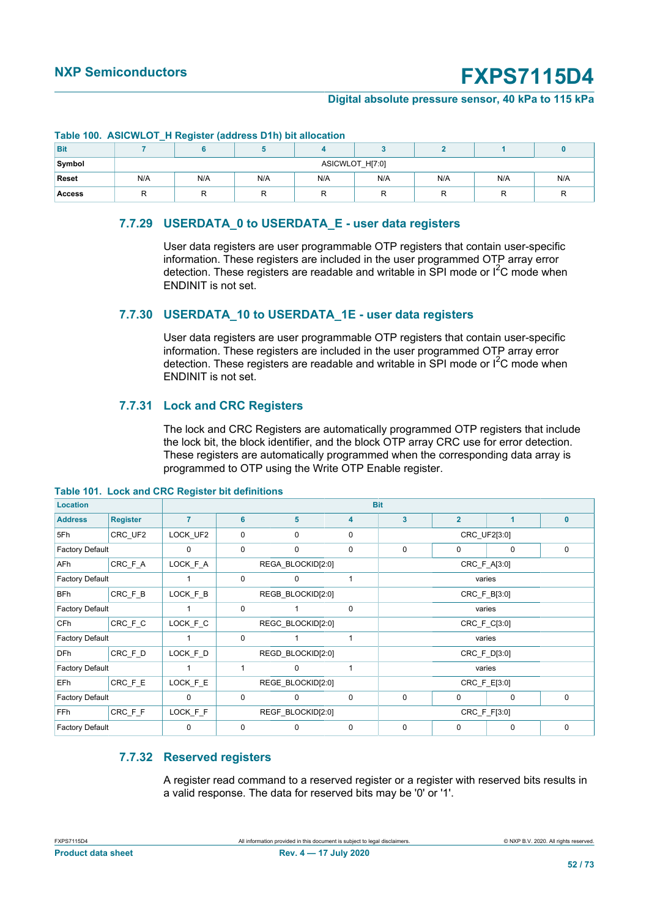**Table 100. ASICWLOT_H Register (address D1h) bit allocation**

| Bit | 7 | 6 | 5 | 4 | 3 | 2 | 1 | 0 |
|---|---|---|---|---|---|---|---|---|
| Symbol | ASICWLOT_H[7:0] | | | | | | | |
| Reset | N/A | N/A | N/A | N/A | N/A | N/A | N/A | N/A |
| Access | R | R | R | R | R | R | R | R |

### 7.7.29 USERDATA_0 to USERDATA_E - user data registers

User data registers are user programmable OTP registers that contain user-specific information. These registers are included in the user programmed OTP array error detection. These registers are readable and writable in SPI mode or I²C mode when ENDINIT is not set.

### 7.7.30 USERDATA_10 to USERDATA_1E - user data registers

User data registers are user programmable OTP registers that contain user-specific information. These registers are included in the user programmed OTP array error detection. These registers are readable and writable in SPI mode or I²C mode when ENDINIT is not set.

### 7.7.31 Lock and CRC Registers

The lock and CRC Registers are automatically programmed OTP registers that include the lock bit, the block identifier, and the block OTP array CRC use for error detection. These registers are automatically programmed when the corresponding data array is programmed to OTP using the Write OTP Enable register.

**Table 101. Lock and CRC Register bit definitions**

| Location | | Bit | | | | | | | |
|---|---|---|---|---|---|---|---|---|---|
| Address | Register | 7 | 6 | 5 | 4 | 3 | 2 | 1 | 0 |
| 5Fh | CRC_UF2 | LOCK_UF2 | 0 | 0 | 0 | CRC_UF2[3:0] | | | |
| Factory Default | | 0 | 0 | 0 | 0 | 0 | 0 | 0 | 0 |
| AFh | CRC_F_A | LOCK_F_A | REGA_BLOCKID[2:0] | | | CRC_F_A[3:0] | | | |
| Factory Default | | 1 | 0 | 0 | 1 | varies | | | |
| BFh | CRC_F_B | LOCK_F_B | REGB_BLOCKID[2:0] | | | CRC_F_B[3:0] | | | |
| Factory Default | | 1 | 0 | 1 | 0 | varies | | | |
| CFh | CRC_F_C | LOCK_F_C | REGC_BLOCKID[2:0] | | | CRC_F_C[3:0] | | | |
| Factory Default | | 1 | 0 | 1 | 1 | varies | | | |
| DFh | CRC_F_D | LOCK_F_D | REGD_BLOCKID[2:0] | | | CRC_F_D[3:0] | | | |
| Factory Default | | 1 | 1 | 0 | 1 | varies | | | |
| EFh | CRC_F_E | LOCK_F_E | REGE_BLOCKID[2:0] | | | CRC_F_E[3:0] | | | |
| Factory Default | | 0 | 0 | 0 | 0 | 0 | 0 | 0 | 0 |
| FFh | CRC_F_F | LOCK_F_F | REGF_BLOCKID[2:0] | | | CRC_F_F[3:0] | | | |
| Factory Default | | 0 | 0 | 0 | 0 | 0 | 0 | 0 | 0 |

### 7.7.32 Reserved registers

A register read command to a reserved register or a register with reserved bits results in a valid response. The data for reserved bits may be '0' or '1'.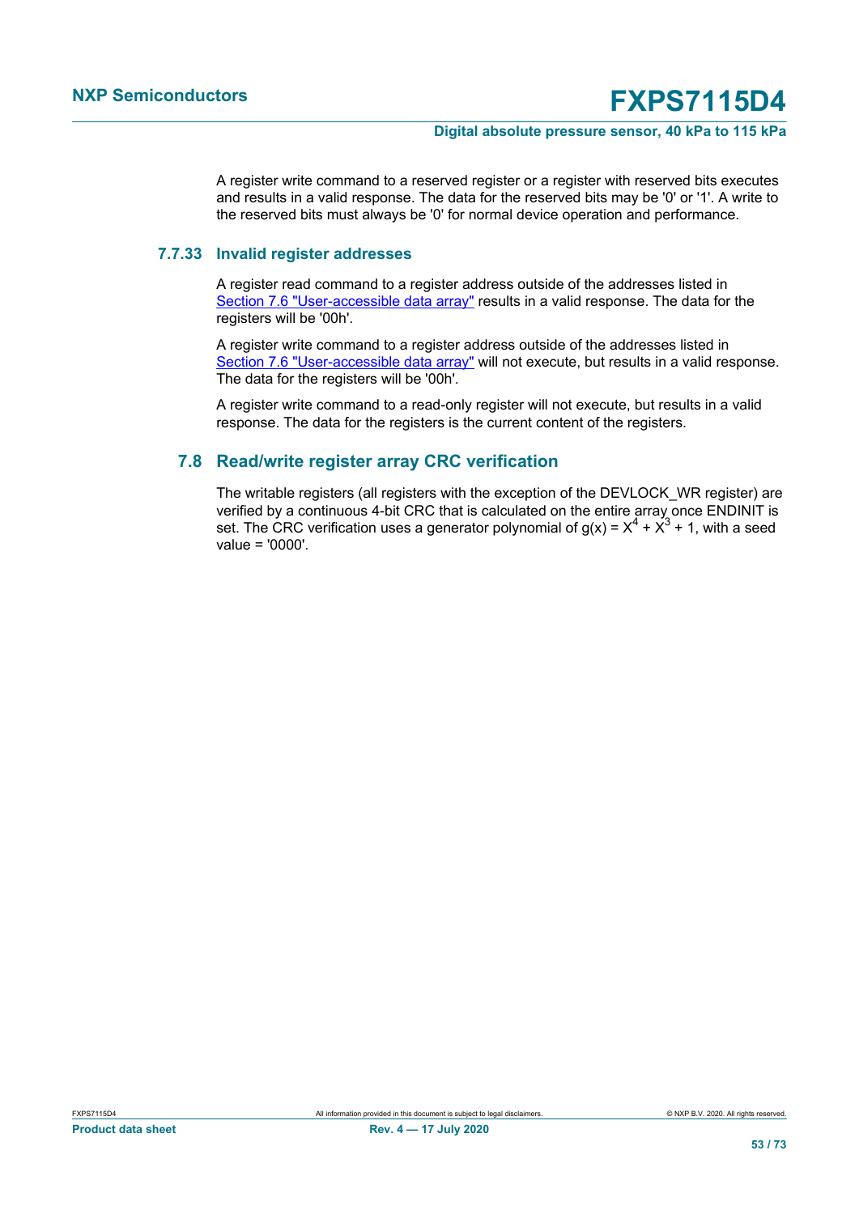A register write command to a reserved register or a register with reserved bits executes and results in a valid response. The data for the reserved bits may be '0' or '1'. A write to the reserved bits must always be '0' for normal device operation and performance.

### 7.7.33 Invalid register addresses

A register read command to a register address outside of the addresses listed in Section 7.6 "User-accessible data array" results in a valid response. The data for the registers will be '00h'.

A register write command to a register address outside of the addresses listed in Section 7.6 "User-accessible data array" will not execute, but results in a valid response. The data for the registers will be '00h'.

A register write command to a read-only register will not execute, but results in a valid response. The data for the registers is the current content of the registers.

## 7.8 Read/write register array CRC verification

The writable registers (all registers with the exception of the DEVLOCK_WR register) are verified by a continuous 4-bit CRC that is calculated on the entire array once ENDINIT is set. The CRC verification uses a generator polynomial of $g(x) = X^4 + X^3 + 1$, with a seed value = '0000'.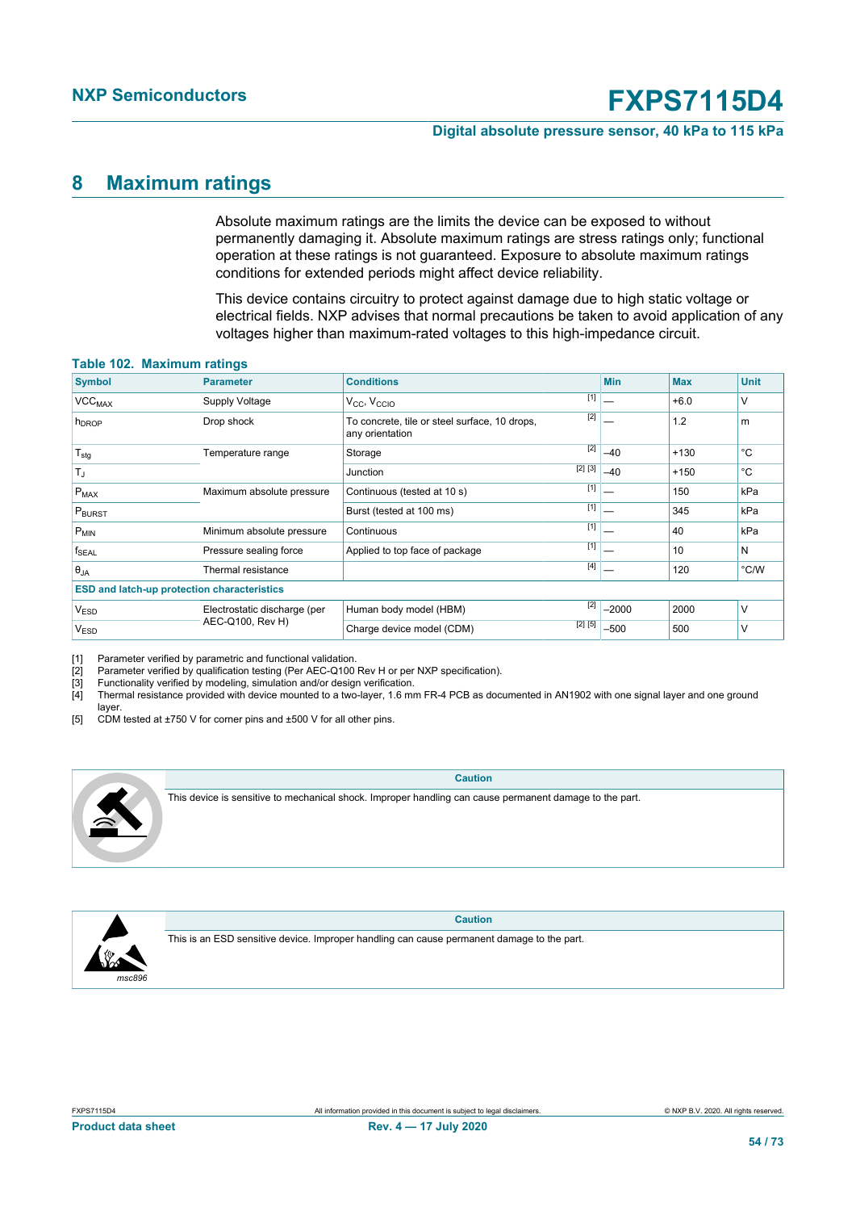# 8 Maximum ratings

Absolute maximum ratings are the limits the device can be exposed to without permanently damaging it. Absolute maximum ratings are stress ratings only; functional operation at these ratings is not guaranteed. Exposure to absolute maximum ratings conditions for extended periods might affect device reliability.

This device contains circuitry to protect against damage due to high static voltage or electrical fields. NXP advises that normal precautions be taken to avoid application of any voltages higher than maximum-rated voltages to this high-impedance circuit.

**Table 102. Maximum ratings**

| Symbol | Parameter | Conditions | | Min | Max | Unit |
|---|---|---|---|---|---|---|
| $VCC_{MAX}$ | Supply Voltage | $V_{CC}$, $V_{CCIO}$ | [1] | — | +6.0 | V |
| $h_{DROP}$ | Drop shock | To concrete, tile or steel surface, 10 drops, any orientation | [2] | — | 1.2 | m |
| $T_{stg}$ | Temperature range | Storage | [2] | –40 | +130 | °C |
| $T_J$ | | Junction | [2] [3] | –40 | +150 | °C |
| $P_{MAX}$ | Maximum absolute pressure | Continuous (tested at 10 s) | [1] | — | 150 | kPa |
| $P_{BURST}$ | | Burst (tested at 100 ms) | [1] | — | 345 | kPa |
| $P_{MIN}$ | Minimum absolute pressure | Continuous | [1] | — | 40 | kPa |
| $f_{SEAL}$ | Pressure sealing force | Applied to top face of package | [1] | — | 10 | N |
| $\theta_{JA}$ | Thermal resistance | | [4] | — | 120 | °C/W |
| **ESD and latch-up protection characteristics** | | | | | | |
| $V_{ESD}$ | Electrostatic discharge (per AEC-Q100, Rev H) | Human body model (HBM) | [2] | –2000 | 2000 | V |
| $V_{ESD}$ | | Charge device model (CDM) | [2] [5] | –500 | 500 | V |

[1] Parameter verified by parametric and functional validation.
[2] Parameter verified by qualification testing (Per AEC-Q100 Rev H or per NXP specification).
[3] Functionality verified by modeling, simulation and/or design verification.
[4] Thermal resistance provided with device mounted to a two-layer, 1.6 mm FR-4 PCB as documented in AN1902 with one signal layer and one ground layer.
[5] CDM tested at ±750 V for corner pins and ±500 V for all other pins.

| Caution |
|---|
| This device is sensitive to mechanical shock. Improper handling can cause permanent damage to the part. |

| Caution |
|---|
| This is an ESD sensitive device. Improper handling can cause permanent damage to the part. |

msc896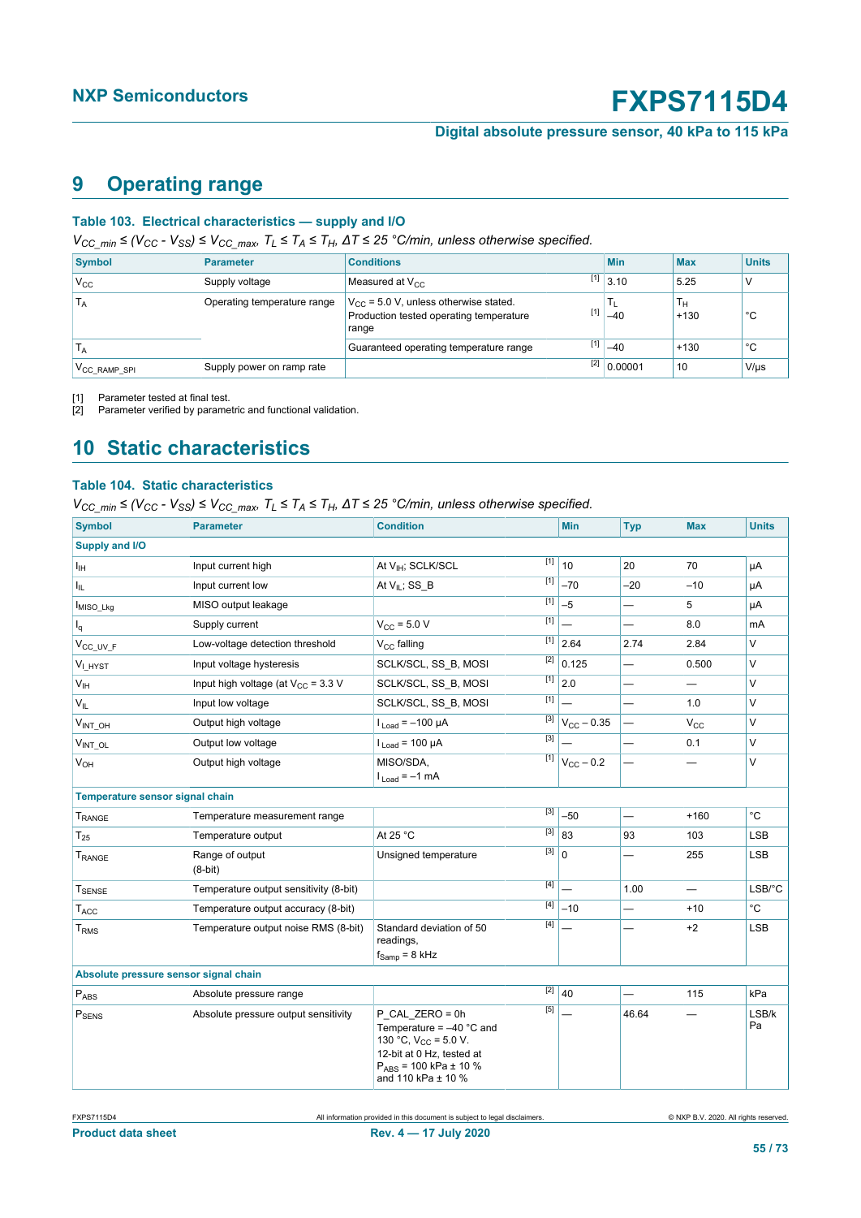# 9 Operating range

**Table 103. Electrical characteristics — supply and I/O**

*$V_{CC\_min} \leq (V_{CC} - V_{SS}) \leq V_{CC\_max}$, $T_L \leq T_A \leq T_H$, $\Delta T \leq 25$ °C/min, unless otherwise specified.*

| Symbol | Parameter | Conditions | | Min | Max | Units |
|---|---|---|---|---|---|---|
| $V_{CC}$ | Supply voltage | Measured at $V_{CC}$ | [1] | 3.10 | 5.25 | V |
| $T_A$ | Operating temperature range | $V_{CC}$ = 5.0 V, unless otherwise stated. Production tested operating temperature range | [1] | $T_L$ –40 | $T_H$ +130 | °C |
| $T_A$ | | Guaranteed operating temperature range | [1] | –40 | +130 | °C |
| $V_{CC\_RAMP\_SPI}$ | Supply power on ramp rate | | [2] | 0.00001 | 10 | V/µs |

[1] Parameter tested at final test.
[2] Parameter verified by parametric and functional validation.

# 10 Static characteristics

**Table 104. Static characteristics**

*$V_{CC\_min} \leq (V_{CC} - V_{SS}) \leq V_{CC\_max}$, $T_L \leq T_A \leq T_H$, $\Delta T \leq 25$ °C/min, unless otherwise specified.*

| Symbol | Parameter | Condition | | Min | Typ | Max | Units |
|---|---|---|---|---|---|---|---|
| **Supply and I/O** | | | | | | | |
| $I_{IH}$ | Input current high | At $V_{IH}$; SCLK/SCL | [1] | 10 | 20 | 70 | µA |
| $I_{IL}$ | Input current low | At $V_{IL}$; SS_B | [1] | –70 | –20 | –10 | µA |
| $I_{MISO\_Lkg}$ | MISO output leakage | | [1] | –5 | — | 5 | µA |
| $I_q$ | Supply current | $V_{CC}$ = 5.0 V | [1] | — | — | 8.0 | mA |
| $V_{CC\_UV\_F}$ | Low-voltage detection threshold | $V_{CC}$ falling | [1] | 2.64 | 2.74 | 2.84 | V |
| $V_{I\_HYST}$ | Input voltage hysteresis | SCLK/SCL, SS_B, MOSI | [2] | 0.125 | — | 0.500 | V |
| $V_{IH}$ | Input high voltage (at $V_{CC}$ = 3.3 V | SCLK/SCL, SS_B, MOSI | [1] | 2.0 | — | — | V |
| $V_{IL}$ | Input low voltage | SCLK/SCL, SS_B, MOSI | [1] | — | — | 1.0 | V |
| $V_{INT\_OH}$ | Output high voltage | $I_{Load}$ = –100 µA | [3] | $V_{CC}$ – 0.35 | — | $V_{CC}$ | V |
| $V_{INT\_OL}$ | Output low voltage | $I_{Load}$ = 100 µA | [3] | — | — | 0.1 | V |
| $V_{OH}$ | Output high voltage | MISO/SDA, $I_{Load}$ = –1 mA | [1] | $V_{CC}$ – 0.2 | — | — | V |
| **Temperature sensor signal chain** | | | | | | | |
| $T_{RANGE}$ | Temperature measurement range | | [3] | –50 | — | +160 | °C |
| $T_{25}$ | Temperature output | At 25 °C | [3] | 83 | 93 | 103 | LSB |
| $T_{RANGE}$ | Range of output (8-bit) | Unsigned temperature | [3] | 0 | — | 255 | LSB |
| $T_{SENSE}$ | Temperature output sensitivity (8-bit) | | [4] | — | 1.00 | — | LSB/°C |
| $T_{ACC}$ | Temperature output accuracy (8-bit) | | [4] | –10 | — | +10 | °C |
| $T_{RMS}$ | Temperature output noise RMS (8-bit) | Standard deviation of 50 readings, $f_{Samp}$ = 8 kHz | [4] | — | — | +2 | LSB |
| **Absolute pressure sensor signal chain** | | | | | | | |
| $P_{ABS}$ | Absolute pressure range | | [2] | 40 | — | 115 | kPa |
| $P_{SENS}$ | Absolute pressure output sensitivity | P_CAL_ZERO = 0h Temperature = –40 °C and 130 °C, $V_{CC}$ = 5.0 V. 12-bit at 0 Hz, tested at $P_{ABS}$ = 100 kPa ± 10 % and 110 kPa ± 10 % | [5] | — | 46.64 | — | LSB/kPa |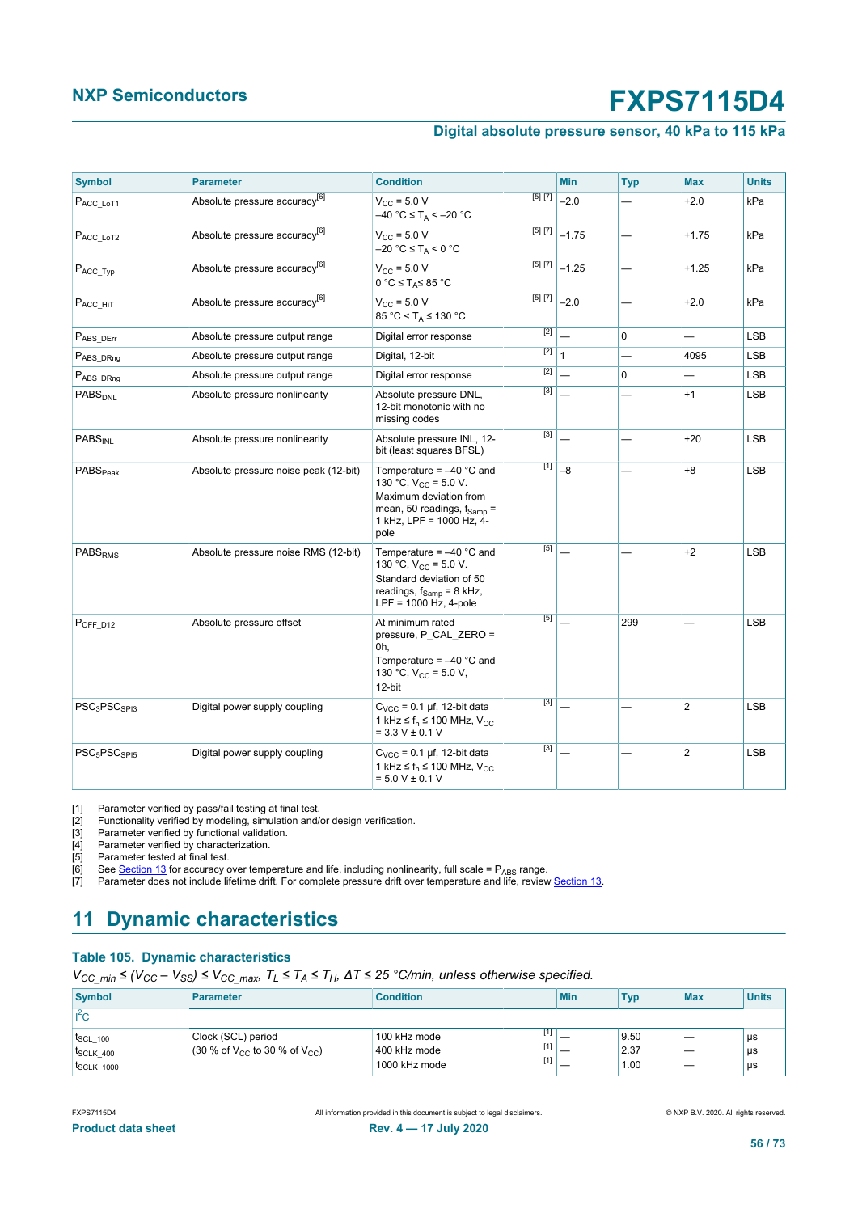| Symbol | Parameter | Condition | | Min | Typ | Max | Units |
|---|---|---|---|---|---|---|---|
| $P_{ACC\_LoT1}$ | Absolute pressure accuracy[6] | $V_{CC}$ = 5.0 V<br>–40 °C ≤ $T_A$ < –20 °C | [5] [7] | –2.0 | — | +2.0 | kPa |
| $P_{ACC\_LoT2}$ | Absolute pressure accuracy[6] | $V_{CC}$ = 5.0 V<br>–20 °C ≤ $T_A$ < 0 °C | [5] [7] | –1.75 | — | +1.75 | kPa |
| $P_{ACC\_Typ}$ | Absolute pressure accuracy[6] | $V_{CC}$ = 5.0 V<br>0 °C ≤ $T_A$≤ 85 °C | [5] [7] | –1.25 | — | +1.25 | kPa |
| $P_{ACC\_HiT}$ | Absolute pressure accuracy[6] | $V_{CC}$ = 5.0 V<br>85 °C < $T_A$ ≤ 130 °C | [5] [7] | –2.0 | — | +2.0 | kPa |
| $P_{ABS\_DErr}$ | Absolute pressure output range | Digital error response | [2] | — | 0 | — | LSB |
| $P_{ABS\_DRng}$ | Absolute pressure output range | Digital, 12-bit | [2] | 1 | — | 4095 | LSB |
| $P_{ABS\_DRng}$ | Absolute pressure output range | Digital error response | [2] | — | 0 | — | LSB |
| $PABS_{DNL}$ | Absolute pressure nonlinearity | Absolute pressure DNL, 12-bit monotonic with no missing codes | [3] | — | — | +1 | LSB |
| $PABS_{INL}$ | Absolute pressure nonlinearity | Absolute pressure INL, 12-bit (least squares BFSL) | [3] | — | — | +20 | LSB |
| $PABS_{Peak}$ | Absolute pressure noise peak (12-bit) | Temperature = –40 °C and 130 °C, $V_{CC}$ = 5.0 V. Maximum deviation from mean, 50 readings, $f_{Samp}$ = 1 kHz, LPF = 1000 Hz, 4-pole | [1] | –8 | — | +8 | LSB |
| $PABS_{RMS}$ | Absolute pressure noise RMS (12-bit) | Temperature = –40 °C and 130 °C, $V_{CC}$ = 5.0 V. Standard deviation of 50 readings, $f_{Samp}$ = 8 kHz, LPF = 1000 Hz, 4-pole | [5] | — | — | +2 | LSB |
| $P_{OFF\_D12}$ | Absolute pressure offset | At minimum rated pressure, P_CAL_ZERO = 0h,<br>Temperature = –40 °C and 130 °C, $V_{CC}$ = 5.0 V,<br>12-bit | [5] | — | 299 | — | LSB |
| $PSC_3PSC_{SPI3}$ | Digital power supply coupling | $C_{VCC}$ = 0.1 µf, 12-bit data 1 kHz ≤ $f_n$ ≤ 100 MHz, $V_{CC}$ = 3.3 V ± 0.1 V | [3] | — | — | 2 | LSB |
| $PSC_5PSC_{SPI5}$ | Digital power supply coupling | $C_{VCC}$ = 0.1 µf, 12-bit data 1 kHz ≤ $f_n$ ≤ 100 MHz, $V_{CC}$ = 5.0 V ± 0.1 V | [3] | — | — | 2 | LSB |

[1] Parameter verified by pass/fail testing at final test.
[2] Functionality verified by modeling, simulation and/or design verification.
[3] Parameter verified by functional validation.
[4] Parameter verified by characterization.
[5] Parameter tested at final test.
[6] See Section 13 for accuracy over temperature and life, including nonlinearity, full scale = $P_{ABS}$ range.
[7] Parameter does not include lifetime drift. For complete pressure drift over temperature and life, review Section 13.

## 11 Dynamic characteristics

### Table 105. Dynamic characteristics

*$V_{CC\_min} \leq (V_{CC} - V_{SS}) \leq V_{CC\_max}$, $T_L \leq T_A \leq T_H$, $\Delta T \leq 25$ °C/min, unless otherwise specified.*

| Symbol | Parameter | Condition | | Min | Typ | Max | Units |
|---|---|---|---|---|---|---|---|
| $I^2C$ | | | | | | | |
| $t_{SCL\_100}$ | Clock (SCL) period<br>(30 % of $V_{CC}$ to 30 % of $V_{CC}$) | 100 kHz mode | [1] | — | 9.50 | — | µs |
| $t_{SCLK\_400}$ | | 400 kHz mode | [1] | — | 2.37 | — | µs |
| $t_{SCLK\_1000}$ | | 1000 kHz mode | [1] | — | 1.00 | — | µs |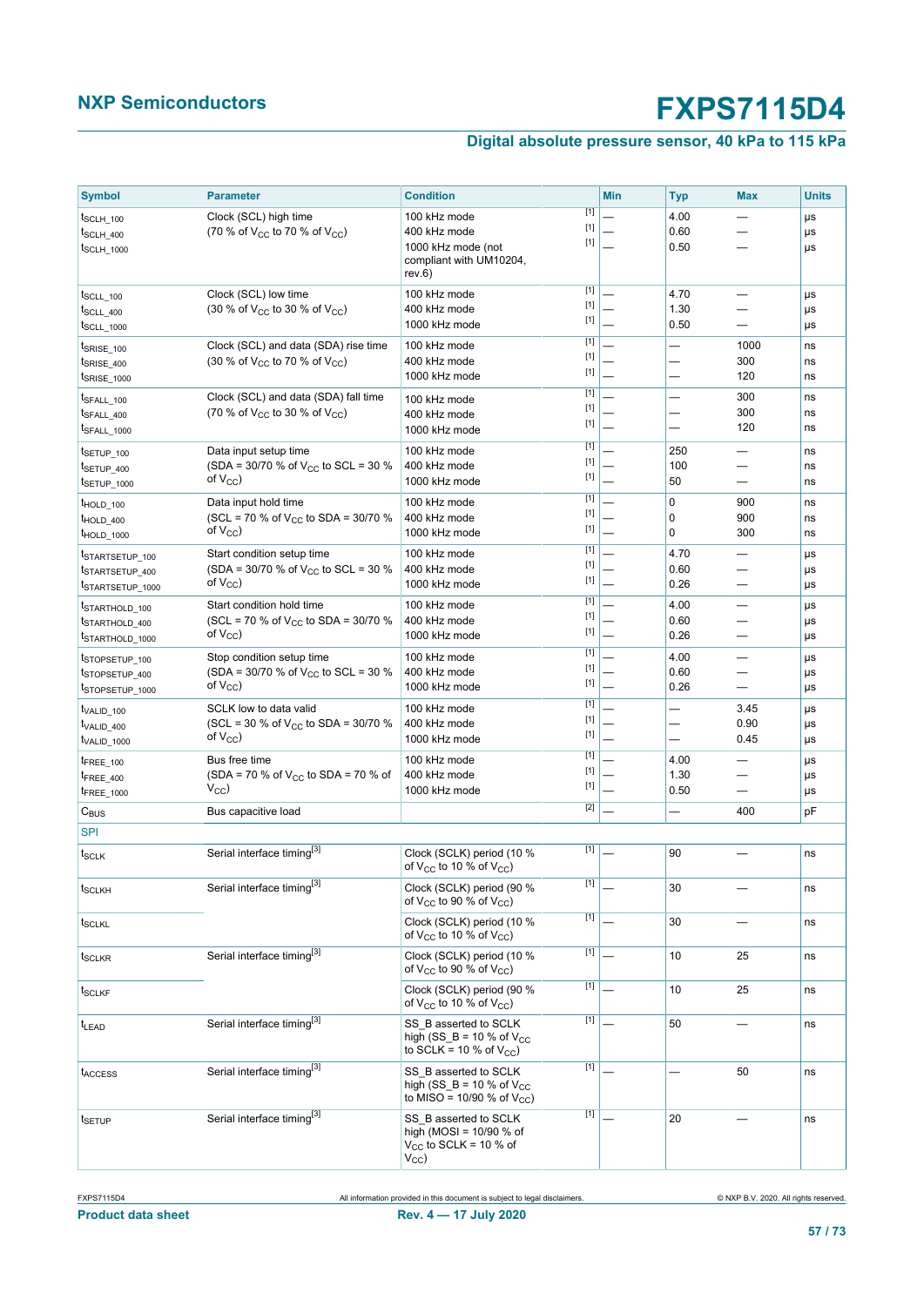| Symbol | Parameter | Condition | | Min | Typ | Max | Units |
|---|---|---|---|---|---|---|---|
| $t_{SCLH\_100}$<br>$t_{SCLH\_400}$<br>$t_{SCLH\_1000}$ | Clock (SCL) high time<br>(70 % of $V_{CC}$ to 70 % of $V_{CC}$) | 100 kHz mode<br>400 kHz mode<br>1000 kHz mode (not compliant with UM10204, rev.6) | [1]<br>[1]<br>[1] | —<br>—<br>— | 4.00<br>0.60<br>0.50 | —<br>—<br>— | µs<br>µs<br>µs |
| $t_{SCLL\_100}$<br>$t_{SCLL\_400}$<br>$t_{SCLL\_1000}$ | Clock (SCL) low time<br>(30 % of $V_{CC}$ to 30 % of $V_{CC}$) | 100 kHz mode<br>400 kHz mode<br>1000 kHz mode | [1]<br>[1]<br>[1] | —<br>—<br>— | 4.70<br>1.30<br>0.50 | —<br>—<br>— | µs<br>µs<br>µs |
| $t_{SRISE\_100}$<br>$t_{SRISE\_400}$<br>$t_{SRISE\_1000}$ | Clock (SCL) and data (SDA) rise time<br>(30 % of $V_{CC}$ to 70 % of $V_{CC}$) | 100 kHz mode<br>400 kHz mode<br>1000 kHz mode | [1]<br>[1]<br>[1] | —<br>—<br>— | —<br>—<br>— | 1000<br>300<br>120 | ns<br>ns<br>ns |
| $t_{SFALL\_100}$<br>$t_{SFALL\_400}$<br>$t_{SFALL\_1000}$ | Clock (SCL) and data (SDA) fall time<br>(70 % of $V_{CC}$ to 30 % of $V_{CC}$) | 100 kHz mode<br>400 kHz mode<br>1000 kHz mode | [1]<br>[1]<br>[1] | —<br>—<br>— | —<br>—<br>— | 300<br>300<br>120 | ns<br>ns<br>ns |
| $t_{SETUP\_100}$<br>$t_{SETUP\_400}$<br>$t_{SETUP\_1000}$ | Data input setup time<br>(SDA = 30/70 % of $V_{CC}$ to SCL = 30 % of $V_{CC}$) | 100 kHz mode<br>400 kHz mode<br>1000 kHz mode | [1]<br>[1]<br>[1] | —<br>—<br>— | 250<br>100<br>50 | —<br>—<br>— | ns<br>ns<br>ns |
| $t_{HOLD\_100}$<br>$t_{HOLD\_400}$<br>$t_{HOLD\_1000}$ | Data input hold time<br>(SCL = 70 % of $V_{CC}$ to SDA = 30/70 % of $V_{CC}$) | 100 kHz mode<br>400 kHz mode<br>1000 kHz mode | [1]<br>[1]<br>[1] | —<br>—<br>— | 0<br>0<br>0 | 900<br>900<br>300 | ns<br>ns<br>ns |
| $t_{STARTSETUP\_100}$<br>$t_{STARTSETUP\_400}$<br>$t_{STARTSETUP\_1000}$ | Start condition setup time<br>(SDA = 30/70 % of $V_{CC}$ to SCL = 30 % of $V_{CC}$) | 100 kHz mode<br>400 kHz mode<br>1000 kHz mode | [1]<br>[1]<br>[1] | —<br>—<br>— | 4.70<br>0.60<br>0.26 | —<br>—<br>— | µs<br>µs<br>µs |
| $t_{STARTHOLD\_100}$<br>$t_{STARTHOLD\_400}$<br>$t_{STARTHOLD\_1000}$ | Start condition hold time<br>(SCL = 70 % of $V_{CC}$ to SDA = 30/70 % of $V_{CC}$) | 100 kHz mode<br>400 kHz mode<br>1000 kHz mode | [1]<br>[1]<br>[1] | —<br>—<br>— | 4.00<br>0.60<br>0.26 | —<br>—<br>— | µs<br>µs<br>µs |
| $t_{STOPSETUP\_100}$<br>$t_{STOPSETUP\_400}$<br>$t_{STOPSETUP\_1000}$ | Stop condition setup time<br>(SDA = 30/70 % of $V_{CC}$ to SCL = 30 % of $V_{CC}$) | 100 kHz mode<br>400 kHz mode<br>1000 kHz mode | [1]<br>[1]<br>[1] | —<br>—<br>— | 4.00<br>0.60<br>0.26 | —<br>—<br>— | µs<br>µs<br>µs |
| $t_{VALID\_100}$<br>$t_{VALID\_400}$<br>$t_{VALID\_1000}$ | SCLK low to data valid<br>(SCL = 30 % of $V_{CC}$ to SDA = 30/70 % of $V_{CC}$) | 100 kHz mode<br>400 kHz mode<br>1000 kHz mode | [1]<br>[1]<br>[1] | —<br>—<br>— | —<br>—<br>— | 3.45<br>0.90<br>0.45 | µs<br>µs<br>µs |
| $t_{FREE\_100}$<br>$t_{FREE\_400}$<br>$t_{FREE\_1000}$ | Bus free time<br>(SDA = 70 % of $V_{CC}$ to SDA = 70 % of $V_{CC}$) | 100 kHz mode<br>400 kHz mode<br>1000 kHz mode | [1]<br>[1]<br>[1] | —<br>—<br>— | 4.00<br>1.30<br>0.50 | —<br>—<br>— | µs<br>µs<br>µs |
| $C_{BUS}$ | Bus capacitive load | | [2] | — | — | 400 | pF |
| SPI | | | | | | | |
| $t_{SCLK}$ | Serial interface timing[3] | Clock (SCLK) period (10 % of $V_{CC}$ to 10 % of $V_{CC}$) | [1] | — | 90 | — | ns |
| $t_{SCLKH}$ | Serial interface timing[3] | Clock (SCLK) period (90 % of $V_{CC}$ to 90 % of $V_{CC}$) | [1] | — | 30 | — | ns |
| $t_{SCLKL}$ | | Clock (SCLK) period (10 % of $V_{CC}$ to 10 % of $V_{CC}$) | [1] | — | 30 | — | ns |
| $t_{SCLKR}$ | Serial interface timing[3] | Clock (SCLK) period (10 % of $V_{CC}$ to 90 % of $V_{CC}$) | [1] | — | 10 | 25 | ns |
| $t_{SCLKF}$ | | Clock (SCLK) period (90 % of $V_{CC}$ to 10 % of $V_{CC}$) | [1] | — | 10 | 25 | ns |
| $t_{LEAD}$ | Serial interface timing[3] | SS_B asserted to SCLK high (SS_B = 10 % of $V_{CC}$ to SCLK = 10 % of $V_{CC}$) | [1] | — | 50 | — | ns |
| $t_{ACCESS}$ | Serial interface timing[3] | SS_B asserted to SCLK high (SS_B = 10 % of $V_{CC}$ to MISO = 10/90 % of $V_{CC}$) | [1] | — | — | 50 | ns |
| $t_{SETUP}$ | Serial interface timing[3] | SS_B asserted to SCLK high (MOSI = 10/90 % of $V_{CC}$ to SCLK = 10 % of $V_{CC}$) | [1] | — | 20 | — | ns |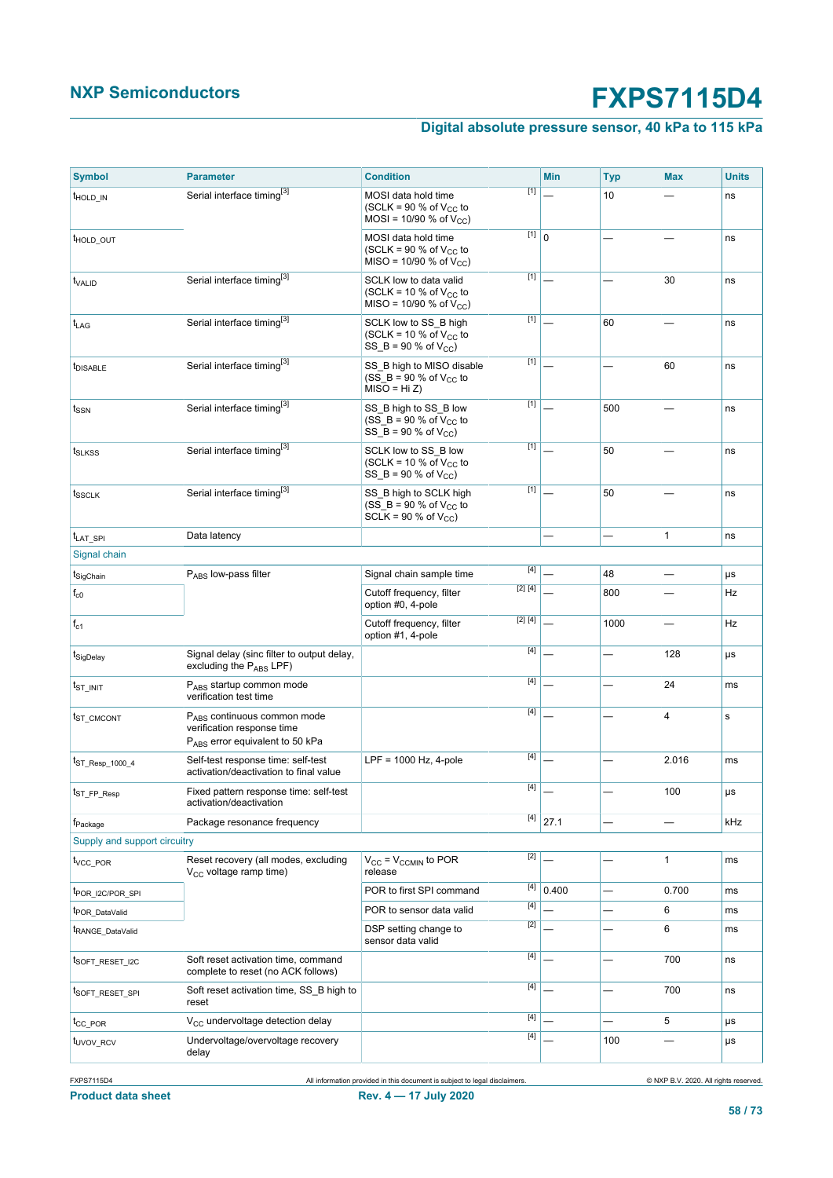| Symbol | Parameter | Condition | | Min | Typ | Max | Units |
|---|---|---|---|---|---|---|---|
| $t_{HOLD\_IN}$ | Serial interface timing[3] | MOSI data hold time (SCLK = 90 % of $V_{CC}$ to MOSI = 10/90 % of $V_{CC}$) | [1] | — | 10 | — | ns |
| $t_{HOLD\_OUT}$ | | MOSI data hold time (SCLK = 90 % of $V_{CC}$ to MISO = 10/90 % of $V_{CC}$) | [1] | 0 | — | — | ns |
| $t_{VALID}$ | Serial interface timing[3] | SCLK low to data valid (SCLK = 10 % of $V_{CC}$ to MISO = 10/90 % of $V_{CC}$) | [1] | — | — | 30 | ns |
| $t_{LAG}$ | Serial interface timing[3] | SCLK low to SS_B high (SCLK = 10 % of $V_{CC}$ to SS_B = 90 % of $V_{CC}$) | [1] | — | 60 | — | ns |
| $t_{DISABLE}$ | Serial interface timing[3] | SS_B high to MISO disable (SS_B = 90 % of $V_{CC}$ to MISO = Hi Z) | [1] | — | — | 60 | ns |
| $t_{SSN}$ | Serial interface timing[3] | SS_B high to SS_B low (SS_B = 90 % of $V_{CC}$ to SS_B = 90 % of $V_{CC}$) | [1] | — | 500 | — | ns |
| $t_{SLKSS}$ | Serial interface timing[3] | SCLK low to SS_B low (SCLK = 10 % of $V_{CC}$ to SS_B = 90 % of $V_{CC}$) | [1] | — | 50 | — | ns |
| $t_{SSCLK}$ | Serial interface timing[3] | SS_B high to SCLK high (SS_B = 90 % of $V_{CC}$ to SCLK = 90 % of $V_{CC}$) | [1] | — | 50 | — | ns |
| $t_{LAT\_SPI}$ | Data latency | | | — | — | 1 | ns |
| Signal chain | | | | | | | |
| $t_{SigChain}$ | $P_{ABS}$ low-pass filter | Signal chain sample time | [4] | — | 48 | — | µs |
| $f_{c0}$ | | Cutoff frequency, filter option #0, 4-pole | [2] [4] | — | 800 | — | Hz |
| $f_{c1}$ | | Cutoff frequency, filter option #1, 4-pole | [2] [4] | — | 1000 | — | Hz |
| $t_{SigDelay}$ | Signal delay (sinc filter to output delay, excluding the $P_{ABS}$ LPF) | | [4] | — | — | 128 | µs |
| $t_{ST\_INIT}$ | $P_{ABS}$ startup common mode verification test time | | [4] | — | — | 24 | ms |
| $t_{ST\_CMCONT}$ | $P_{ABS}$ continuous common mode verification response time $P_{ABS}$ error equivalent to 50 kPa | | [4] | — | — | 4 | s |
| $t_{ST\_Resp\_1000\_4}$ | Self-test response time: self-test activation/deactivation to final value | LPF = 1000 Hz, 4-pole | [4] | — | — | 2.016 | ms |
| $t_{ST\_FP\_Resp}$ | Fixed pattern response time: self-test activation/deactivation | | [4] | — | — | 100 | µs |
| $f_{Package}$ | Package resonance frequency | | [4] | 27.1 | — | — | kHz |
| Supply and support circuitry | | | | | | | |
| $t_{VCC\_POR}$ | Reset recovery (all modes, excluding $V_{CC}$ voltage ramp time) | $V_{CC}$ = $V_{CCMIN}$ to POR release | [2] | — | — | 1 | ms |
| $t_{POR\_I2C/POR\_SPI}$ | | POR to first SPI command | [4] | 0.400 | — | 0.700 | ms |
| $t_{POR\_DataValid}$ | | POR to sensor data valid | [4] | — | — | 6 | ms |
| $t_{RANGE\_DataValid}$ | | DSP setting change to sensor data valid | [2] | — | — | 6 | ms |
| $t_{SOFT\_RESET\_I2C}$ | Soft reset activation time, command complete to reset (no ACK follows) | | [4] | — | — | 700 | ns |
| $t_{SOFT\_RESET\_SPI}$ | Soft reset activation time, SS_B high to reset | | [4] | — | — | 700 | ns |
| $t_{CC\_POR}$ | $V_{CC}$ undervoltage detection delay | | [4] | — | — | 5 | µs |
| $t_{UVOV\_RCV}$ | Undervoltage/overvoltage recovery delay | | [4] | — | 100 | — | µs |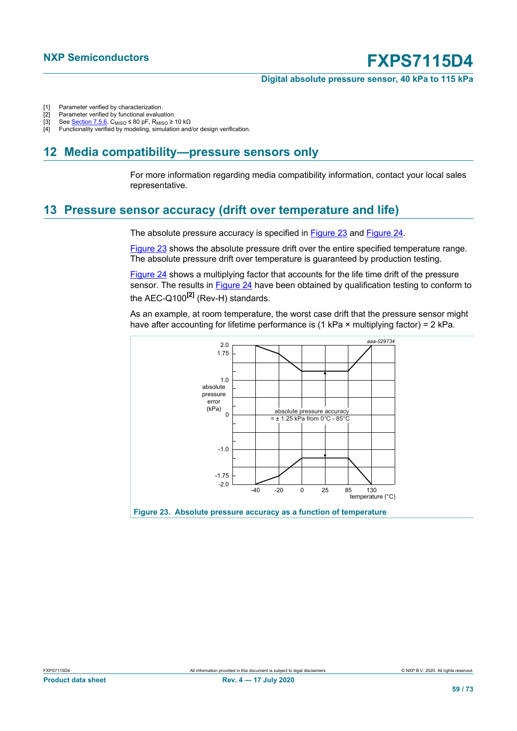[1] Parameter verified by characterization.
[2] Parameter verified by functional evaluation.
[3] See Section 7.5.6, $C_{MISO}$ ≤ 80 pF, $R_{MISO}$ ≥ 10 kΩ
[4] Functionality verified by modeling, simulation and/or design verification.

## 12 Media compatibility—pressure sensors only

For more information regarding media compatibility information, contact your local sales representative.

## 13 Pressure sensor accuracy (drift over temperature and life)

The absolute pressure accuracy is specified in Figure 23 and Figure 24.

Figure 23 shows the absolute pressure drift over the entire specified temperature range. The absolute pressure drift over temperature is guaranteed by production testing.

Figure 24 shows a multiplying factor that accounts for the life time drift of the pressure sensor. The results in Figure 24 have been obtained by qualification testing to conform to the AEC-Q100[2] (Rev-H) standards.

As an example, at room temperature, the worst case drift that the pressure sensor might have after accounting for lifetime performance is (1 kPa × multiplying factor) = 2 kPa.

Figure 23. Absolute pressure accuracy as a function of temperature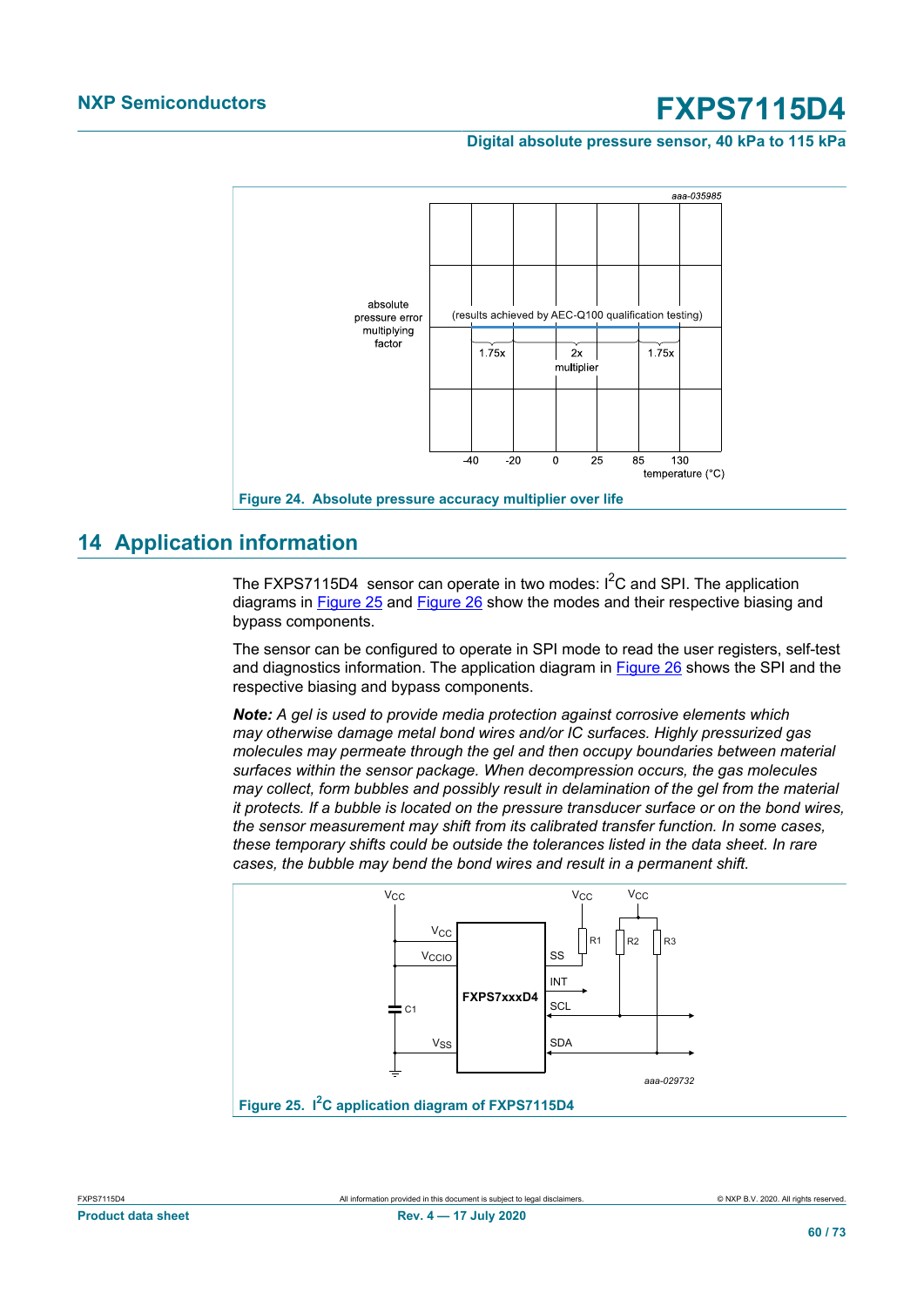Figure 24. Absolute pressure accuracy multiplier over life

## 14 Application information

The FXPS7115D4 sensor can operate in two modes: $I^2C$ and SPI. The application diagrams in Figure 25 and Figure 26 show the modes and their respective biasing and bypass components.

The sensor can be configured to operate in SPI mode to read the user registers, self-test and diagnostics information. The application diagram in Figure 26 shows the SPI and the respective biasing and bypass components.

***Note:*** *A gel is used to provide media protection against corrosive elements which may otherwise damage metal bond wires and/or IC surfaces. Highly pressurized gas molecules may permeate through the gel and then occupy boundaries between material surfaces within the sensor package. When decompression occurs, the gas molecules may collect, form bubbles and possibly result in delamination of the gel from the material it protects. If a bubble is located on the pressure transducer surface or on the bond wires, the sensor measurement may shift from its calibrated transfer function. In some cases, these temporary shifts could be outside the tolerances listed in the data sheet. In rare cases, the bubble may bend the bond wires and result in a permanent shift.*

Figure 25. $I^2C$ application diagram of FXPS7115D4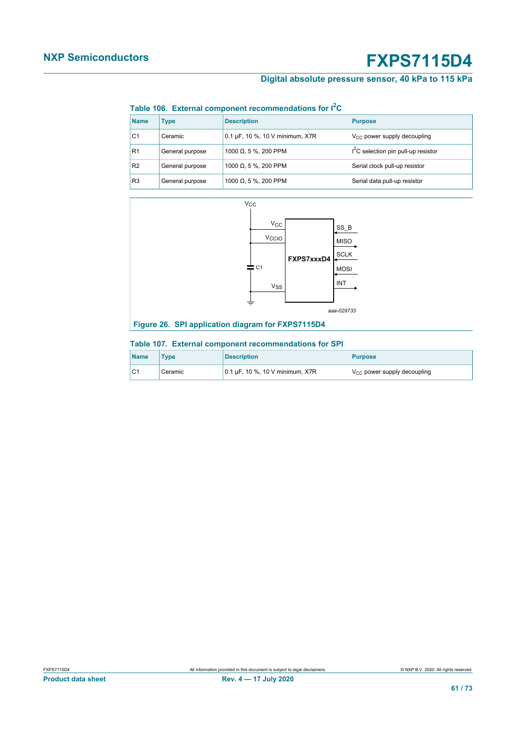**Table 106. External component recommendations for I²C**

| Name | Type | Description | Purpose |
|---|---|---|---|
| C1 | Ceramic | 0.1 µF, 10 %, 10 V minimum, X7R | $V_{CC}$ power supply decoupling |
| R1 | General purpose | 1000 Ω, 5 %, 200 PPM | I²C selection pin pull-up resistor |
| R2 | General purpose | 1000 Ω, 5 %, 200 PPM | Serial clock pull-up resistor |
| R3 | General purpose | 1000 Ω, 5 %, 200 PPM | Serial data pull-up resistor |

**Figure 26. SPI application diagram for FXPS7115D4**

**Table 107. External component recommendations for SPI**

| Name | Type | Description | Purpose |
|---|---|---|---|
| C1 | Ceramic | 0.1 µF, 10 %, 10 V minimum, X7R | $V_{CC}$ power supply decoupling |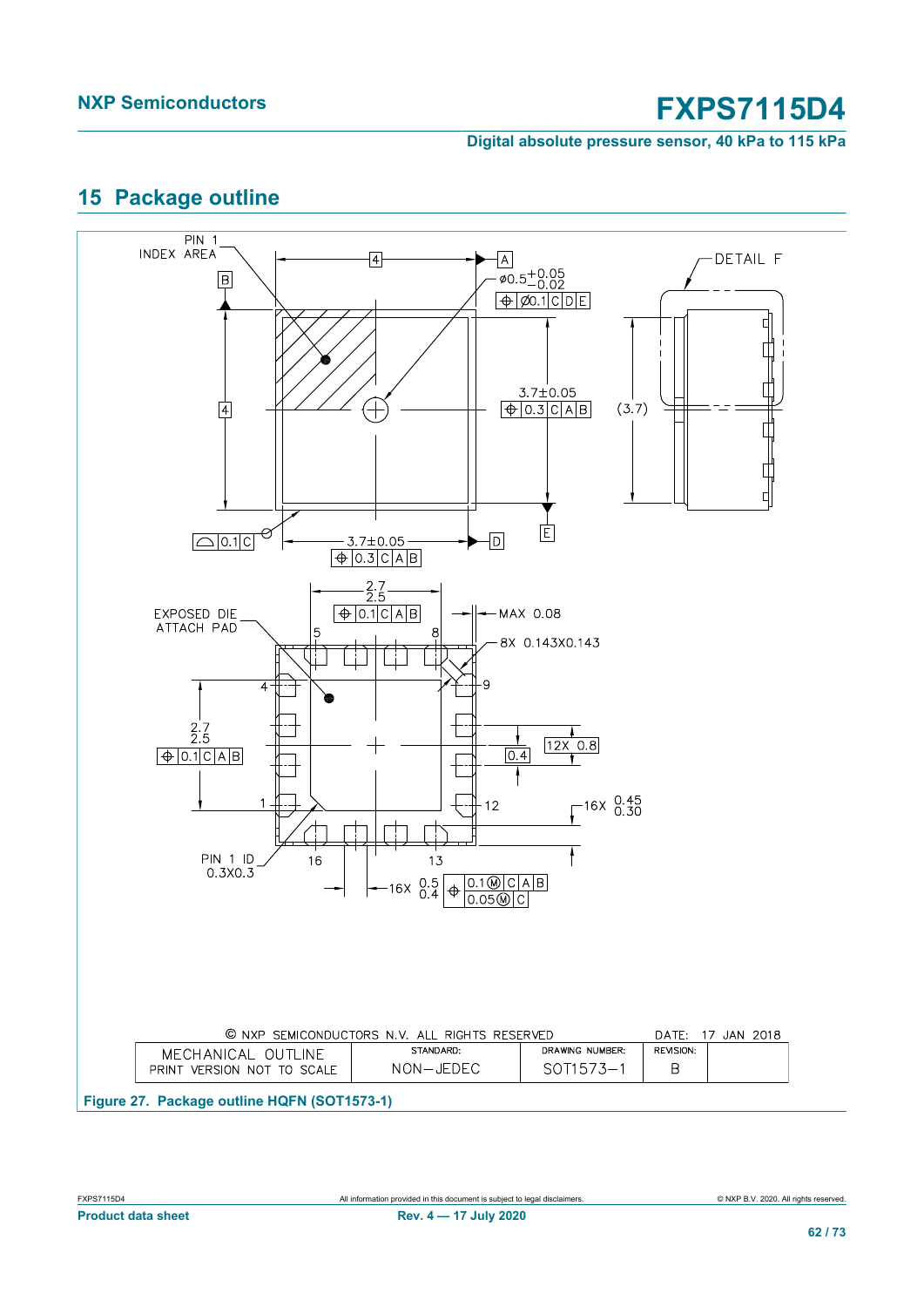## 15 Package outline

PIN 1 INDEX AREA

DETAIL F

Ø0.5 +0.05 −0.02

3.7±0.05

(3.7)

3.7±0.05

EXPOSED DIE ATTACH PAD

MAX 0.08

8X 0.143X0.143

12X 0.8

16X 0.45 0.30

PIN 1 ID 0.3X0.3

16X 0.5 0.4

| © NXP SEMICONDUCTORS N.V. ALL RIGHTS RESERVED | | | DATE: 17 JAN 2018 | |
|---|---|---|---|---|
| MECHANICAL OUTLINE<br>PRINT VERSION NOT TO SCALE | STANDARD:<br>NON−JEDEC | DRAWING NUMBER:<br>SOT1573−1 | REVISION:<br>B | |

**Figure 27. Package outline HQFN (SOT1573-1)**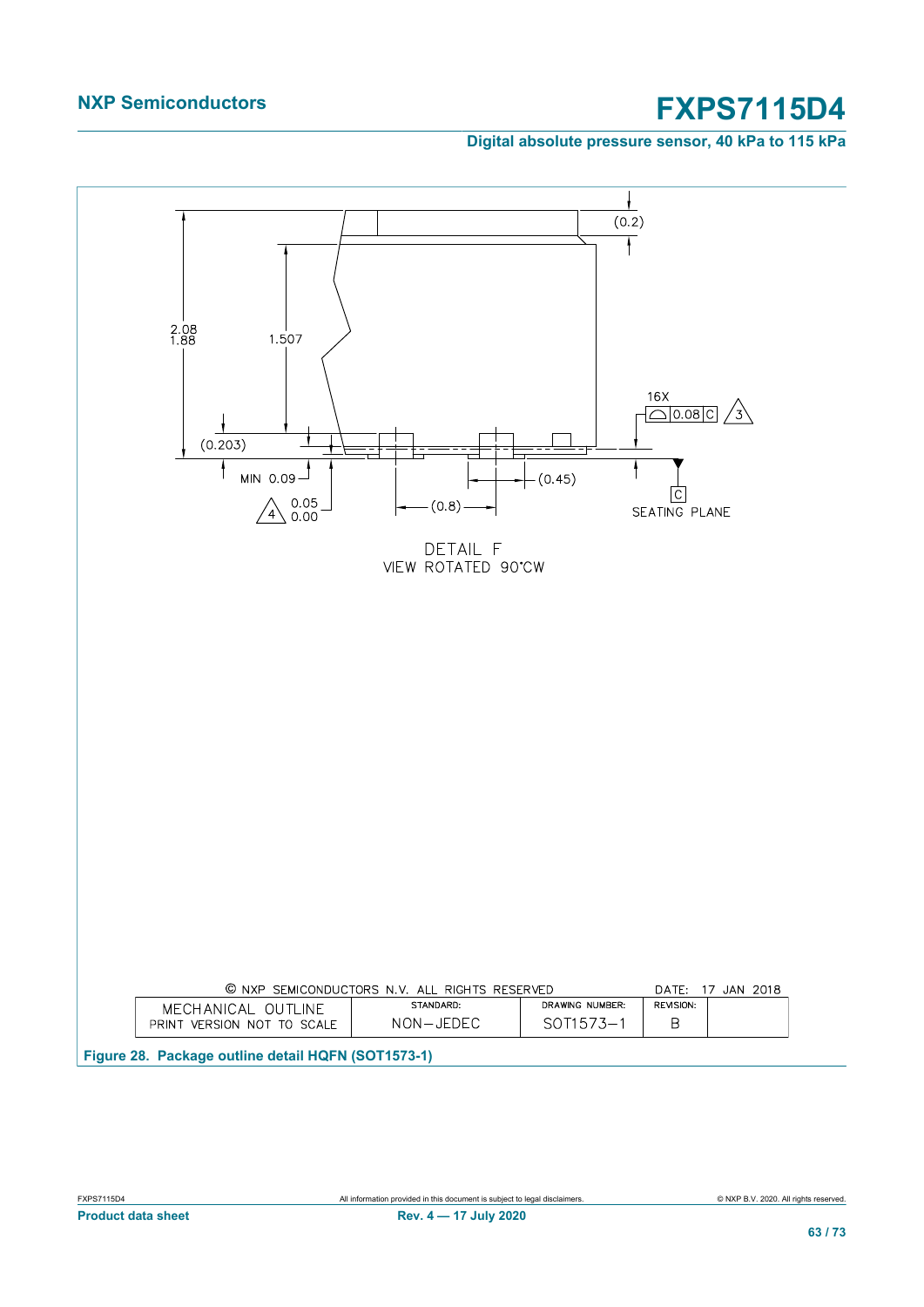DETAIL F
VIEW ROTATED 90°CW

© NXP SEMICONDUCTORS N.V. ALL RIGHTS RESERVED    DATE: 17 JAN 2018

| MECHANICAL OUTLINE PRINT VERSION NOT TO SCALE | STANDARD: NON–JEDEC | DRAWING NUMBER: SOT1573–1 | REVISION: B |
|---|---|---|---|

**Figure 28. Package outline detail HQFN (SOT1573-1)**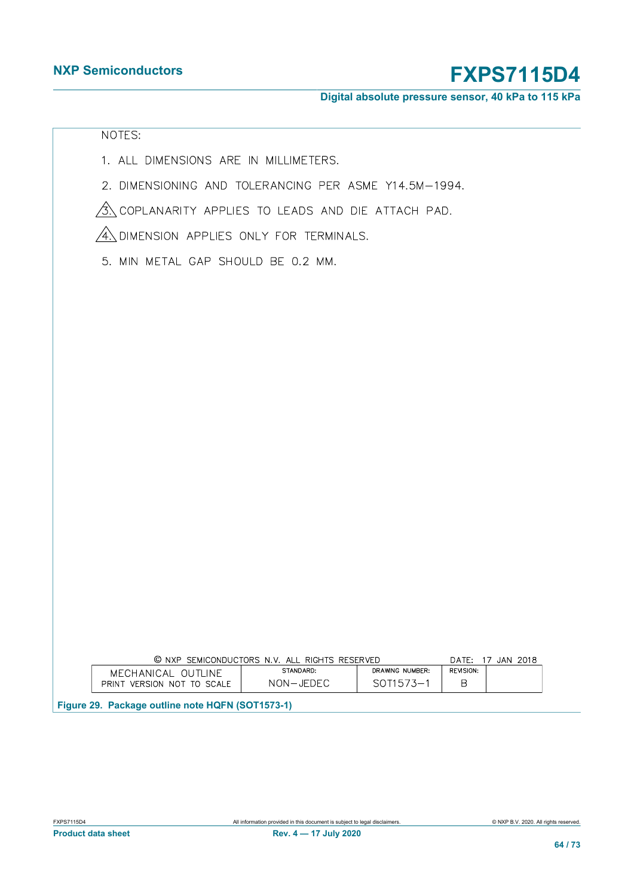NOTES:

1. ALL DIMENSIONS ARE IN MILLIMETERS.
2. DIMENSIONING AND TOLERANCING PER ASME Y14.5M—1994.
3. COPLANARITY APPLIES TO LEADS AND DIE ATTACH PAD.
4. DIMENSION APPLIES ONLY FOR TERMINALS.
5. MIN METAL GAP SHOULD BE 0.2 MM.

© NXP SEMICONDUCTORS N.V. ALL RIGHTS RESERVED DATE: 17 JAN 2018

| MECHANICAL OUTLINE PRINT VERSION NOT TO SCALE | STANDARD: NON—JEDEC | DRAWING NUMBER: SOT1573—1 | REVISION: B | |
|---|---|---|---|---|

Figure 29. Package outline note HQFN (SOT1573-1)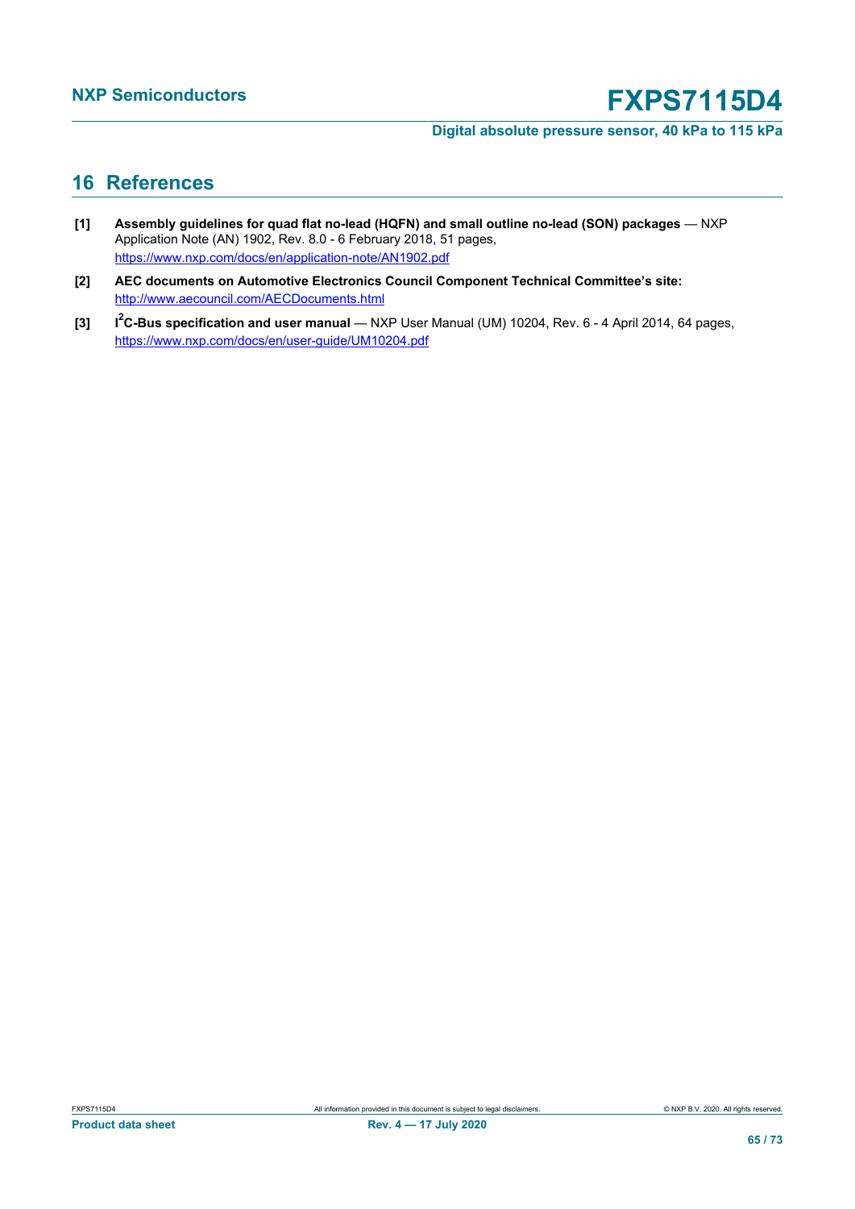## 16 References

[1] **Assembly guidelines for quad flat no-lead (HQFN) and small outline no-lead (SON) packages** — NXP Application Note (AN) 1902, Rev. 8.0 - 6 February 2018, 51 pages, https://www.nxp.com/docs/en/application-note/AN1902.pdf

[2] **AEC documents on Automotive Electronics Council Component Technical Committee's site:** http://www.aecouncil.com/AECDocuments.html

[3] **$I^2$C-Bus specification and user manual** — NXP User Manual (UM) 10204, Rev. 6 - 4 April 2014, 64 pages, https://www.nxp.com/docs/en/user-guide/UM10204.pdf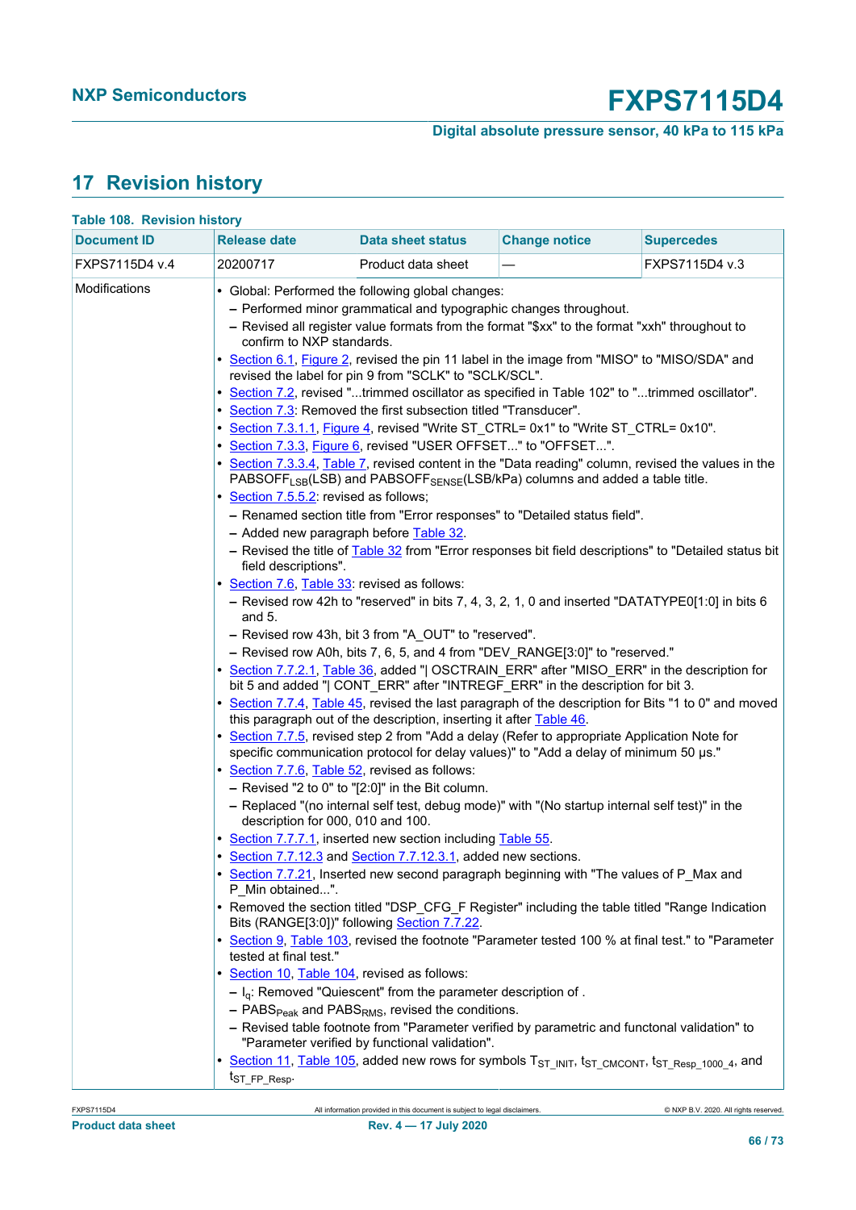## 17 Revision history

**Table 108. Revision history**

| Document ID | Release date | Data sheet status | Change notice | Supersedes |
|---|---|---|---|---|
| FXPS7115D4 v.4 | 20200717 | Product data sheet | — | FXPS7115D4 v.3 |
| Modifications | • Global: Performed the following global changes:<br>– Performed minor grammatical and typographic changes throughout.<br>– Revised all register value formats from the format "$xx" to the format "xxh" throughout to confirm to NXP standards.<br>• Section 6.1, Figure 2, revised the pin 11 label in the image from "MISO" to "MISO/SDA" and revised the label for pin 9 from "SCLK" to "SCLK/SCL".<br>• Section 7.2, revised "...trimmed oscillator as specified in Table 102" to "...trimmed oscillator".<br>• Section 7.3: Removed the first subsection titled "Transducer".<br>• Section 7.3.1.1, Figure 4, revised "Write ST_CTRL= 0x1" to "Write ST_CTRL= 0x10".<br>• Section 7.3.3, Figure 6, revised "USER OFFSET..." to "OFFSET...".<br>• Section 7.3.3.4, Table 7, revised content in the "Data reading" column, revised the values in the $PABSOFF_{LSB}$(LSB) and $PABSOFF_{SENSE}$(LSB/kPa) columns and added a table title.<br>• Section 7.5.5.2: revised as follows;<br>– Renamed section title from "Error responses" to "Detailed status field".<br>– Added new paragraph before Table 32.<br>– Revised the title of Table 32 from "Error responses bit field descriptions" to "Detailed status bit field descriptions".<br>• Section 7.6, Table 33: revised as follows:<br>– Revised row 42h to "reserved" in bits 7, 4, 3, 2, 1, 0 and inserted "DATATYPE0[1:0] in bits 6 and 5.<br>– Revised row 43h, bit 3 from "A_OUT" to "reserved".<br>– Revised row A0h, bits 7, 6, 5, and 4 from "DEV_RANGE[3:0]" to "reserved."<br>• Section 7.7.2.1, Table 36, added "\| OSCTRAIN_ERR" after "MISO_ERR" in the description for bit 5 and added "\| CONT_ERR" after "INTREGF_ERR" in the description for bit 3.<br>• Section 7.7.4, Table 45, revised the last paragraph of the description for Bits "1 to 0" and moved this paragraph out of the description, inserting it after Table 46.<br>• Section 7.7.5, revised step 2 from "Add a delay (Refer to appropriate Application Note for specific communication protocol for delay values)" to "Add a delay of minimum 50 µs."<br>• Section 7.7.6, Table 52, revised as follows:<br>– Revised "2 to 0" to "[2:0]" in the Bit column.<br>– Replaced "(no internal self test, debug mode)" with "(No startup internal self test)" in the description for 000, 010 and 100.<br>• Section 7.7.7.1, inserted new section including Table 55.<br>• Section 7.7.12.3 and Section 7.7.12.3.1, added new sections.<br>• Section 7.7.21, Inserted new second paragraph beginning with "The values of P_Max and P_Min obtained...".<br>• Removed the section titled "DSP_CFG_F Register" including the table titled "Range Indication Bits (RANGE[3:0])" following Section 7.7.22.<br>• Section 9, Table 103, revised the footnote "Parameter tested 100 % at final test." to "Parameter tested at final test."<br>• Section 10, Table 104, revised as follows:<br>– $I_q$: Removed "Quiescent" from the parameter description of .<br>– $PABS_{Peak}$ and $PABS_{RMS}$, revised the conditions.<br>– Revised table footnote from "Parameter verified by parametric and functonal validation" to "Parameter verified by functional validation".<br>• Section 11, Table 105, added new rows for symbols $T_{ST\_INIT}$, $t_{ST\_CMCONT}$, $t_{ST\_Resp\_1000\_4}$, and $t_{ST\_FP\_Resp}$. | | | |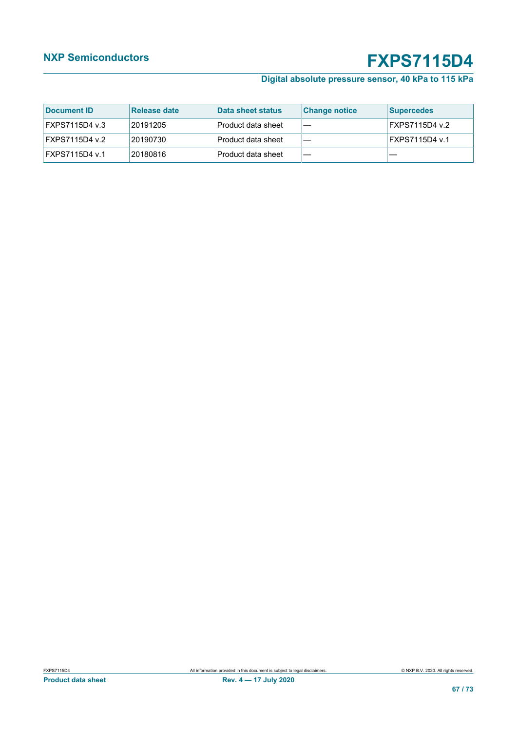| Document ID | Release date | Data sheet status | Change notice | Supercedes |
| --- | --- | --- | --- | --- |
| FXPS7115D4 v.3 | 20191205 | Product data sheet | — | FXPS7115D4 v.2 |
| FXPS7115D4 v.2 | 20190730 | Product data sheet | — | FXPS7115D4 v.1 |
| FXPS7115D4 v.1 | 20180816 | Product data sheet | — | — |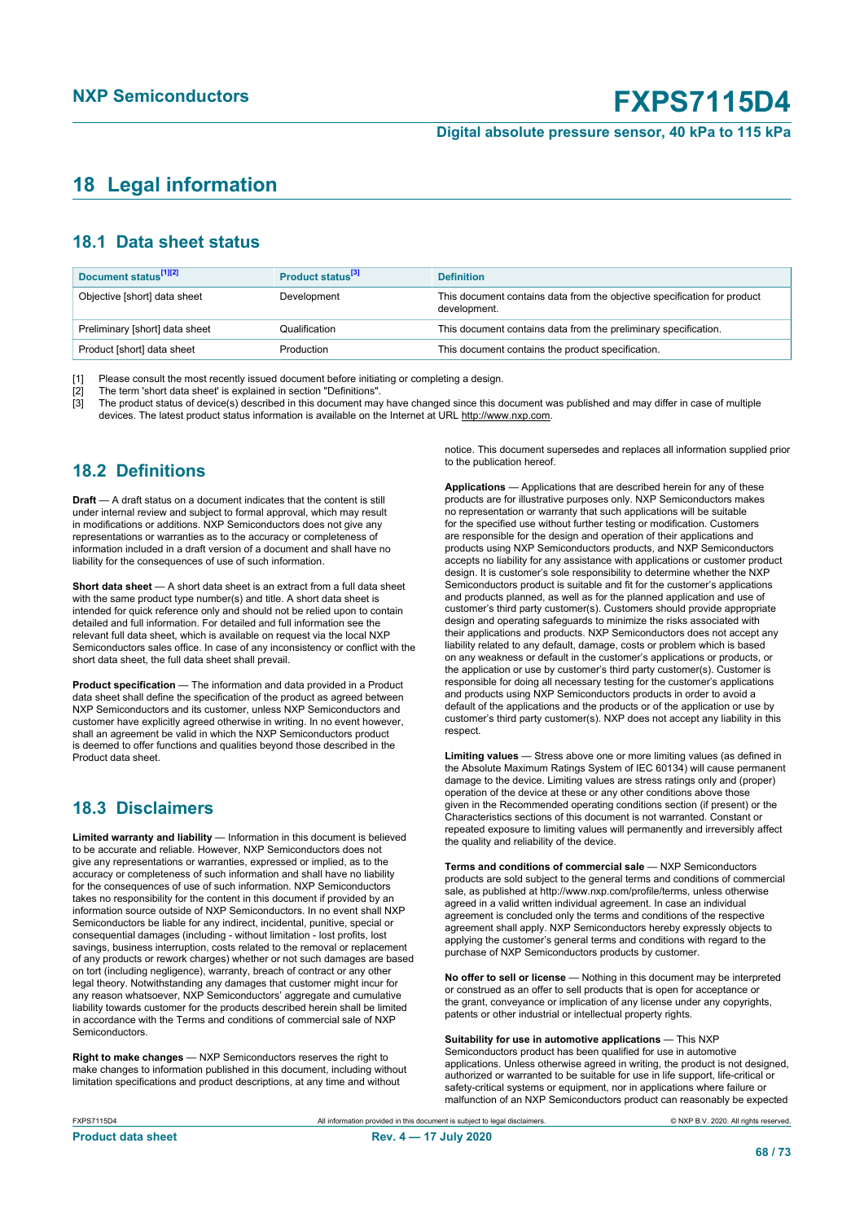## 18 Legal information

### 18.1 Data sheet status

| Document status[1][2] | Product status[3] | Definition |
|---|---|---|
| Objective [short] data sheet | Development | This document contains data from the objective specification for product development. |
| Preliminary [short] data sheet | Qualification | This document contains data from the preliminary specification. |
| Product [short] data sheet | Production | This document contains the product specification. |

[1] Please consult the most recently issued document before initiating or completing a design.
[2] The term 'short data sheet' is explained in section "Definitions".
[3] The product status of device(s) described in this document may have changed since this document was published and may differ in case of multiple devices. The latest product status information is available on the Internet at URL http://www.nxp.com.

### 18.2 Definitions

**Draft** — A draft status on a document indicates that the content is still under internal review and subject to formal approval, which may result in modifications or additions. NXP Semiconductors does not give any representations or warranties as to the accuracy or completeness of information included in a draft version of a document and shall have no liability for the consequences of use of such information.

**Short data sheet** — A short data sheet is an extract from a full data sheet with the same product type number(s) and title. A short data sheet is intended for quick reference only and should not be relied upon to contain detailed and full information. For detailed and full information see the relevant full data sheet, which is available on request via the local NXP Semiconductors sales office. In case of any inconsistency or conflict with the short data sheet, the full data sheet shall prevail.

**Product specification** — The information and data provided in a Product data sheet shall define the specification of the product as agreed between NXP Semiconductors and its customer, unless NXP Semiconductors and customer have explicitly agreed otherwise in writing. In no event however, shall an agreement be valid in which the NXP Semiconductors product is deemed to offer functions and qualities beyond those described in the Product data sheet.

### 18.3 Disclaimers

**Limited warranty and liability** — Information in this document is believed to be accurate and reliable. However, NXP Semiconductors does not give any representations or warranties, expressed or implied, as to the accuracy or completeness of such information and shall have no liability for the consequences of use of such information. NXP Semiconductors takes no responsibility for the content in this document if provided by an information source outside of NXP Semiconductors. In no event shall NXP Semiconductors be liable for any indirect, incidental, punitive, special or consequential damages (including - without limitation - lost profits, lost savings, business interruption, costs related to the removal or replacement of any products or rework charges) whether or not such damages are based on tort (including negligence), warranty, breach of contract or any other legal theory. Notwithstanding any damages that customer might incur for any reason whatsoever, NXP Semiconductors' aggregate and cumulative liability towards customer for the products described herein shall be limited in accordance with the Terms and conditions of commercial sale of NXP Semiconductors.

**Right to make changes** — NXP Semiconductors reserves the right to make changes to information published in this document, including without limitation specifications and product descriptions, at any time and without notice. This document supersedes and replaces all information supplied prior to the publication hereof.

**Applications** — Applications that are described herein for any of these products are for illustrative purposes only. NXP Semiconductors makes no representation or warranty that such applications will be suitable for the specified use without further testing or modification. Customers are responsible for the design and operation of their applications and products using NXP Semiconductors products, and NXP Semiconductors accepts no liability for any assistance with applications or customer product design. It is customer's sole responsibility to determine whether the NXP Semiconductors product is suitable and fit for the customer's applications and products planned, as well as for the planned application and use of customer's third party customer(s). Customers should provide appropriate design and operating safeguards to minimize the risks associated with their applications and products. NXP Semiconductors does not accept any liability related to any default, damage, costs or problem which is based on any weakness or default in the customer's applications or products, or the application or use by customer's third party customer(s). Customer is responsible for doing all necessary testing for the customer's applications and products using NXP Semiconductors products in order to avoid a default of the applications and the products or of the application or use by customer's third party customer(s). NXP does not accept any liability in this respect.

**Limiting values** — Stress above one or more limiting values (as defined in the Absolute Maximum Ratings System of IEC 60134) will cause permanent damage to the device. Limiting values are stress ratings only and (proper) operation of the device at these or any other conditions above those given in the Recommended operating conditions section (if present) or the Characteristics sections of this document is not warranted. Constant or repeated exposure to limiting values will permanently and irreversibly affect the quality and reliability of the device.

**Terms and conditions of commercial sale** — NXP Semiconductors products are sold subject to the general terms and conditions of commercial sale, as published at http://www.nxp.com/profile/terms, unless otherwise agreed in a valid written individual agreement. In case an individual agreement is concluded only the terms and conditions of the respective agreement shall apply. NXP Semiconductors hereby expressly objects to applying the customer's general terms and conditions with regard to the purchase of NXP Semiconductors products by customer.

**No offer to sell or license** — Nothing in this document may be interpreted or construed as an offer to sell products that is open for acceptance or the grant, conveyance or implication of any license under any copyrights, patents or other industrial or intellectual property rights.

**Suitability for use in automotive applications** — This NXP Semiconductors product has been qualified for use in automotive applications. Unless otherwise agreed in writing, the product is not designed, authorized or warranted to be suitable for use in life support, life-critical or safety-critical systems or equipment, nor in applications where failure or malfunction of an NXP Semiconductors product can reasonably be expected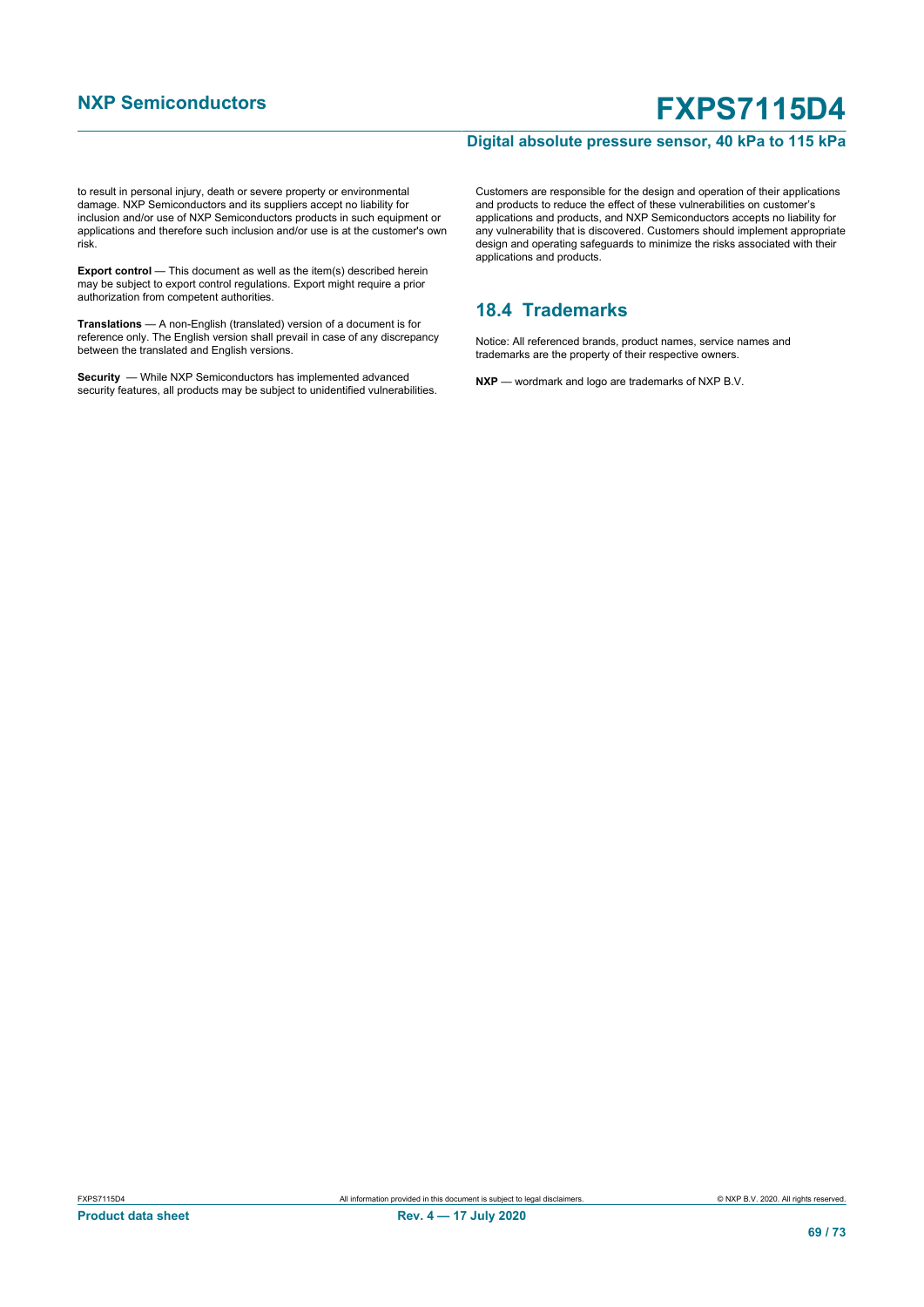to result in personal injury, death or severe property or environmental damage. NXP Semiconductors and its suppliers accept no liability for inclusion and/or use of NXP Semiconductors products in such equipment or applications and therefore such inclusion and/or use is at the customer's own risk.

**Export control** — This document as well as the item(s) described herein may be subject to export control regulations. Export might require a prior authorization from competent authorities.

**Translations** — A non-English (translated) version of a document is for reference only. The English version shall prevail in case of any discrepancy between the translated and English versions.

**Security** — While NXP Semiconductors has implemented advanced security features, all products may be subject to unidentified vulnerabilities. Customers are responsible for the design and operation of their applications and products to reduce the effect of these vulnerabilities on customer's applications and products, and NXP Semiconductors accepts no liability for any vulnerability that is discovered. Customers should implement appropriate design and operating safeguards to minimize the risks associated with their applications and products.

## 18.4 Trademarks

Notice: All referenced brands, product names, service names and trademarks are the property of their respective owners.

**NXP** — wordmark and logo are trademarks of NXP B.V.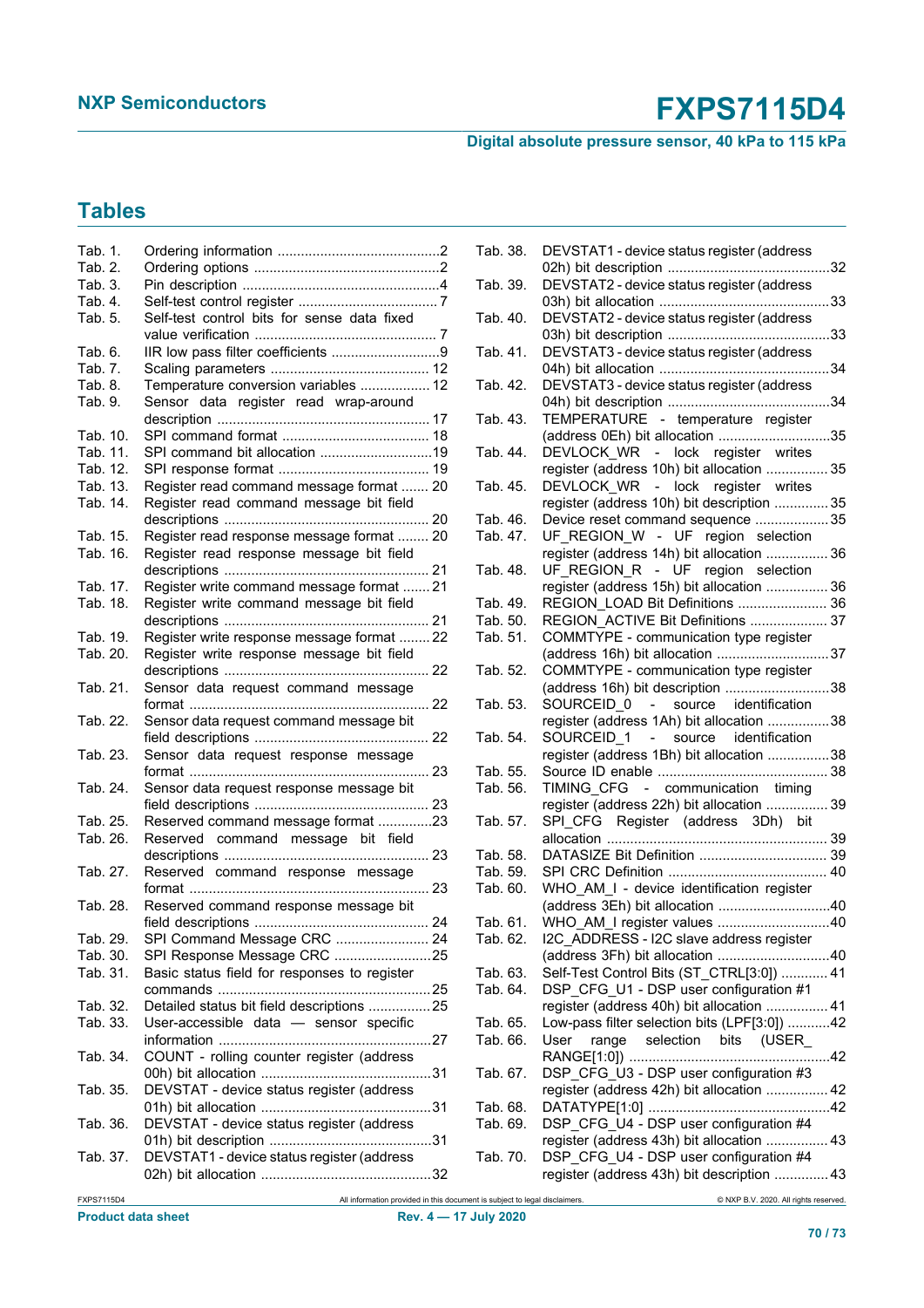## Tables

Tab. 1. Ordering information ..........................................2
Tab. 2. Ordering options ................................................2
Tab. 3. Pin description ...................................................4
Tab. 4. Self-test control register .................................... 7
Tab. 5. Self-test control bits for sense data fixed value verification ............................................... 7
Tab. 6. IIR low pass filter coefficients ............................9
Tab. 7. Scaling parameters ......................................... 12
Tab. 8. Temperature conversion variables .................. 12
Tab. 9. Sensor data register read wrap-around description ...................................................... 17
Tab. 10. SPI command format ...................................... 18
Tab. 11. SPI command bit allocation .............................19
Tab. 12. SPI response format ....................................... 19
Tab. 13. Register read command message format ....... 20
Tab. 14. Register read command message bit field descriptions .................................................... 20
Tab. 15. Register read response message format ........ 20
Tab. 16. Register read response message bit field descriptions .................................................... 21
Tab. 17. Register write command message format ....... 21
Tab. 18. Register write command message bit field descriptions .................................................... 21
Tab. 19. Register write response message format ........ 22
Tab. 20. Register write response message bit field descriptions .................................................... 22
Tab. 21. Sensor data request command message format ............................................................. 22
Tab. 22. Sensor data request command message bit field descriptions ............................................. 22
Tab. 23. Sensor data request response message format ............................................................. 23
Tab. 24. Sensor data request response message bit field descriptions ............................................. 23
Tab. 25. Reserved command message format ..............23
Tab. 26. Reserved command message bit field descriptions .................................................... 23
Tab. 27. Reserved command response message format ............................................................. 23
Tab. 28. Reserved command response message bit field descriptions ............................................. 24
Tab. 29. SPI Command Message CRC ........................ 24
Tab. 30. SPI Response Message CRC .........................25
Tab. 31. Basic status field for responses to register commands ......................................................25
Tab. 32. Detailed status bit field descriptions ................25
Tab. 33. User-accessible data — sensor specific information ......................................................27
Tab. 34. COUNT - rolling counter register (address 00h) bit allocation ...........................................31
Tab. 35. DEVSTAT - device status register (address 01h) bit allocation ...........................................31
Tab. 36. DEVSTAT - device status register (address 01h) bit description .........................................31
Tab. 37. DEVSTAT1 - device status register (address 02h) bit allocation ...........................................32
Tab. 38. DEVSTAT1 - device status register (address 02h) bit description .........................................32
Tab. 39. DEVSTAT2 - device status register (address 03h) bit allocation ...........................................33
Tab. 40. DEVSTAT2 - device status register (address 03h) bit description .........................................33
Tab. 41. DEVSTAT3 - device status register (address 04h) bit allocation ...........................................34
Tab. 42. DEVSTAT3 - device status register (address 04h) bit description .........................................34
Tab. 43. TEMPERATURE - temperature register (address 0Eh) bit allocation ............................35
Tab. 44. DEVLOCK_WR - lock register writes register (address 10h) bit allocation ................ 35
Tab. 45. DEVLOCK_WR - lock register writes register (address 10h) bit description .............. 35
Tab. 46. Device reset command sequence ...................35
Tab. 47. UF_REGION_W - UF region selection register (address 14h) bit allocation ................ 36
Tab. 48. UF_REGION_R - UF region selection register (address 15h) bit allocation ................ 36
Tab. 49. REGION_LOAD Bit Definitions ....................... 36
Tab. 50. REGION_ACTIVE Bit Definitions .................... 37
Tab. 51. COMMTYPE - communication type register (address 16h) bit allocation .............................37
Tab. 52. COMMTYPE - communication type register (address 16h) bit description ...........................38
Tab. 53. SOURCEID_0 - source identification register (address 1Ah) bit allocation ................38
Tab. 54. SOURCEID_1 - source identification register (address 1Bh) bit allocation ................38
Tab. 55. Source ID enable ........................................... 38
Tab. 56. TIMING_CFG - communication timing register (address 22h) bit allocation ................ 39
Tab. 57. SPI_CFG Register (address 3Dh) bit allocation ........................................................ 39
Tab. 58. DATASIZE Bit Definition ................................ 39
Tab. 59. SPI CRC Definition ........................................ 40
Tab. 60. WHO_AM_I - device identification register (address 3Eh) bit allocation .............................40
Tab. 61. WHO_AM_I register values .............................40
Tab. 62. I2C_ADDRESS - I2C slave address register (address 3Fh) bit allocation .............................40
Tab. 63. Self-Test Control Bits (ST_CTRL[3:0]) ............ 41
Tab. 64. DSP_CFG_U1 - DSP user configuration #1 register (address 40h) bit allocation ................ 41
Tab. 65. Low-pass filter selection bits (LPF[3:0]) ...........42
Tab. 66. User range selection bits (USER_RANGE[1:0]) ....................................................42
Tab. 67. DSP_CFG_U3 - DSP user configuration #3 register (address 42h) bit allocation ................ 42
Tab. 68. DATATYPE[1:0] ..............................................42
Tab. 69. DSP_CFG_U4 - DSP user configuration #4 register (address 43h) bit allocation ................ 43
Tab. 70. DSP_CFG_U4 - DSP user configuration #4 register (address 43h) bit description .............. 43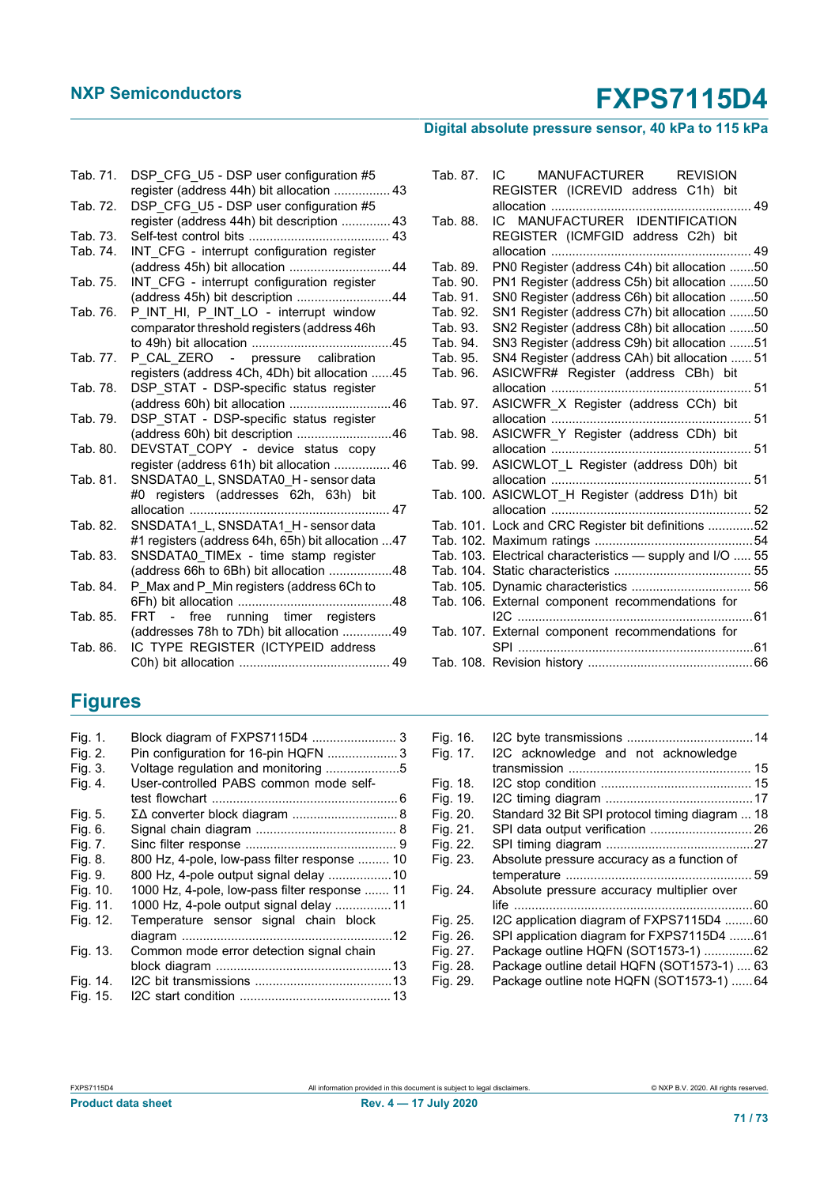Tab. 71. DSP_CFG_U5 - DSP user configuration #5 register (address 44h) bit allocation ................ 43
Tab. 72. DSP_CFG_U5 - DSP user configuration #5 register (address 44h) bit description ..............43
Tab. 73. Self-test control bits ........................................ 43
Tab. 74. INT_CFG - interrupt configuration register (address 45h) bit allocation .............................44
Tab. 75. INT_CFG - interrupt configuration register (address 45h) bit description ...........................44
Tab. 76. P_INT_HI, P_INT_LO - interrupt window comparator threshold registers (address 46h to 49h) bit allocation ........................................45
Tab. 77. P_CAL_ZERO - pressure calibration registers (address 4Ch, 4Dh) bit allocation ......45
Tab. 78. DSP_STAT - DSP-specific status register (address 60h) bit allocation .............................46
Tab. 79. DSP_STAT - DSP-specific status register (address 60h) bit description ...........................46
Tab. 80. DEVSTAT_COPY - device status copy register (address 61h) bit allocation ................ 46
Tab. 81. SNSDATA0_L, SNSDATA0_H - sensor data #0 registers (addresses 62h, 63h) bit allocation ........................................................ 47
Tab. 82. SNSDATA1_L, SNSDATA1_H - sensor data #1 registers (address 64h, 65h) bit allocation ...47
Tab. 83. SNSDATA0_TIMEx - time stamp register (address 66h to 6Bh) bit allocation ..................48
Tab. 84. P_Max and P_Min registers (address 6Ch to 6Fh) bit allocation ...........................................48
Tab. 85. FRT - free running timer registers (addresses 78h to 7Dh) bit allocation ..............49
Tab. 86. IC TYPE REGISTER (ICTYPEID address C0h) bit allocation ........................................... 49
Tab. 87. IC MANUFACTURER REVISION REGISTER (ICREVID address C1h) bit allocation ........................................................ 49
Tab. 88. IC MANUFACTURER IDENTIFICATION REGISTER (ICMFGID address C2h) bit allocation ........................................................ 49
Tab. 89. PN0 Register (address C4h) bit allocation .......50
Tab. 90. PN1 Register (address C5h) bit allocation .......50
Tab. 91. SN0 Register (address C6h) bit allocation .......50
Tab. 92. SN1 Register (address C7h) bit allocation .......50
Tab. 93. SN2 Register (address C8h) bit allocation .......50
Tab. 94. SN3 Register (address C9h) bit allocation .......51
Tab. 95. SN4 Register (address CAh) bit allocation ...... 51
Tab. 96. ASICWFR# Register (address CBh) bit allocation ........................................................ 51
Tab. 97. ASICWFR_X Register (address CCh) bit allocation ........................................................ 51
Tab. 98. ASICWFR_Y Register (address CDh) bit allocation ........................................................ 51
Tab. 99. ASICWLOT_L Register (address D0h) bit allocation ........................................................ 51
Tab. 100. ASICWLOT_H Register (address D1h) bit allocation ........................................................ 52
Tab. 101. Lock and CRC Register bit definitions .............52
Tab. 102. Maximum ratings .............................................54
Tab. 103. Electrical characteristics — supply and I/O ..... 55
Tab. 104. Static characteristics ....................................... 55
Tab. 105. Dynamic characteristics .................................. 56
Tab. 106. External component recommendations for I2C ................................................................61
Tab. 107. External component recommendations for SPI ..................................................................61
Tab. 108. Revision history ...............................................66

## Figures

Fig. 1. Block diagram of FXPS7115D4 ........................ 3
Fig. 2. Pin configuration for 16-pin HQFN ....................3
Fig. 3. Voltage regulation and monitoring .....................5
Fig. 4. User-controlled PABS common mode self-test flowchart ....................................................6
Fig. 5. ΣΔ converter block diagram .............................. 8
Fig. 6. Signal chain diagram ........................................ 8
Fig. 7. Sinc filter response ........................................... 9
Fig. 8. 800 Hz, 4-pole, low-pass filter response ......... 10
Fig. 9. 800 Hz, 4-pole output signal delay ..................10
Fig. 10. 1000 Hz, 4-pole, low-pass filter response ....... 11
Fig. 11. 1000 Hz, 4-pole output signal delay ................11
Fig. 12. Temperature sensor signal chain block diagram ...........................................................12
Fig. 13. Common mode error detection signal chain block diagram ..................................................13
Fig. 14. I2C bit transmissions .......................................13
Fig. 15. I2C start condition .......................................... 13
Fig. 16. I2C byte transmissions ....................................14
Fig. 17. I2C acknowledge and not acknowledge transmission .................................................... 15
Fig. 18. I2C stop condition ........................................... 15
Fig. 19. I2C timing diagram ..........................................17
Fig. 20. Standard 32 Bit SPI protocol timing diagram ... 18
Fig. 21. SPI data output verification .............................26
Fig. 22. SPI timing diagram ..........................................27
Fig. 23. Absolute pressure accuracy as a function of temperature .....................................................59
Fig. 24. Absolute pressure accuracy multiplier over life .....................................................................60
Fig. 25. I2C application diagram of FXPS7115D4 ........60
Fig. 26. SPI application diagram for FXPS7115D4 .......61
Fig. 27. Package outline HQFN (SOT1573-1) ..............62
Fig. 28. Package outline detail HQFN (SOT1573-1) .... 63
Fig. 29. Package outline note HQFN (SOT1573-1) ......64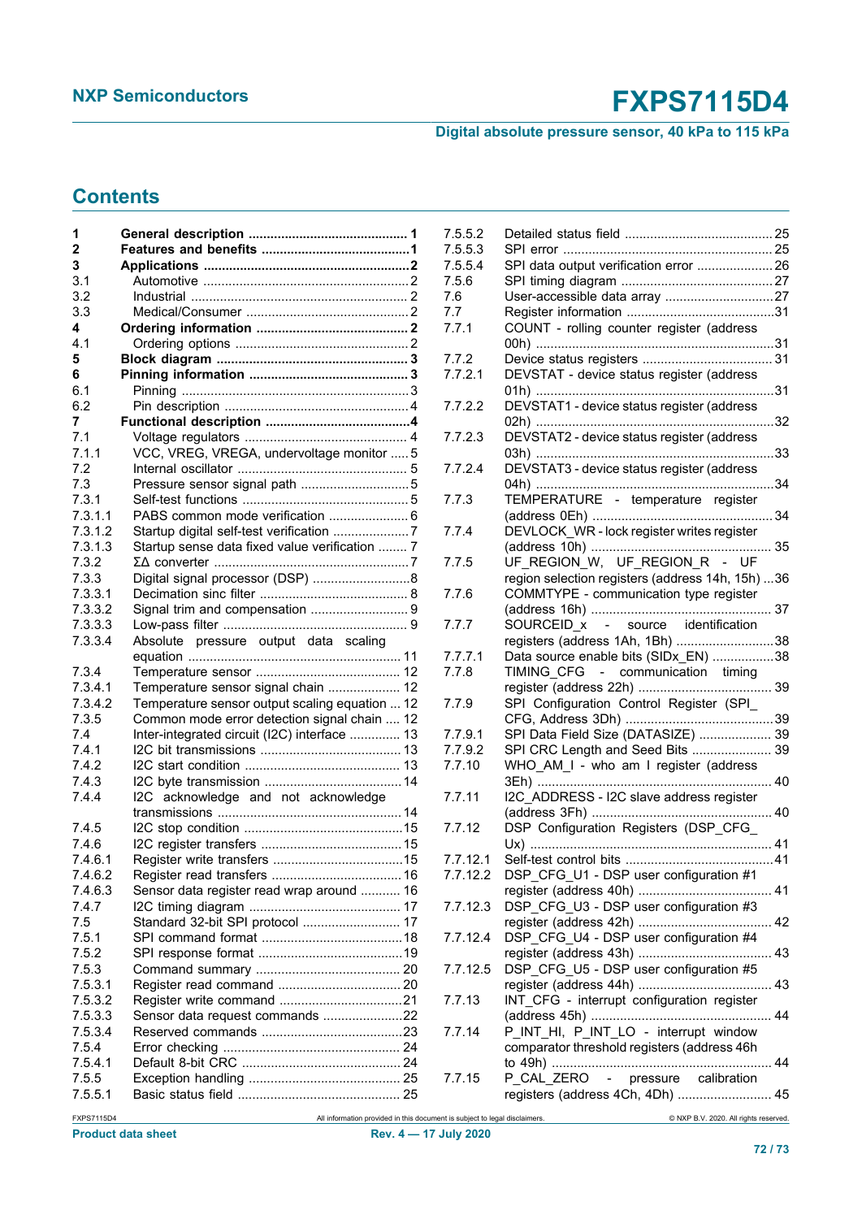## Contents

| | | |
|---|---|---|
| **1** | **General description** | **1** |
| **2** | **Features and benefits** | **1** |
| **3** | **Applications** | **2** |
| 3.1 | Automotive | 2 |
| 3.2 | Industrial | 2 |
| 3.3 | Medical/Consumer | 2 |
| **4** | **Ordering information** | **2** |
| 4.1 | Ordering options | 2 |
| **5** | **Block diagram** | **3** |
| **6** | **Pinning information** | **3** |
| 6.1 | Pinning | 3 |
| 6.2 | Pin description | 4 |
| **7** | **Functional description** | **4** |
| 7.1 | Voltage regulators | 4 |
| 7.1.1 | VCC, VREG, VREGA, undervoltage monitor | 5 |
| 7.2 | Internal oscillator | 5 |
| 7.3 | Pressure sensor signal path | 5 |
| 7.3.1 | Self-test functions | 5 |
| 7.3.1.1 | PABS common mode verification | 6 |
| 7.3.1.2 | Startup digital self-test verification | 7 |
| 7.3.1.3 | Startup sense data fixed value verification | 7 |
| 7.3.2 | ΣΔ converter | 7 |
| 7.3.3 | Digital signal processor (DSP) | 8 |
| 7.3.3.1 | Decimation sinc filter | 8 |
| 7.3.3.2 | Signal trim and compensation | 9 |
| 7.3.3.3 | Low-pass filter | 9 |
| 7.3.3.4 | Absolute pressure output data scaling equation | 11 |
| 7.3.4 | Temperature sensor | 12 |
| 7.3.4.1 | Temperature sensor signal chain | 12 |
| 7.3.4.2 | Temperature sensor output scaling equation | 12 |
| 7.3.5 | Common mode error detection signal chain | 12 |
| 7.4 | Inter-integrated circuit (I2C) interface | 13 |
| 7.4.1 | I2C bit transmissions | 13 |
| 7.4.2 | I2C start condition | 13 |
| 7.4.3 | I2C byte transmission | 14 |
| 7.4.4 | I2C acknowledge and not acknowledge transmissions | 14 |
| 7.4.5 | I2C stop condition | 15 |
| 7.4.6 | I2C register transfers | 15 |
| 7.4.6.1 | Register write transfers | 15 |
| 7.4.6.2 | Register read transfers | 16 |
| 7.4.6.3 | Sensor data register read wrap around | 16 |
| 7.4.7 | I2C timing diagram | 17 |
| 7.5 | Standard 32-bit SPI protocol | 17 |
| 7.5.1 | SPI command format | 18 |
| 7.5.2 | SPI response format | 19 |
| 7.5.3 | Command summary | 20 |
| 7.5.3.1 | Register read command | 20 |
| 7.5.3.2 | Register write command | 21 |
| 7.5.3.3 | Sensor data request commands | 22 |
| 7.5.3.4 | Reserved commands | 23 |
| 7.5.4 | Error checking | 24 |
| 7.5.4.1 | Default 8-bit CRC | 24 |
| 7.5.5 | Exception handling | 25 |
| 7.5.5.1 | Basic status field | 25 |
| 7.5.5.2 | Detailed status field | 25 |
| 7.5.5.3 | SPI error | 25 |
| 7.5.5.4 | SPI data output verification error | 26 |
| 7.5.6 | SPI timing diagram | 27 |
| 7.6 | User-accessible data array | 27 |
| 7.7 | Register information | 31 |
| 7.7.1 | COUNT - rolling counter register (address 00h) | 31 |
| 7.7.2 | Device status registers | 31 |
| 7.7.2.1 | DEVSTAT - device status register (address 01h) | 31 |
| 7.7.2.2 | DEVSTAT1 - device status register (address 02h) | 32 |
| 7.7.2.3 | DEVSTAT2 - device status register (address 03h) | 33 |
| 7.7.2.4 | DEVSTAT3 - device status register (address 04h) | 34 |
| 7.7.3 | TEMPERATURE - temperature register (address 0Eh) | 34 |
| 7.7.4 | DEVLOCK_WR - lock register writes register (address 10h) | 35 |
| 7.7.5 | UF_REGION_W, UF_REGION_R - UF region selection registers (address 14h, 15h) | 36 |
| 7.7.6 | COMMTYPE - communication type register (address 16h) | 37 |
| 7.7.7 | SOURCEID_x - source identification registers (address 1Ah, 1Bh) | 38 |
| 7.7.7.1 | Data source enable bits (SIDx_EN) | 38 |
| 7.7.8 | TIMING_CFG - communication timing register (address 22h) | 39 |
| 7.7.9 | SPI Configuration Control Register (SPI_CFG, Address 3Dh) | 39 |
| 7.7.9.1 | SPI Data Field Size (DATASIZE) | 39 |
| 7.7.9.2 | SPI CRC Length and Seed Bits | 39 |
| 7.7.10 | WHO_AM_I - who am I register (address 3Eh) | 40 |
| 7.7.11 | I2C_ADDRESS - I2C slave address register (address 3Fh) | 40 |
| 7.7.12 | DSP Configuration Registers (DSP_CFG_Ux) | 41 |
| 7.7.12.1 | Self-test control bits | 41 |
| 7.7.12.2 | DSP_CFG_U1 - DSP user configuration #1 register (address 40h) | 41 |
| 7.7.12.3 | DSP_CFG_U3 - DSP user configuration #3 register (address 42h) | 42 |
| 7.7.12.4 | DSP_CFG_U4 - DSP user configuration #4 register (address 43h) | 43 |
| 7.7.12.5 | DSP_CFG_U5 - DSP user configuration #5 register (address 44h) | 43 |
| 7.7.13 | INT_CFG - interrupt configuration register (address 45h) | 44 |
| 7.7.14 | P_INT_HI, P_INT_LO - interrupt window comparator threshold registers (address 46h to 49h) | 44 |
| 7.7.15 | P_CAL_ZERO - pressure calibration registers (address 4Ch, 4Dh) | 45 |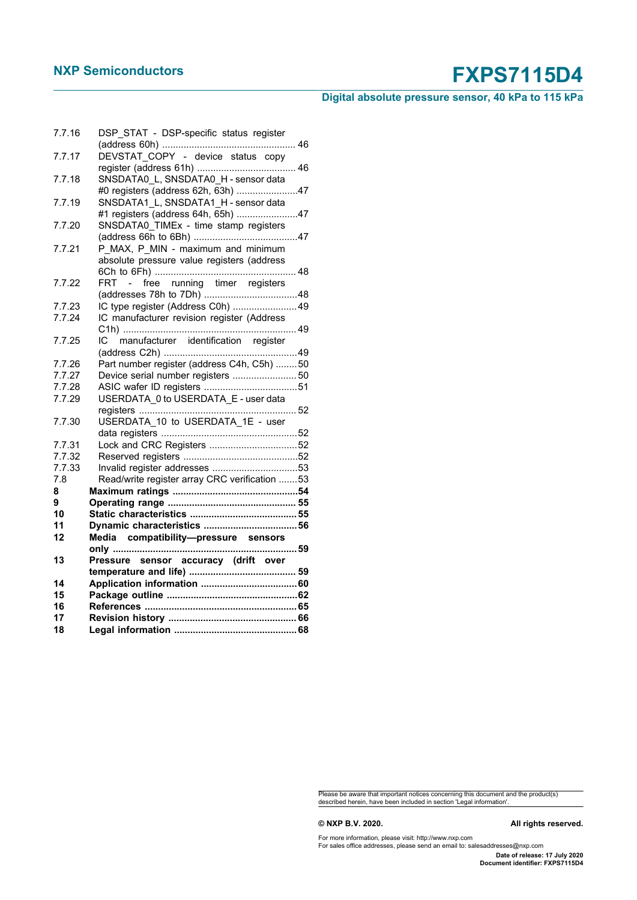7.7.16 DSP_STAT - DSP-specific status register (address 60h) ..... 46
7.7.17 DEVSTAT_COPY - device status copy register (address 61h) ..... 46
7.7.18 SNSDATA0_L, SNSDATA0_H - sensor data #0 registers (address 62h, 63h) ..... 47
7.7.19 SNSDATA1_L, SNSDATA1_H - sensor data #1 registers (address 64h, 65h) ..... 47
7.7.20 SNSDATA0_TIMEx - time stamp registers (address 66h to 6Bh) ..... 47
7.7.21 P_MAX, P_MIN - maximum and minimum absolute pressure value registers (address 6Ch to 6Fh) ..... 48
7.7.22 FRT - free running timer registers (addresses 78h to 7Dh) ..... 48
7.7.23 IC type register (Address C0h) ..... 49
7.7.24 IC manufacturer revision register (Address C1h) ..... 49
7.7.25 IC manufacturer identification register (address C2h) ..... 49
7.7.26 Part number register (address C4h, C5h) ..... 50
7.7.27 Device serial number registers ..... 50
7.7.28 ASIC wafer ID registers ..... 51
7.7.29 USERDATA_0 to USERDATA_E - user data registers ..... 52
7.7.30 USERDATA_10 to USERDATA_1E - user data registers ..... 52
7.7.31 Lock and CRC Registers ..... 52
7.7.32 Reserved registers ..... 52
7.7.33 Invalid register addresses ..... 53
7.8 Read/write register array CRC verification ..... 53

**8 Maximum ratings ..... 54**
**9 Operating range ..... 55**
**10 Static characteristics ..... 55**
**11 Dynamic characteristics ..... 56**
**12 Media compatibility—pressure sensors only ..... 59**
**13 Pressure sensor accuracy (drift over temperature and life) ..... 59**
**14 Application information ..... 60**
**15 Package outline ..... 62**
**16 References ..... 65**
**17 Revision history ..... 66**
**18 Legal information ..... 68**

Please be aware that important notices concerning this document and the product(s) described herein, have been included in section 'Legal information'.

**© NXP B.V. 2020.** **All rights reserved.**

For more information, please visit: http://www.nxp.com
For sales office addresses, please send an email to: salesaddresses@nxp.com

**Date of release: 17 July 2020**
**Document identifier: FXPS7115D4**